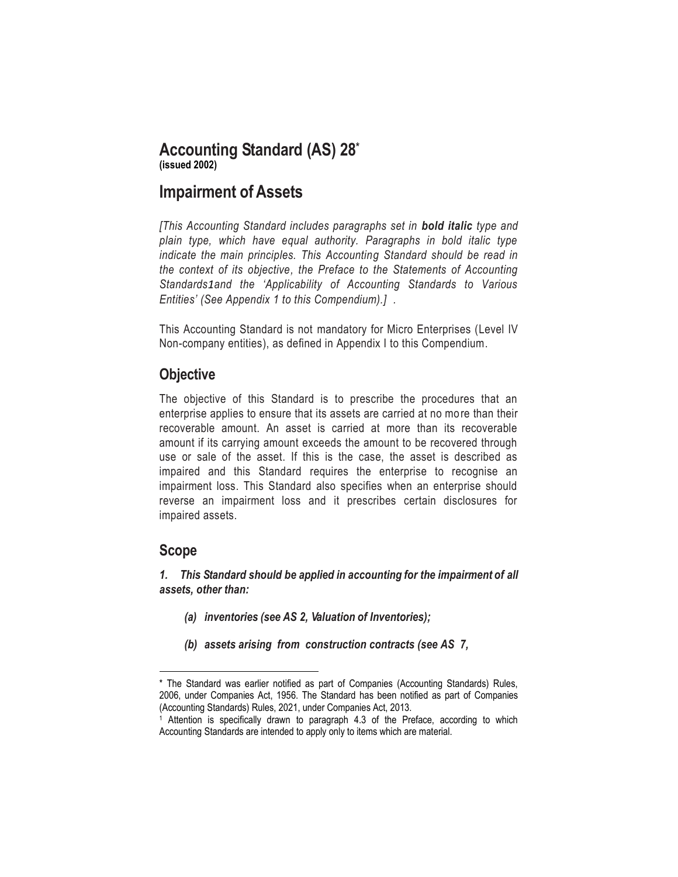# Accounting Standard (AS) 28*

**(issued 2002)**

# Impairment of Assets

*[This Accounting Standard includes paragraphs set in **bold italic** type and plain type, which have equal authority. Paragraphs in bold italic type indicate the main principles. This Accounting Standard should be read in the context of its objective, the Preface to the Statements of Accounting Standards[1] and the 'Applicability of Accounting Standards to Various Entities' (See Appendix 1 to this Compendium).] .*

This Accounting Standard is not mandatory for Micro Enterprises (Level IV Non-company entities), as defined in Appendix I to this Compendium.

## Objective

The objective of this Standard is to prescribe the procedures that an enterprise applies to ensure that its assets are carried at no more than their recoverable amount. An asset is carried at more than its recoverable amount if its carrying amount exceeds the amount to be recovered through use or sale of the asset. If this is the case, the asset is described as impaired and this Standard requires the enterprise to recognise an impairment loss. This Standard also specifies when an enterprise should reverse an impairment loss and it prescribes certain disclosures for impaired assets.

## Scope

***1. This Standard should be applied in accounting for the impairment of all assets, other than:***

- ***(a) inventories (see AS 2, Valuation of Inventories);***
- ***(b) assets arising from construction contracts (see AS 7,***

---

\* The Standard was earlier notified as part of Companies (Accounting Standards) Rules, 2006, under Companies Act, 1956. The Standard has been notified as part of Companies (Accounting Standards) Rules, 2021, under Companies Act, 2013.

[1] Attention is specifically drawn to paragraph 4.3 of the Preface, according to which Accounting Standards are intended to apply only to items which are material.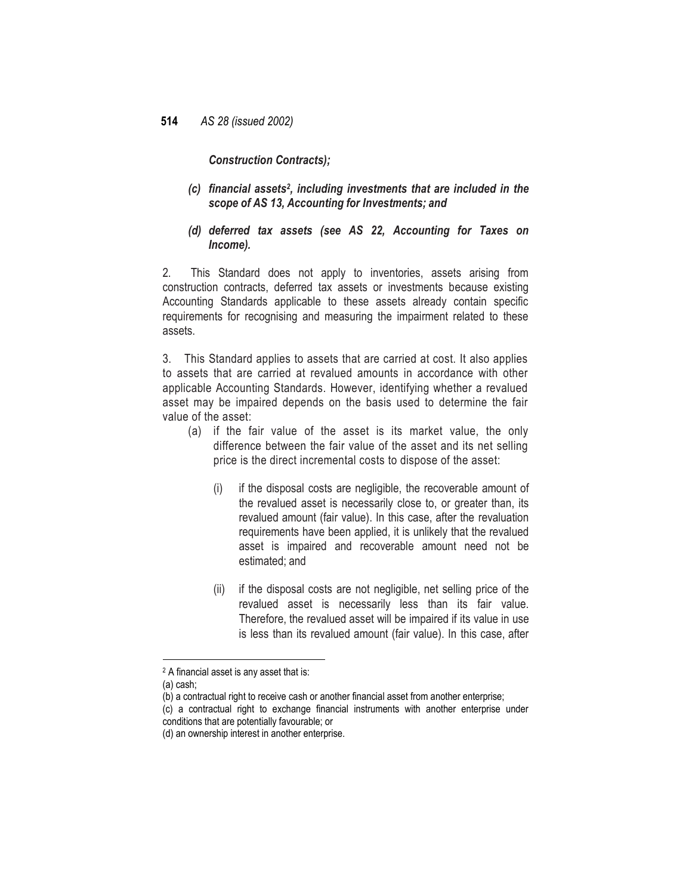***Construction Contracts);***

***(c) financial assets[2], including investments that are included in the scope of AS 13, Accounting for Investments; and***

***(d) deferred tax assets (see AS 22, Accounting for Taxes on Income).***

2. This Standard does not apply to inventories, assets arising from construction contracts, deferred tax assets or investments because existing Accounting Standards applicable to these assets already contain specific requirements for recognising and measuring the impairment related to these assets.

3. This Standard applies to assets that are carried at cost. It also applies to assets that are carried at revalued amounts in accordance with other applicable Accounting Standards. However, identifying whether a revalued asset may be impaired depends on the basis used to determine the fair value of the asset:

(a) if the fair value of the asset is its market value, the only difference between the fair value of the asset and its net selling price is the direct incremental costs to dispose of the asset:

(i) if the disposal costs are negligible, the recoverable amount of the revalued asset is necessarily close to, or greater than, its revalued amount (fair value). In this case, after the revaluation requirements have been applied, it is unlikely that the revalued asset is impaired and recoverable amount need not be estimated; and

(ii) if the disposal costs are not negligible, net selling price of the revalued asset is necessarily less than its fair value. Therefore, the revalued asset will be impaired if its value in use is less than its revalued amount (fair value). In this case, after

---

[2] A financial asset is any asset that is:

(a) cash;

(b) a contractual right to receive cash or another financial asset from another enterprise;

(c) a contractual right to exchange financial instruments with another enterprise under conditions that are potentially favourable; or

(d) an ownership interest in another enterprise.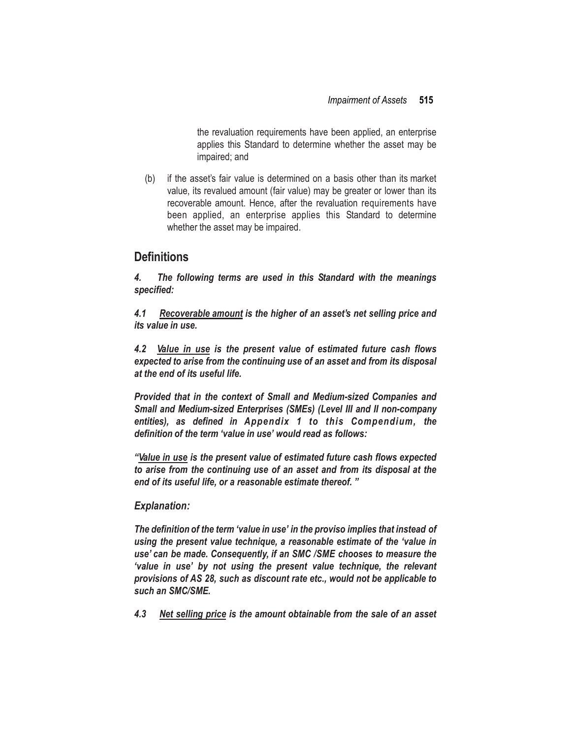the revaluation requirements have been applied, an enterprise applies this Standard to determine whether the asset may be impaired; and

(b) if the asset's fair value is determined on a basis other than its market value, its revalued amount (fair value) may be greater or lower than its recoverable amount. Hence, after the revaluation requirements have been applied, an enterprise applies this Standard to determine whether the asset may be impaired.

## Definitions

***4. The following terms are used in this Standard with the meanings specified:***

***4.1 <u>Recoverable amount</u> is the higher of an asset's net selling price and its value in use.***

***4.2 <u>Value in use</u> is the present value of estimated future cash flows expected to arise from the continuing use of an asset and from its disposal at the end of its useful life.***

***Provided that in the context of Small and Medium-sized Companies and Small and Medium-sized Enterprises (SMEs) (Level III and II non-company entities), as defined in Appendix 1 to this Compendium, the definition of the term 'value in use' would read as follows:***

***"<u>Value in use</u> is the present value of estimated future cash flows expected to arise from the continuing use of an asset and from its disposal at the end of its useful life, or a reasonable estimate thereof. "***

***Explanation:***

***The definition of the term 'value in use' in the proviso implies that instead of using the present value technique, a reasonable estimate of the 'value in use' can be made. Consequently, if an SMC /SME chooses to measure the 'value in use' by not using the present value technique, the relevant provisions of AS 28, such as discount rate etc., would not be applicable to such an SMC/SME.***

***4.3 <u>Net selling price</u> is the amount obtainable from the sale of an asset***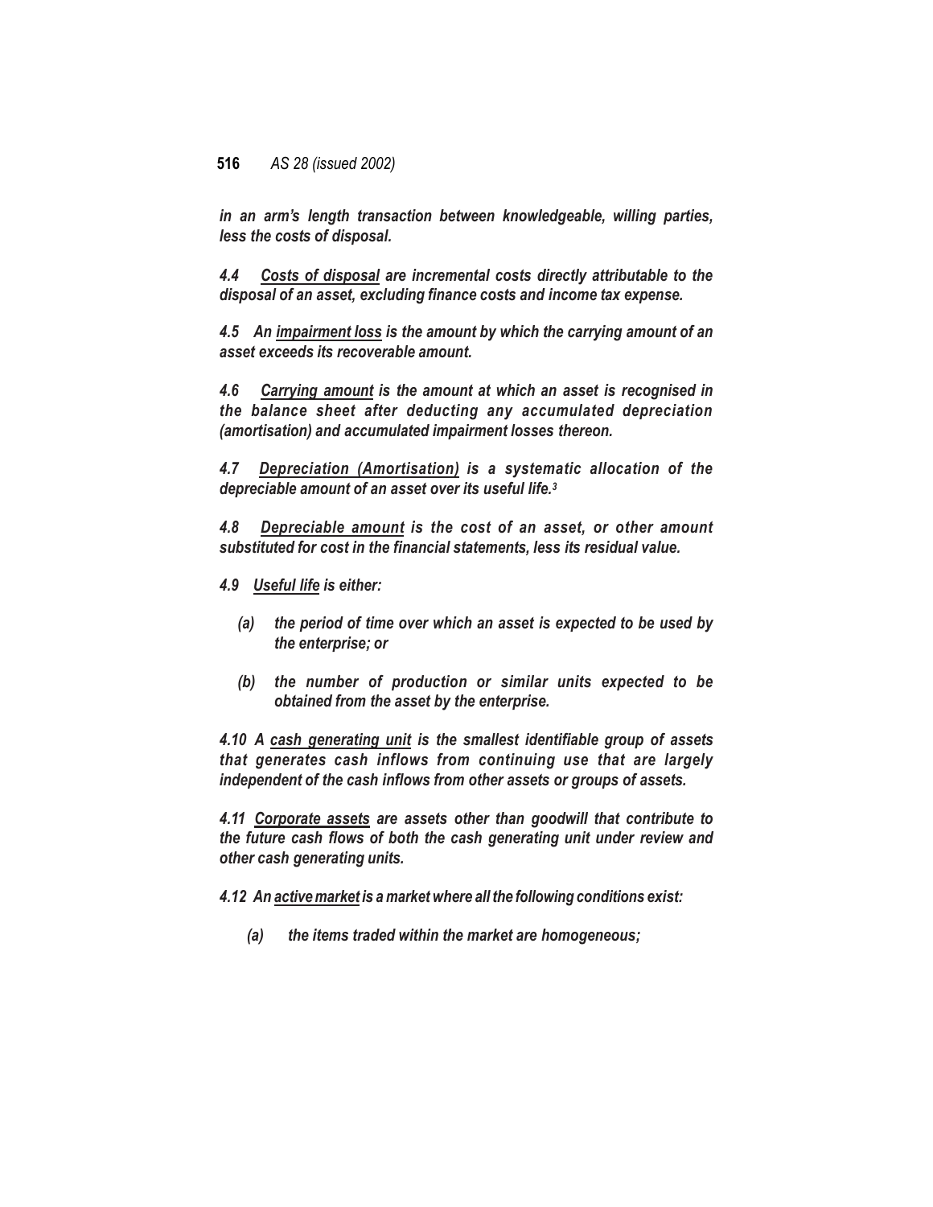***in an arm's length transaction between knowledgeable, willing parties, less the costs of disposal.***

***4.4 <u>Costs of disposal</u> are incremental costs directly attributable to the disposal of an asset, excluding finance costs and income tax expense.***

***4.5 An <u>impairment loss</u> is the amount by which the carrying amount of an asset exceeds its recoverable amount.***

***4.6 <u>Carrying amount</u> is the amount at which an asset is recognised in the balance sheet after deducting any accumulated depreciation (amortisation) and accumulated impairment losses thereon.***

***4.7 <u>Depreciation (Amortisation)</u> is a systematic allocation of the depreciable amount of an asset over its useful life.[3]***

***4.8 <u>Depreciable amount</u> is the cost of an asset, or other amount substituted for cost in the financial statements, less its residual value.***

***4.9 <u>Useful life</u> is either:***

***(a) the period of time over which an asset is expected to be used by the enterprise; or***

***(b) the number of production or similar units expected to be obtained from the asset by the enterprise.***

***4.10 A <u>cash generating unit</u> is the smallest identifiable group of assets that generates cash inflows from continuing use that are largely independent of the cash inflows from other assets or groups of assets.***

***4.11 <u>Corporate assets</u> are assets other than goodwill that contribute to the future cash flows of both the cash generating unit under review and other cash generating units.***

***4.12 An <u>active market</u> is a market where all the following conditions exist:***

***(a) the items traded within the market are homogeneous;***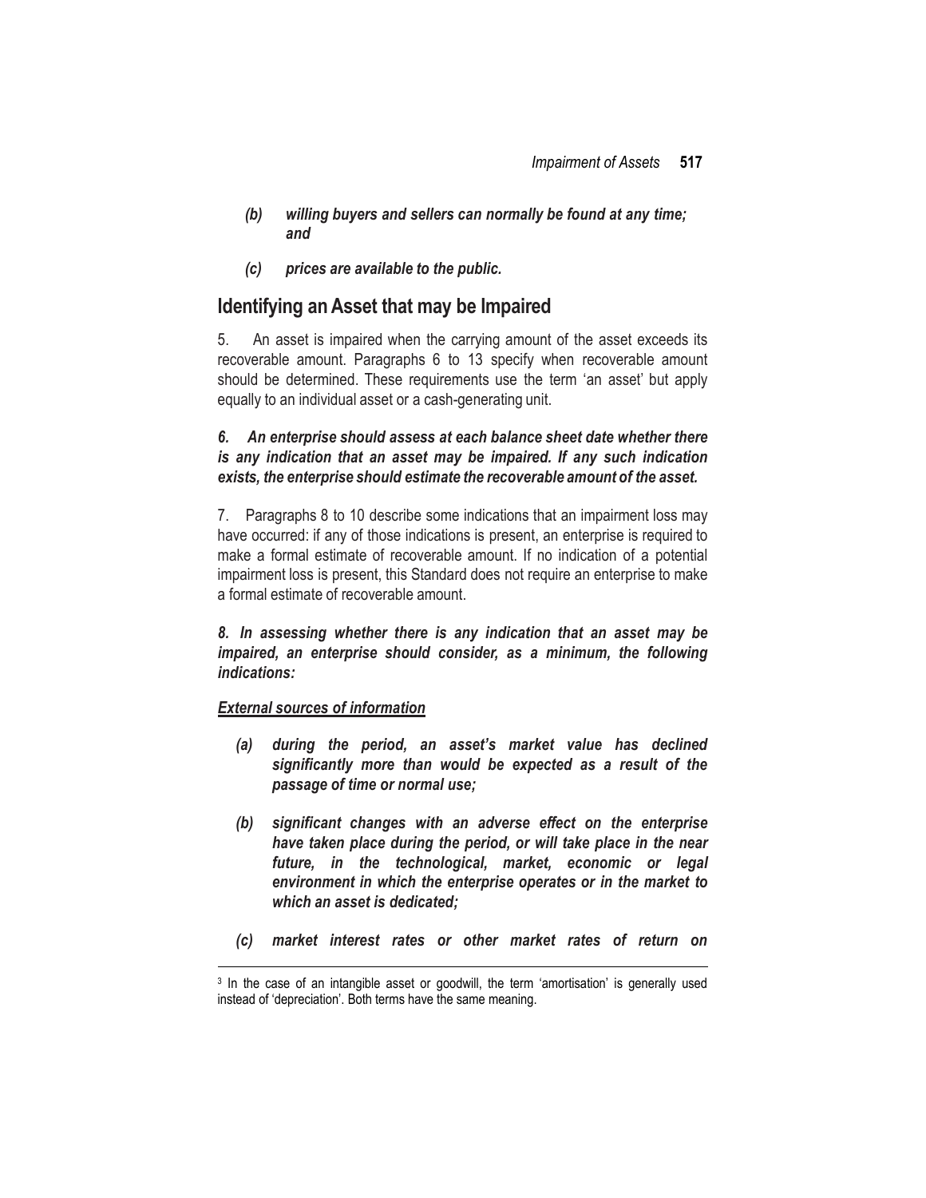*(b) willing buyers and sellers can normally be found at any time; and*

*(c) prices are available to the public.*

## Identifying an Asset that may be Impaired

5. An asset is impaired when the carrying amount of the asset exceeds its recoverable amount. Paragraphs 6 to 13 specify when recoverable amount should be determined. These requirements use the term 'an asset' but apply equally to an individual asset or a cash-generating unit.

***6. An enterprise should assess at each balance sheet date whether there is any indication that an asset may be impaired. If any such indication exists, the enterprise should estimate the recoverable amount of the asset.***

7. Paragraphs 8 to 10 describe some indications that an impairment loss may have occurred: if any of those indications is present, an enterprise is required to make a formal estimate of recoverable amount. If no indication of a potential impairment loss is present, this Standard does not require an enterprise to make a formal estimate of recoverable amount.

***8. In assessing whether there is any indication that an asset may be impaired, an enterprise should consider, as a minimum, the following indications:***

***External sources of information***

***(a) during the period, an asset's market value has declined significantly more than would be expected as a result of the passage of time or normal use;***

***(b) significant changes with an adverse effect on the enterprise have taken place during the period, or will take place in the near future, in the technological, market, economic or legal environment in which the enterprise operates or in the market to which an asset is dedicated;***

***(c) market interest rates or other market rates of return on***

---

[3] In the case of an intangible asset or goodwill, the term 'amortisation' is generally used instead of 'depreciation'. Both terms have the same meaning.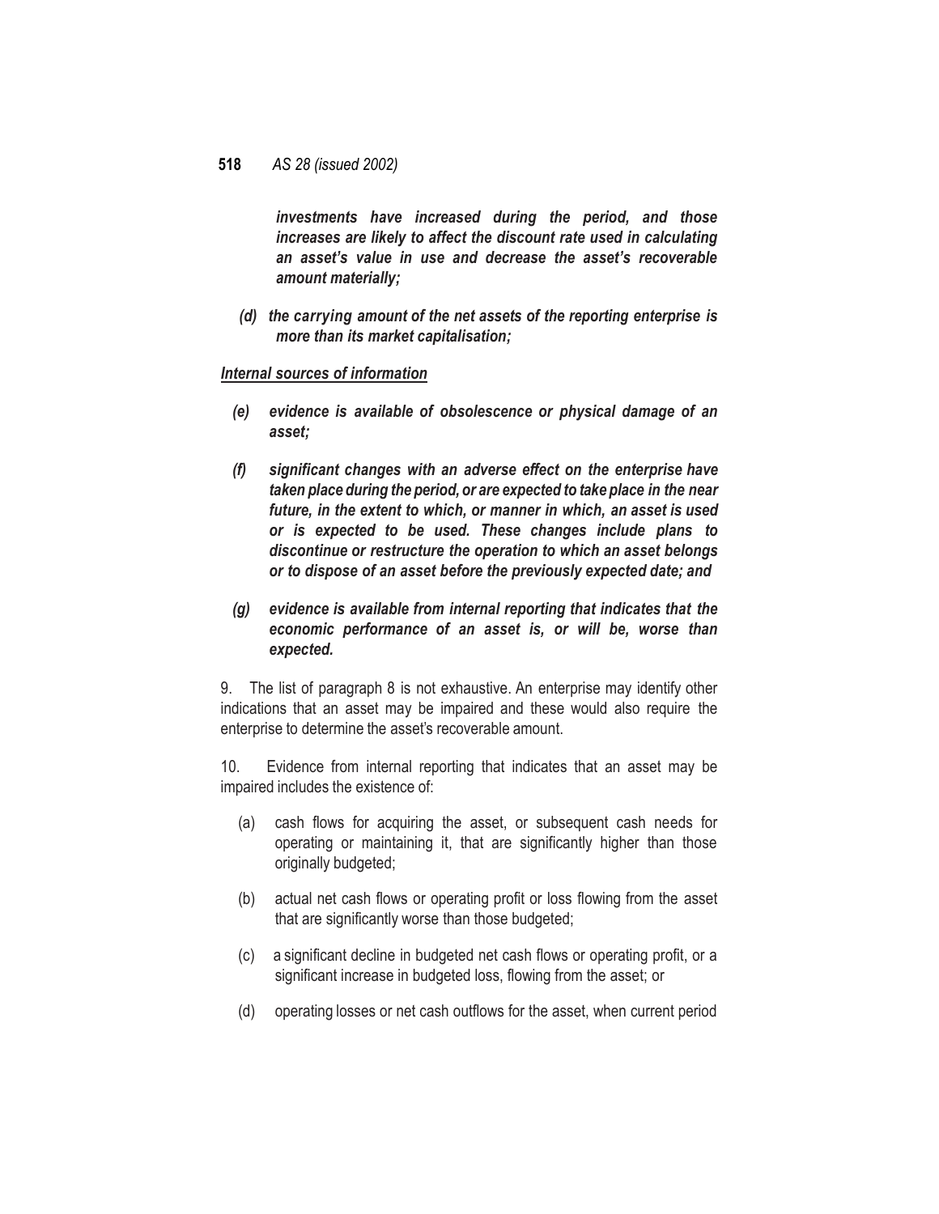***investments have increased during the period, and those increases are likely to affect the discount rate used in calculating an asset's value in use and decrease the asset's recoverable amount materially;***

***(d) the carrying amount of the net assets of the reporting enterprise is more than its market capitalisation;***

***Internal sources of information***

***(e) evidence is available of obsolescence or physical damage of an asset;***

***(f) significant changes with an adverse effect on the enterprise have taken place during the period, or are expected to take place in the near future, in the extent to which, or manner in which, an asset is used or is expected to be used. These changes include plans to discontinue or restructure the operation to which an asset belongs or to dispose of an asset before the previously expected date; and***

***(g) evidence is available from internal reporting that indicates that the economic performance of an asset is, or will be, worse than expected.***

9. The list of paragraph 8 is not exhaustive. An enterprise may identify other indications that an asset may be impaired and these would also require the enterprise to determine the asset's recoverable amount.

10. Evidence from internal reporting that indicates that an asset may be impaired includes the existence of:

(a) cash flows for acquiring the asset, or subsequent cash needs for operating or maintaining it, that are significantly higher than those originally budgeted;

(b) actual net cash flows or operating profit or loss flowing from the asset that are significantly worse than those budgeted;

(c) a significant decline in budgeted net cash flows or operating profit, or a significant increase in budgeted loss, flowing from the asset; or

(d) operating losses or net cash outflows for the asset, when current period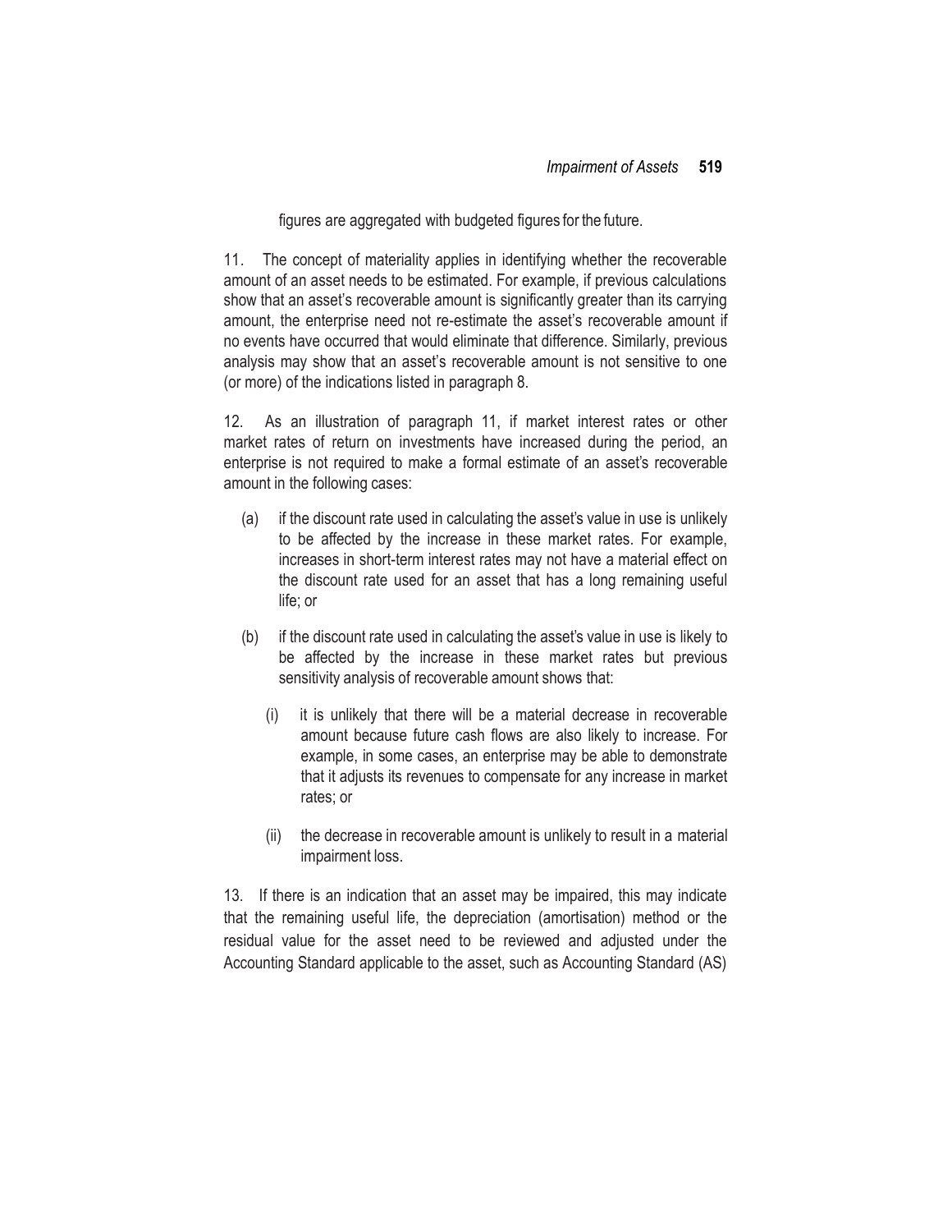figures are aggregated with budgeted figures for the future.

11. The concept of materiality applies in identifying whether the recoverable amount of an asset needs to be estimated. For example, if previous calculations show that an asset's recoverable amount is significantly greater than its carrying amount, the enterprise need not re-estimate the asset's recoverable amount if no events have occurred that would eliminate that difference. Similarly, previous analysis may show that an asset's recoverable amount is not sensitive to one (or more) of the indications listed in paragraph 8.

12. As an illustration of paragraph 11, if market interest rates or other market rates of return on investments have increased during the period, an enterprise is not required to make a formal estimate of an asset's recoverable amount in the following cases:

(a) if the discount rate used in calculating the asset's value in use is unlikely to be affected by the increase in these market rates. For example, increases in short-term interest rates may not have a material effect on the discount rate used for an asset that has a long remaining useful life; or

(b) if the discount rate used in calculating the asset's value in use is likely to be affected by the increase in these market rates but previous sensitivity analysis of recoverable amount shows that:

   (i) it is unlikely that there will be a material decrease in recoverable amount because future cash flows are also likely to increase. For example, in some cases, an enterprise may be able to demonstrate that it adjusts its revenues to compensate for any increase in market rates; or

   (ii) the decrease in recoverable amount is unlikely to result in a material impairment loss.

13. If there is an indication that an asset may be impaired, this may indicate that the remaining useful life, the depreciation (amortisation) method or the residual value for the asset need to be reviewed and adjusted under the Accounting Standard applicable to the asset, such as Accounting Standard (AS)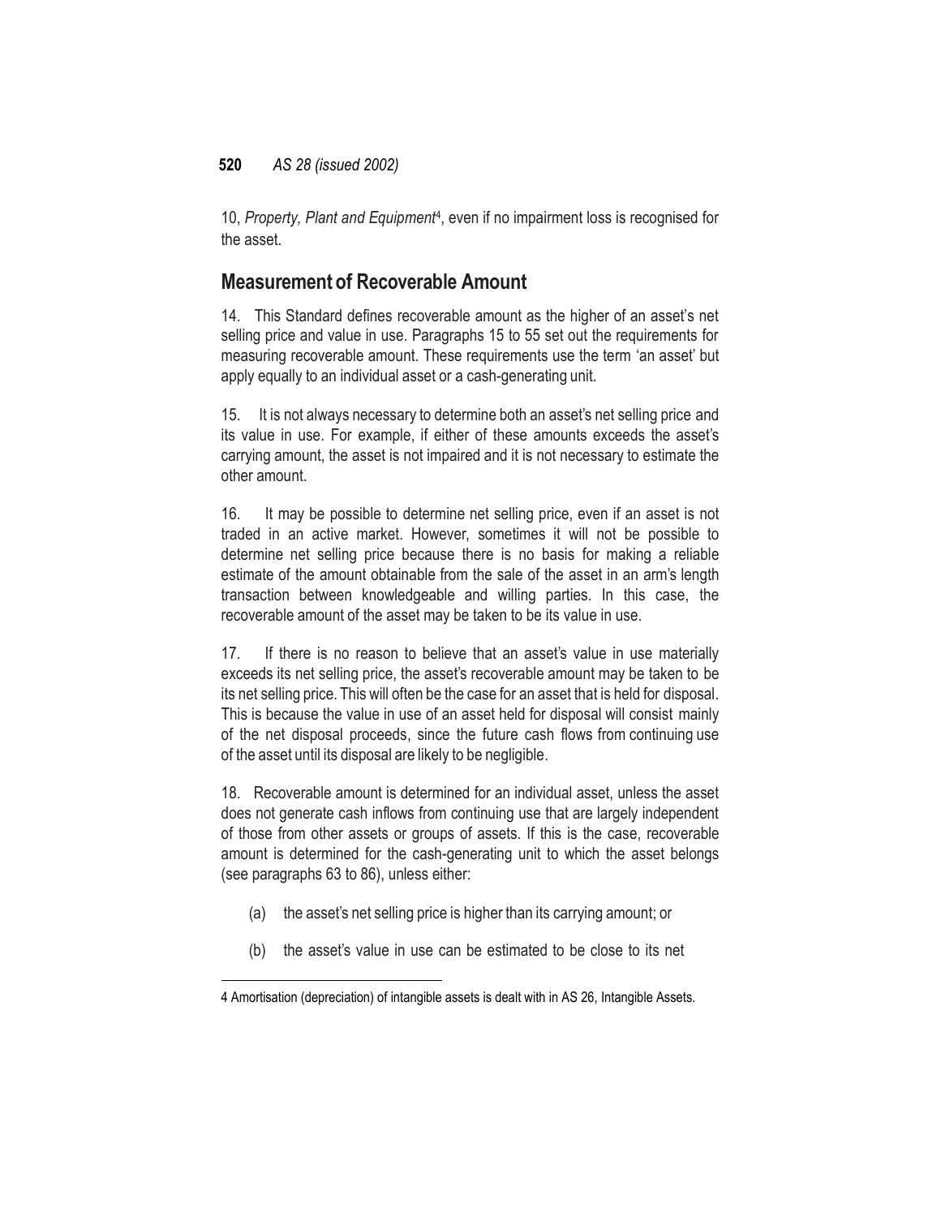10, *Property, Plant and Equipment*[4], even if no impairment loss is recognised for the asset.

## Measurement of Recoverable Amount

14. This Standard defines recoverable amount as the higher of an asset's net selling price and value in use. Paragraphs 15 to 55 set out the requirements for measuring recoverable amount. These requirements use the term 'an asset' but apply equally to an individual asset or a cash-generating unit.

15. It is not always necessary to determine both an asset's net selling price and its value in use. For example, if either of these amounts exceeds the asset's carrying amount, the asset is not impaired and it is not necessary to estimate the other amount.

16. It may be possible to determine net selling price, even if an asset is not traded in an active market. However, sometimes it will not be possible to determine net selling price because there is no basis for making a reliable estimate of the amount obtainable from the sale of the asset in an arm's length transaction between knowledgeable and willing parties. In this case, the recoverable amount of the asset may be taken to be its value in use.

17. If there is no reason to believe that an asset's value in use materially exceeds its net selling price, the asset's recoverable amount may be taken to be its net selling price. This will often be the case for an asset that is held for disposal. This is because the value in use of an asset held for disposal will consist mainly of the net disposal proceeds, since the future cash flows from continuing use of the asset until its disposal are likely to be negligible.

18. Recoverable amount is determined for an individual asset, unless the asset does not generate cash inflows from continuing use that are largely independent of those from other assets or groups of assets. If this is the case, recoverable amount is determined for the cash-generating unit to which the asset belongs (see paragraphs 63 to 86), unless either:

(a) the asset's net selling price is higher than its carrying amount; or

(b) the asset's value in use can be estimated to be close to its net

---

4 Amortisation (depreciation) of intangible assets is dealt with in AS 26, Intangible Assets.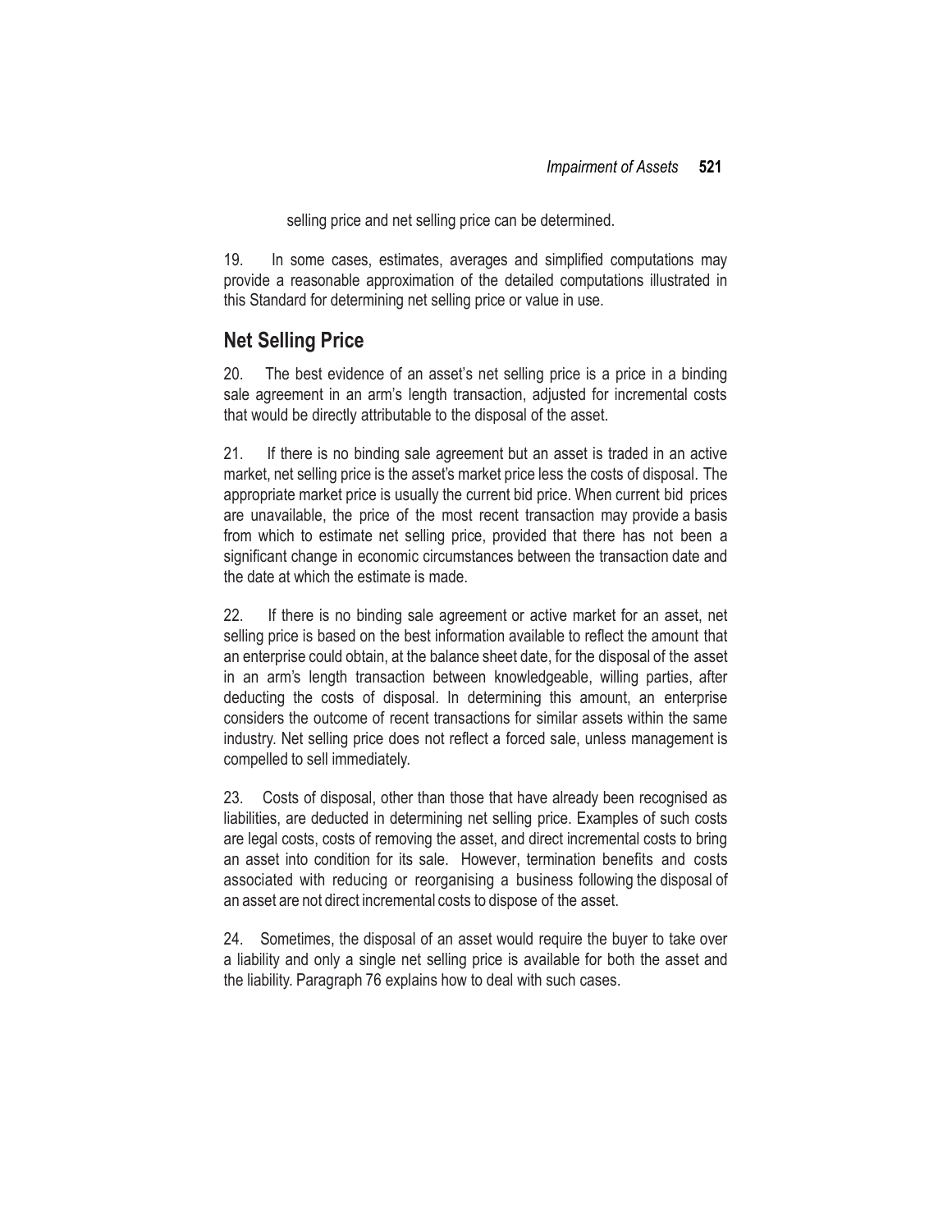selling price and net selling price can be determined.

19. In some cases, estimates, averages and simplified computations may provide a reasonable approximation of the detailed computations illustrated in this Standard for determining net selling price or value in use.

## Net Selling Price

20. The best evidence of an asset's net selling price is a price in a binding sale agreement in an arm's length transaction, adjusted for incremental costs that would be directly attributable to the disposal of the asset.

21. If there is no binding sale agreement but an asset is traded in an active market, net selling price is the asset's market price less the costs of disposal. The appropriate market price is usually the current bid price. When current bid prices are unavailable, the price of the most recent transaction may provide a basis from which to estimate net selling price, provided that there has not been a significant change in economic circumstances between the transaction date and the date at which the estimate is made.

22. If there is no binding sale agreement or active market for an asset, net selling price is based on the best information available to reflect the amount that an enterprise could obtain, at the balance sheet date, for the disposal of the asset in an arm's length transaction between knowledgeable, willing parties, after deducting the costs of disposal. In determining this amount, an enterprise considers the outcome of recent transactions for similar assets within the same industry. Net selling price does not reflect a forced sale, unless management is compelled to sell immediately.

23. Costs of disposal, other than those that have already been recognised as liabilities, are deducted in determining net selling price. Examples of such costs are legal costs, costs of removing the asset, and direct incremental costs to bring an asset into condition for its sale. However, termination benefits and costs associated with reducing or reorganising a business following the disposal of an asset are not direct incremental costs to dispose of the asset.

24. Sometimes, the disposal of an asset would require the buyer to take over a liability and only a single net selling price is available for both the asset and the liability. Paragraph 76 explains how to deal with such cases.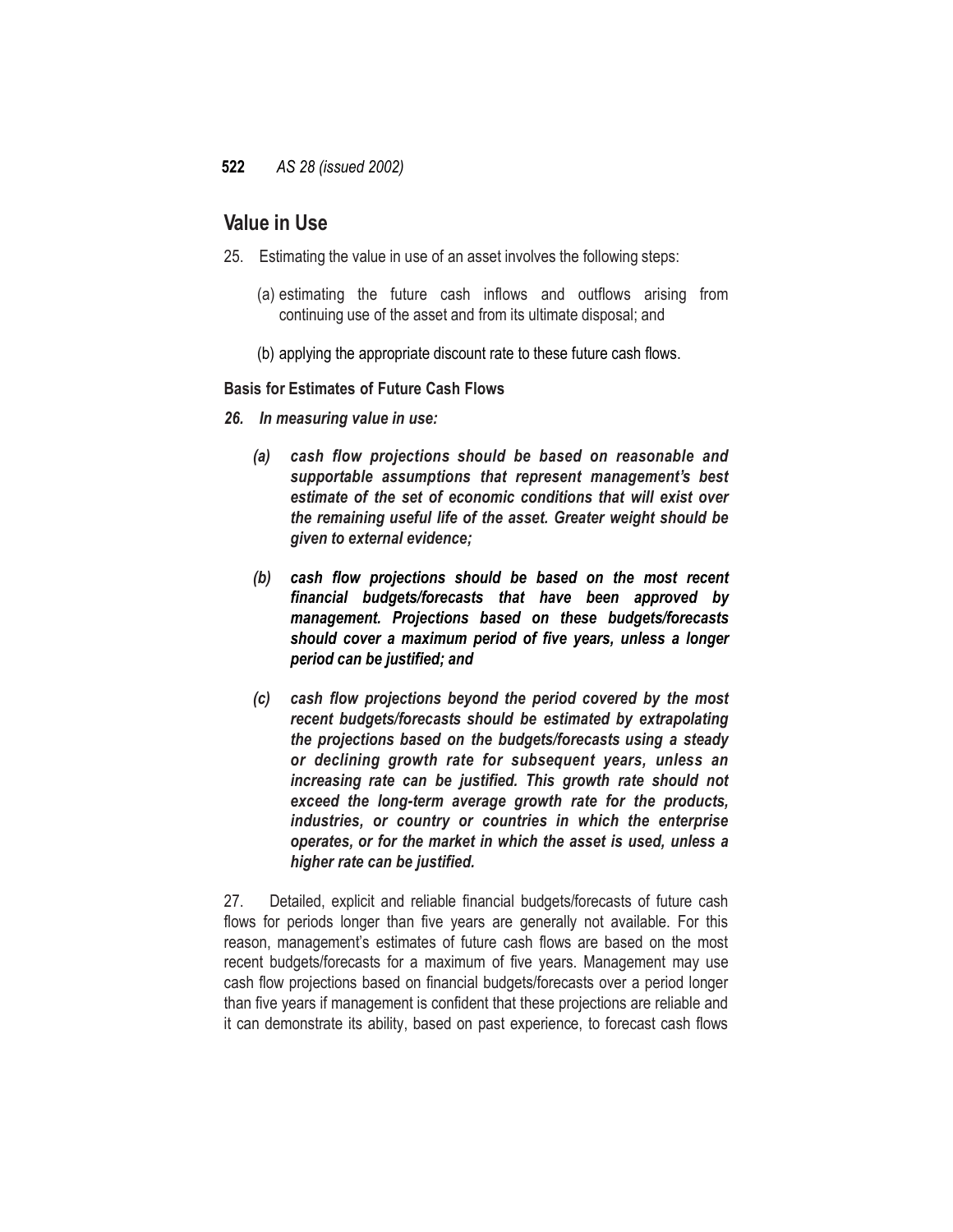## Value in Use

25. Estimating the value in use of an asset involves the following steps:

   (a) estimating the future cash inflows and outflows arising from continuing use of the asset and from its ultimate disposal; and

   (b) applying the appropriate discount rate to these future cash flows.

### Basis for Estimates of Future Cash Flows

***26. In measuring value in use:***

   ***(a) cash flow projections should be based on reasonable and supportable assumptions that represent management's best estimate of the set of economic conditions that will exist over the remaining useful life of the asset. Greater weight should be given to external evidence;***

   ***(b) cash flow projections should be based on the most recent financial budgets/forecasts that have been approved by management. Projections based on these budgets/forecasts should cover a maximum period of five years, unless a longer period can be justified; and***

   ***(c) cash flow projections beyond the period covered by the most recent budgets/forecasts should be estimated by extrapolating the projections based on the budgets/forecasts using a steady or declining growth rate for subsequent years, unless an increasing rate can be justified. This growth rate should not exceed the long-term average growth rate for the products, industries, or country or countries in which the enterprise operates, or for the market in which the asset is used, unless a higher rate can be justified.***

27. Detailed, explicit and reliable financial budgets/forecasts of future cash flows for periods longer than five years are generally not available. For this reason, management's estimates of future cash flows are based on the most recent budgets/forecasts for a maximum of five years. Management may use cash flow projections based on financial budgets/forecasts over a period longer than five years if management is confident that these projections are reliable and it can demonstrate its ability, based on past experience, to forecast cash flows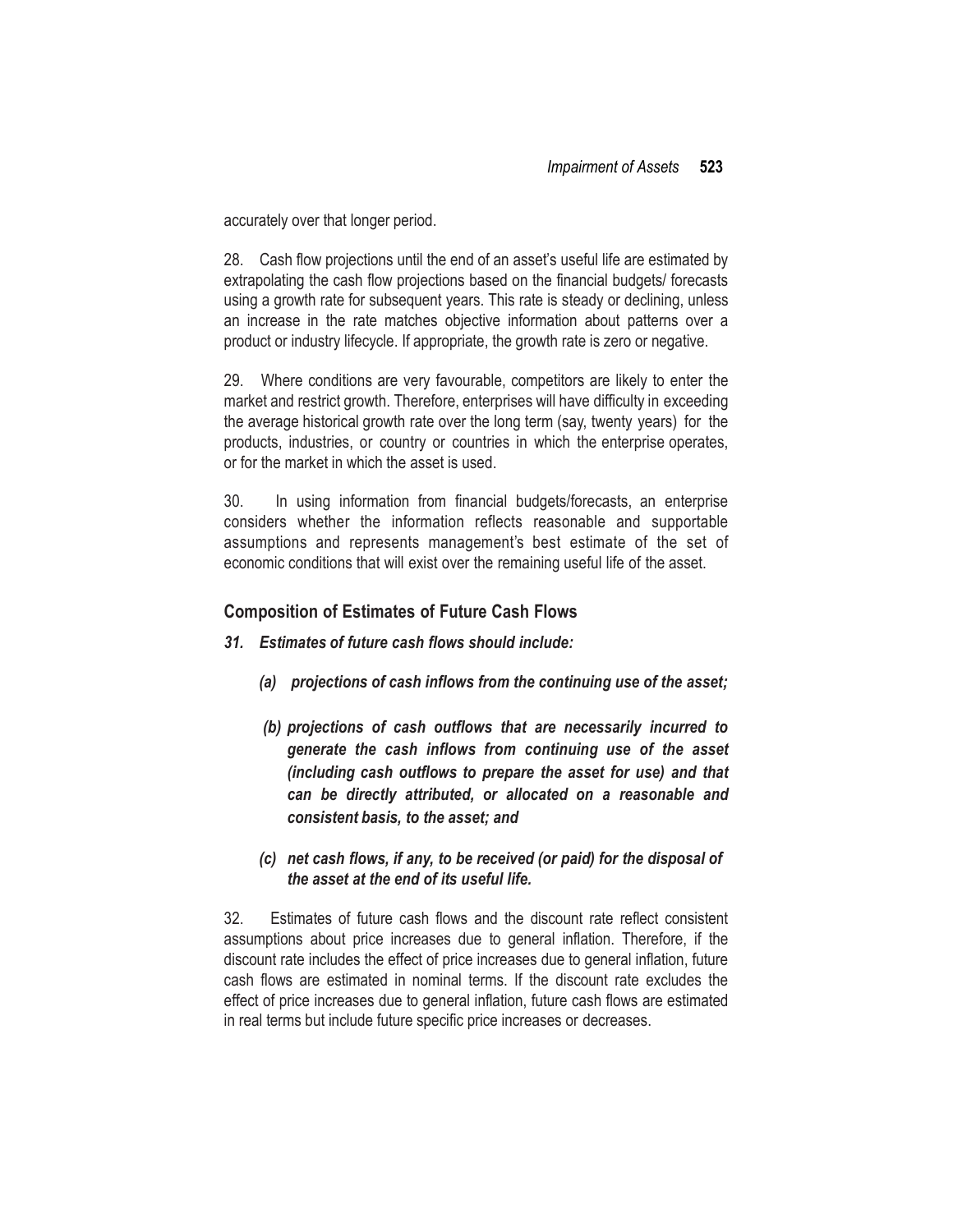accurately over that longer period.

28. Cash flow projections until the end of an asset's useful life are estimated by extrapolating the cash flow projections based on the financial budgets/ forecasts using a growth rate for subsequent years. This rate is steady or declining, unless an increase in the rate matches objective information about patterns over a product or industry lifecycle. If appropriate, the growth rate is zero or negative.

29. Where conditions are very favourable, competitors are likely to enter the market and restrict growth. Therefore, enterprises will have difficulty in exceeding the average historical growth rate over the long term (say, twenty years) for the products, industries, or country or countries in which the enterprise operates, or for the market in which the asset is used.

30. In using information from financial budgets/forecasts, an enterprise considers whether the information reflects reasonable and supportable assumptions and represents management's best estimate of the set of economic conditions that will exist over the remaining useful life of the asset.

### Composition of Estimates of Future Cash Flows

***31. Estimates of future cash flows should include:***

- ***(a) projections of cash inflows from the continuing use of the asset;***
- ***(b) projections of cash outflows that are necessarily incurred to generate the cash inflows from continuing use of the asset (including cash outflows to prepare the asset for use) and that can be directly attributed, or allocated on a reasonable and consistent basis, to the asset; and***
- ***(c) net cash flows, if any, to be received (or paid) for the disposal of the asset at the end of its useful life.***

32. Estimates of future cash flows and the discount rate reflect consistent assumptions about price increases due to general inflation. Therefore, if the discount rate includes the effect of price increases due to general inflation, future cash flows are estimated in nominal terms. If the discount rate excludes the effect of price increases due to general inflation, future cash flows are estimated in real terms but include future specific price increases or decreases.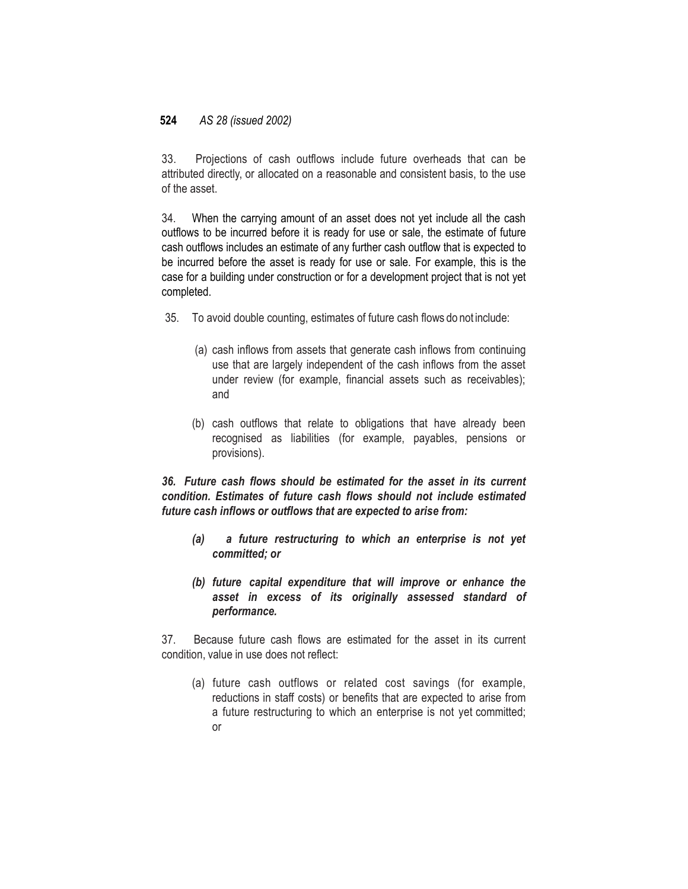33. Projections of cash outflows include future overheads that can be attributed directly, or allocated on a reasonable and consistent basis, to the use of the asset.

34. When the carrying amount of an asset does not yet include all the cash outflows to be incurred before it is ready for use or sale, the estimate of future cash outflows includes an estimate of any further cash outflow that is expected to be incurred before the asset is ready for use or sale. For example, this is the case for a building under construction or for a development project that is not yet completed.

35. To avoid double counting, estimates of future cash flows do not include:

(a) cash inflows from assets that generate cash inflows from continuing use that are largely independent of the cash inflows from the asset under review (for example, financial assets such as receivables); and

(b) cash outflows that relate to obligations that have already been recognised as liabilities (for example, payables, pensions or provisions).

***36. Future cash flows should be estimated for the asset in its current condition. Estimates of future cash flows should not include estimated future cash inflows or outflows that are expected to arise from:***

***(a) a future restructuring to which an enterprise is not yet committed; or***

***(b) future capital expenditure that will improve or enhance the asset in excess of its originally assessed standard of performance.***

37. Because future cash flows are estimated for the asset in its current condition, value in use does not reflect:

(a) future cash outflows or related cost savings (for example, reductions in staff costs) or benefits that are expected to arise from a future restructuring to which an enterprise is not yet committed; or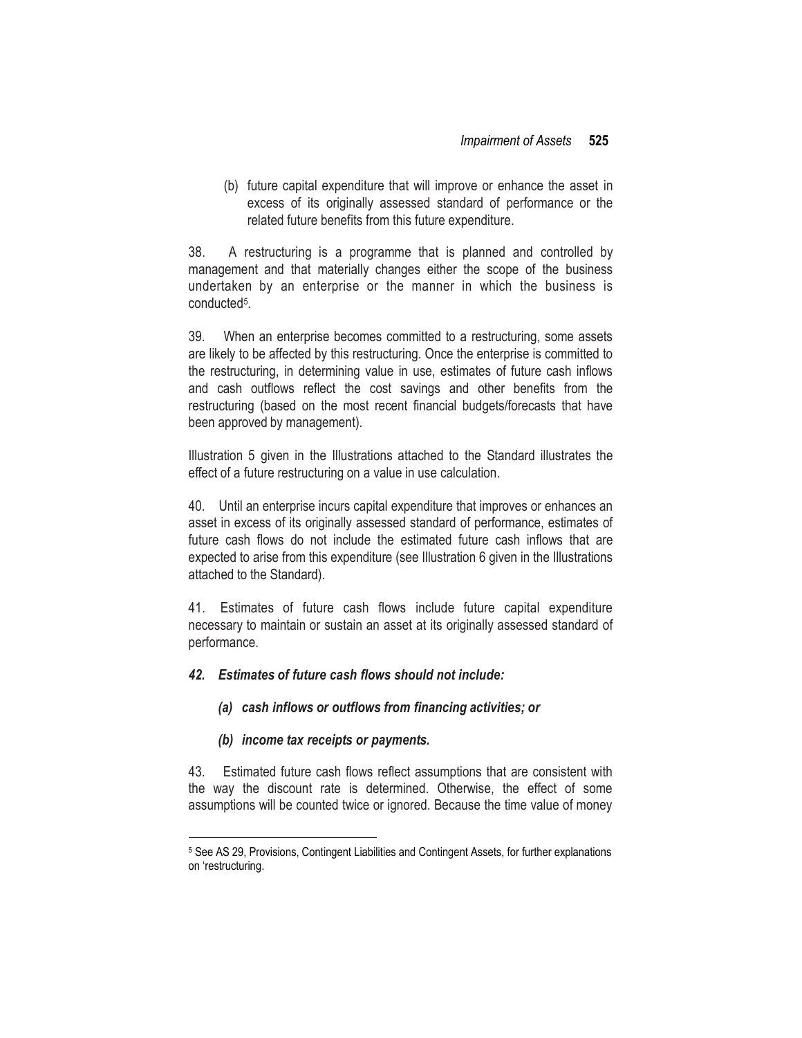(b) future capital expenditure that will improve or enhance the asset in excess of its originally assessed standard of performance or the related future benefits from this future expenditure.

38. A restructuring is a programme that is planned and controlled by management and that materially changes either the scope of the business undertaken by an enterprise or the manner in which the business is conducted[5].

39. When an enterprise becomes committed to a restructuring, some assets are likely to be affected by this restructuring. Once the enterprise is committed to the restructuring, in determining value in use, estimates of future cash inflows and cash outflows reflect the cost savings and other benefits from the restructuring (based on the most recent financial budgets/forecasts that have been approved by management).

Illustration 5 given in the Illustrations attached to the Standard illustrates the effect of a future restructuring on a value in use calculation.

40. Until an enterprise incurs capital expenditure that improves or enhances an asset in excess of its originally assessed standard of performance, estimates of future cash flows do not include the estimated future cash inflows that are expected to arise from this expenditure (see Illustration 6 given in the Illustrations attached to the Standard).

41. Estimates of future cash flows include future capital expenditure necessary to maintain or sustain an asset at its originally assessed standard of performance.

***42. Estimates of future cash flows should not include:***

***(a) cash inflows or outflows from financing activities; or***

***(b) income tax receipts or payments.***

43. Estimated future cash flows reflect assumptions that are consistent with the way the discount rate is determined. Otherwise, the effect of some assumptions will be counted twice or ignored. Because the time value of money

---

[5] See AS 29, Provisions, Contingent Liabilities and Contingent Assets, for further explanations on 'restructuring.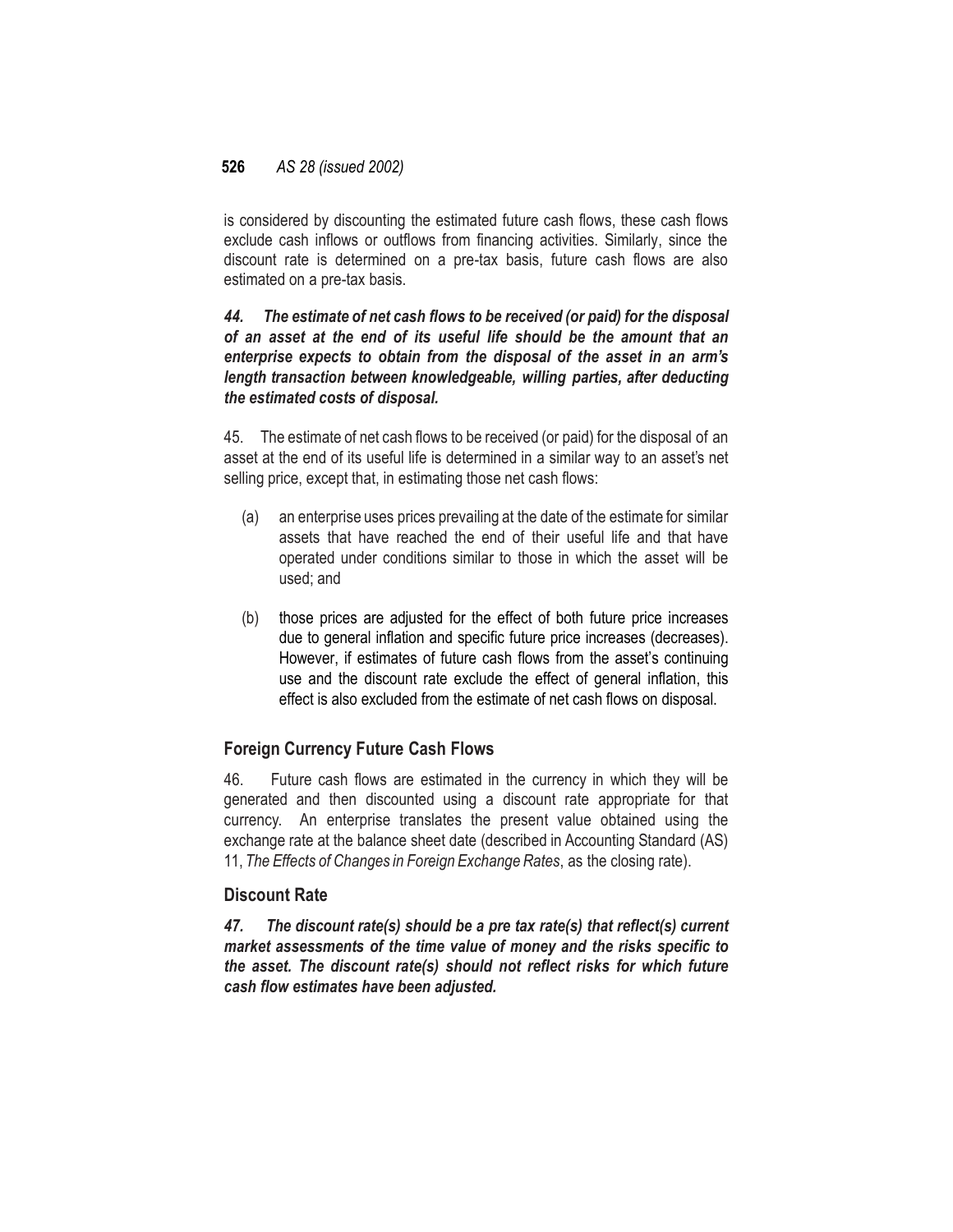is considered by discounting the estimated future cash flows, these cash flows exclude cash inflows or outflows from financing activities. Similarly, since the discount rate is determined on a pre-tax basis, future cash flows are also estimated on a pre-tax basis.

***44. The estimate of net cash flows to be received (or paid) for the disposal of an asset at the end of its useful life should be the amount that an enterprise expects to obtain from the disposal of the asset in an arm's length transaction between knowledgeable, willing parties, after deducting the estimated costs of disposal.***

45. The estimate of net cash flows to be received (or paid) for the disposal of an asset at the end of its useful life is determined in a similar way to an asset's net selling price, except that, in estimating those net cash flows:

(a) an enterprise uses prices prevailing at the date of the estimate for similar assets that have reached the end of their useful life and that have operated under conditions similar to those in which the asset will be used; and

(b) those prices are adjusted for the effect of both future price increases due to general inflation and specific future price increases (decreases). However, if estimates of future cash flows from the asset's continuing use and the discount rate exclude the effect of general inflation, this effect is also excluded from the estimate of net cash flows on disposal.

## Foreign Currency Future Cash Flows

46. Future cash flows are estimated in the currency in which they will be generated and then discounted using a discount rate appropriate for that currency. An enterprise translates the present value obtained using the exchange rate at the balance sheet date (described in Accounting Standard (AS) 11, *The Effects of Changes in Foreign Exchange Rates*, as the closing rate).

## Discount Rate

***47. The discount rate(s) should be a pre tax rate(s) that reflect(s) current market assessments of the time value of money and the risks specific to the asset. The discount rate(s) should not reflect risks for which future cash flow estimates have been adjusted.***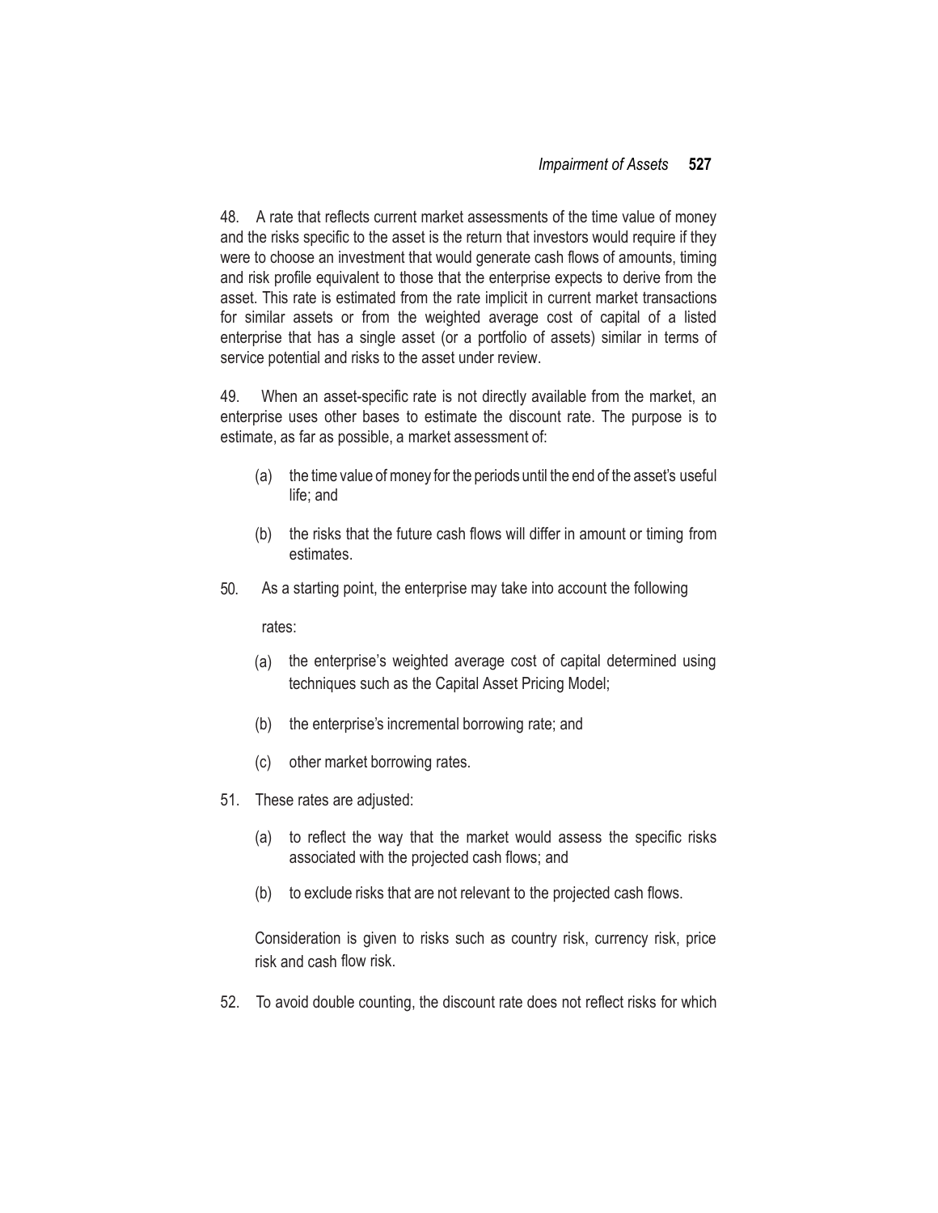48. A rate that reflects current market assessments of the time value of money and the risks specific to the asset is the return that investors would require if they were to choose an investment that would generate cash flows of amounts, timing and risk profile equivalent to those that the enterprise expects to derive from the asset. This rate is estimated from the rate implicit in current market transactions for similar assets or from the weighted average cost of capital of a listed enterprise that has a single asset (or a portfolio of assets) similar in terms of service potential and risks to the asset under review.

49. When an asset-specific rate is not directly available from the market, an enterprise uses other bases to estimate the discount rate. The purpose is to estimate, as far as possible, a market assessment of:

(a) the time value of money for the periods until the end of the asset's useful life; and

(b) the risks that the future cash flows will differ in amount or timing from estimates.

50. As a starting point, the enterprise may take into account the following rates:

(a) the enterprise's weighted average cost of capital determined using techniques such as the Capital Asset Pricing Model;

(b) the enterprise's incremental borrowing rate; and

(c) other market borrowing rates.

51. These rates are adjusted:

(a) to reflect the way that the market would assess the specific risks associated with the projected cash flows; and

(b) to exclude risks that are not relevant to the projected cash flows.

Consideration is given to risks such as country risk, currency risk, price risk and cash flow risk.

52. To avoid double counting, the discount rate does not reflect risks for which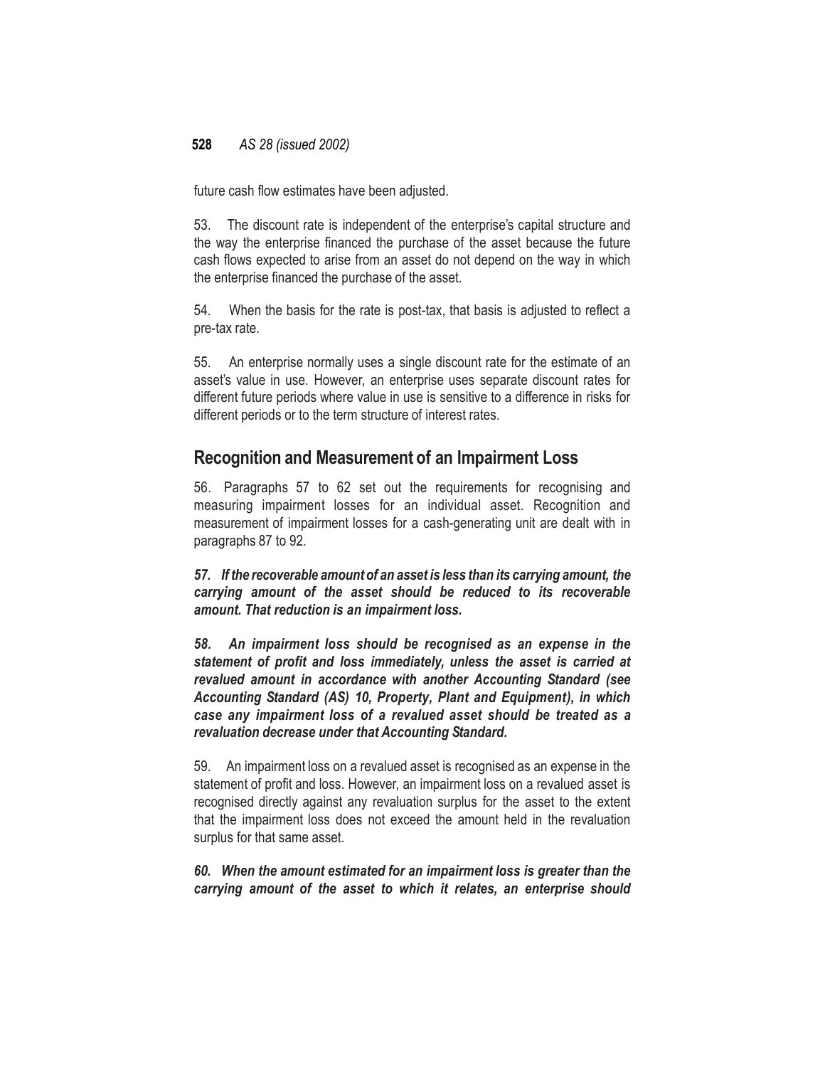future cash flow estimates have been adjusted.

53. The discount rate is independent of the enterprise's capital structure and the way the enterprise financed the purchase of the asset because the future cash flows expected to arise from an asset do not depend on the way in which the enterprise financed the purchase of the asset.

54. When the basis for the rate is post-tax, that basis is adjusted to reflect a pre-tax rate.

55. An enterprise normally uses a single discount rate for the estimate of an asset's value in use. However, an enterprise uses separate discount rates for different future periods where value in use is sensitive to a difference in risks for different periods or to the term structure of interest rates.

## Recognition and Measurement of an Impairment Loss

56. Paragraphs 57 to 62 set out the requirements for recognising and measuring impairment losses for an individual asset. Recognition and measurement of impairment losses for a cash-generating unit are dealt with in paragraphs 87 to 92.

***57. If the recoverable amount of an asset is less than its carrying amount, the carrying amount of the asset should be reduced to its recoverable amount. That reduction is an impairment loss.***

***58. An impairment loss should be recognised as an expense in the statement of profit and loss immediately, unless the asset is carried at revalued amount in accordance with another Accounting Standard (see Accounting Standard (AS) 10, Property, Plant and Equipment), in which case any impairment loss of a revalued asset should be treated as a revaluation decrease under that Accounting Standard.***

59. An impairment loss on a revalued asset is recognised as an expense in the statement of profit and loss. However, an impairment loss on a revalued asset is recognised directly against any revaluation surplus for the asset to the extent that the impairment loss does not exceed the amount held in the revaluation surplus for that same asset.

***60. When the amount estimated for an impairment loss is greater than the carrying amount of the asset to which it relates, an enterprise should***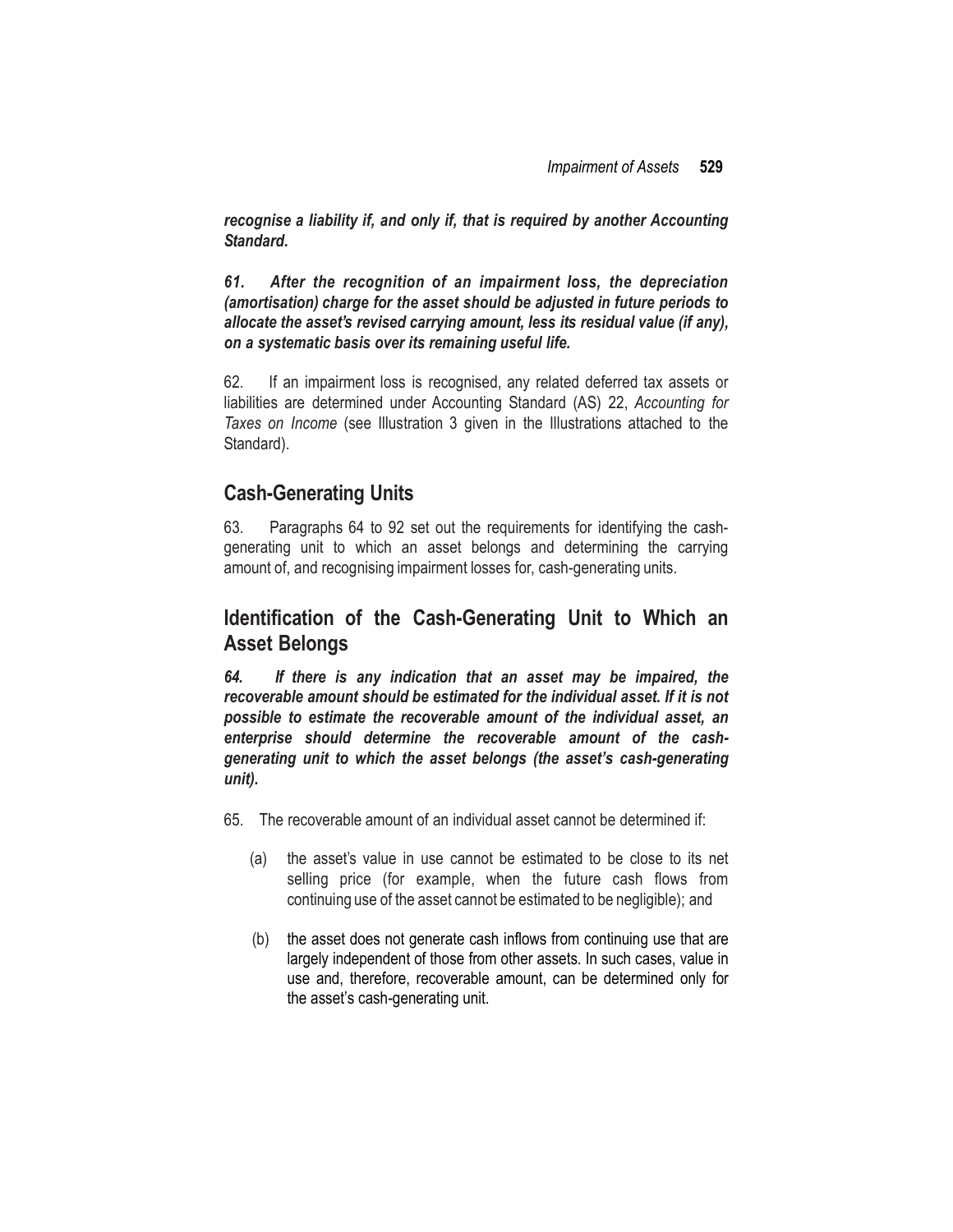***recognise a liability if, and only if, that is required by another Accounting Standard.***

***61. After the recognition of an impairment loss, the depreciation (amortisation) charge for the asset should be adjusted in future periods to allocate the asset's revised carrying amount, less its residual value (if any), on a systematic basis over its remaining useful life.***

62. If an impairment loss is recognised, any related deferred tax assets or liabilities are determined under Accounting Standard (AS) 22, *Accounting for Taxes on Income* (see Illustration 3 given in the Illustrations attached to the Standard).

## Cash-Generating Units

63. Paragraphs 64 to 92 set out the requirements for identifying the cash-generating unit to which an asset belongs and determining the carrying amount of, and recognising impairment losses for, cash-generating units.

## Identification of the Cash-Generating Unit to Which an Asset Belongs

***64. If there is any indication that an asset may be impaired, the recoverable amount should be estimated for the individual asset. If it is not possible to estimate the recoverable amount of the individual asset, an enterprise should determine the recoverable amount of the cash-generating unit to which the asset belongs (the asset's cash-generating unit).***

65. The recoverable amount of an individual asset cannot be determined if:

(a) the asset's value in use cannot be estimated to be close to its net selling price (for example, when the future cash flows from continuing use of the asset cannot be estimated to be negligible); and

(b) the asset does not generate cash inflows from continuing use that are largely independent of those from other assets. In such cases, value in use and, therefore, recoverable amount, can be determined only for the asset's cash-generating unit.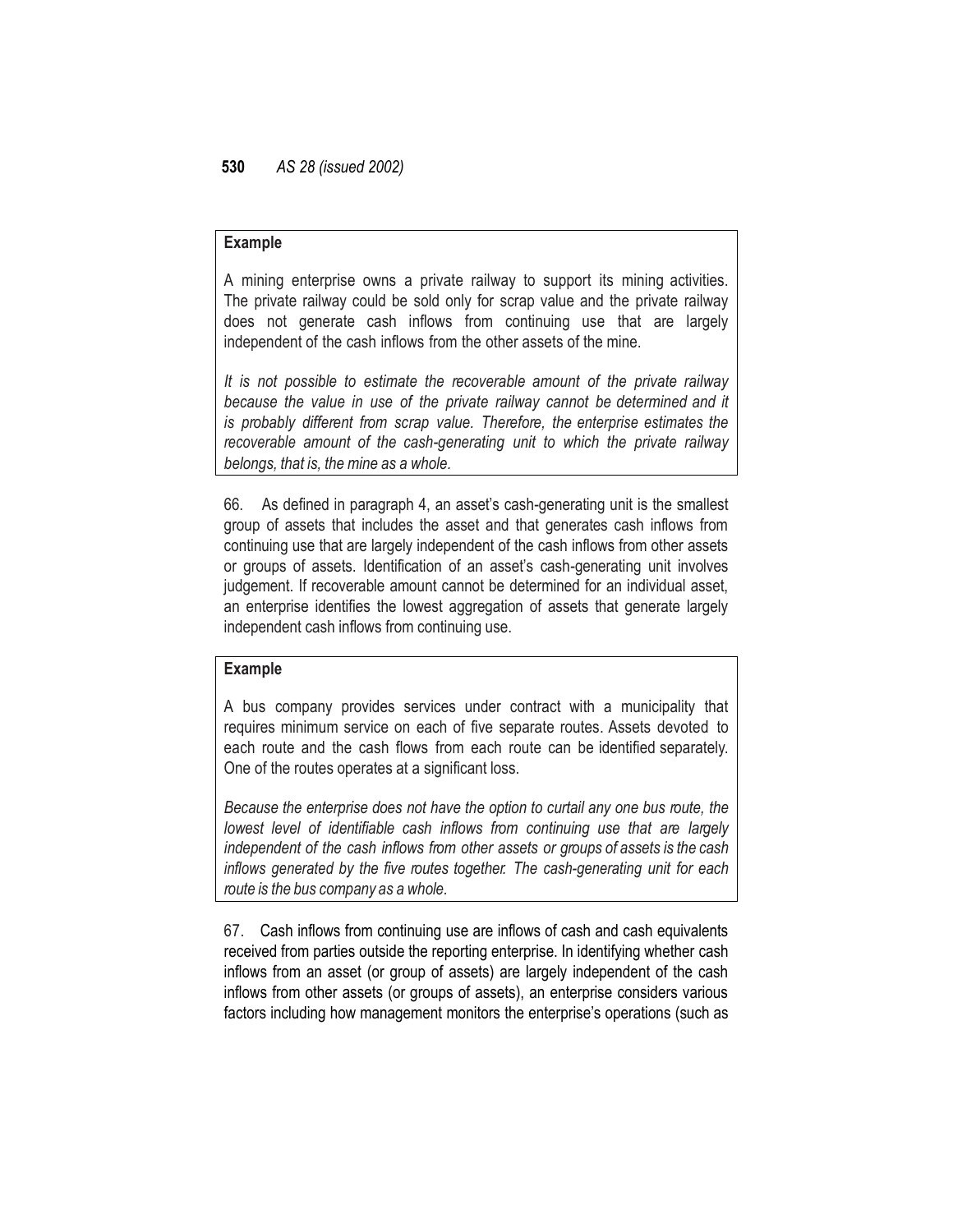**Example**

A mining enterprise owns a private railway to support its mining activities. The private railway could be sold only for scrap value and the private railway does not generate cash inflows from continuing use that are largely independent of the cash inflows from the other assets of the mine.

*It is not possible to estimate the recoverable amount of the private railway because the value in use of the private railway cannot be determined and it is probably different from scrap value. Therefore, the enterprise estimates the recoverable amount of the cash-generating unit to which the private railway belongs, that is, the mine as a whole.*

66. As defined in paragraph 4, an asset's cash-generating unit is the smallest group of assets that includes the asset and that generates cash inflows from continuing use that are largely independent of the cash inflows from other assets or groups of assets. Identification of an asset's cash-generating unit involves judgement. If recoverable amount cannot be determined for an individual asset, an enterprise identifies the lowest aggregation of assets that generate largely independent cash inflows from continuing use.

**Example**

A bus company provides services under contract with a municipality that requires minimum service on each of five separate routes. Assets devoted to each route and the cash flows from each route can be identified separately. One of the routes operates at a significant loss.

*Because the enterprise does not have the option to curtail any one bus route, the lowest level of identifiable cash inflows from continuing use that are largely independent of the cash inflows from other assets or groups of assets is the cash inflows generated by the five routes together. The cash-generating unit for each route is the bus company as a whole.*

67. Cash inflows from continuing use are inflows of cash and cash equivalents received from parties outside the reporting enterprise. In identifying whether cash inflows from an asset (or group of assets) are largely independent of the cash inflows from other assets (or groups of assets), an enterprise considers various factors including how management monitors the enterprise's operations (such as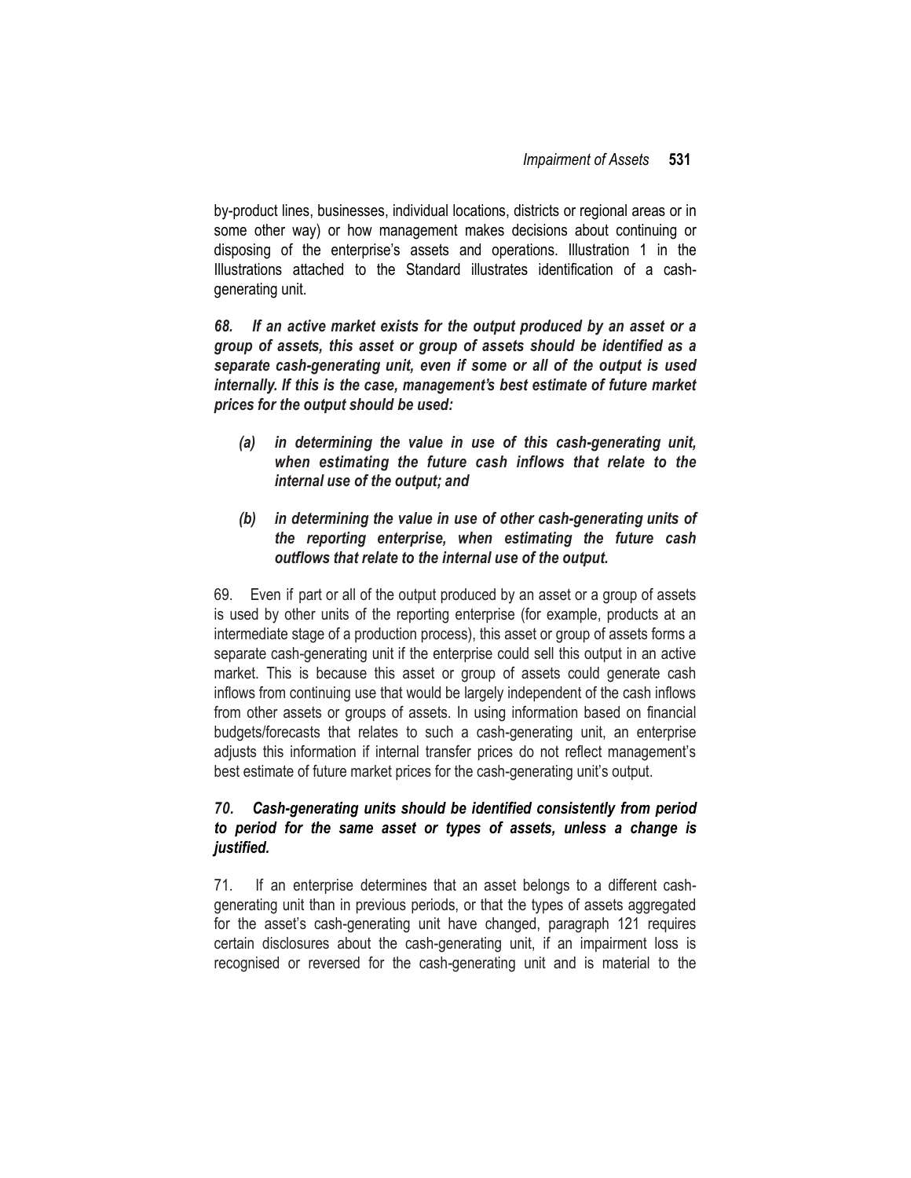by-product lines, businesses, individual locations, districts or regional areas or in some other way) or how management makes decisions about continuing or disposing of the enterprise's assets and operations. Illustration 1 in the Illustrations attached to the Standard illustrates identification of a cash-generating unit.

***68. If an active market exists for the output produced by an asset or a group of assets, this asset or group of assets should be identified as a separate cash-generating unit, even if some or all of the output is used internally. If this is the case, management's best estimate of future market prices for the output should be used:***

- ***(a) in determining the value in use of this cash-generating unit, when estimating the future cash inflows that relate to the internal use of the output; and***

- ***(b) in determining the value in use of other cash-generating units of the reporting enterprise, when estimating the future cash outflows that relate to the internal use of the output.***

69. Even if part or all of the output produced by an asset or a group of assets is used by other units of the reporting enterprise (for example, products at an intermediate stage of a production process), this asset or group of assets forms a separate cash-generating unit if the enterprise could sell this output in an active market. This is because this asset or group of assets could generate cash inflows from continuing use that would be largely independent of the cash inflows from other assets or groups of assets. In using information based on financial budgets/forecasts that relates to such a cash-generating unit, an enterprise adjusts this information if internal transfer prices do not reflect management's best estimate of future market prices for the cash-generating unit's output.

***70. Cash-generating units should be identified consistently from period to period for the same asset or types of assets, unless a change is justified.***

71. If an enterprise determines that an asset belongs to a different cash-generating unit than in previous periods, or that the types of assets aggregated for the asset's cash-generating unit have changed, paragraph 121 requires certain disclosures about the cash-generating unit, if an impairment loss is recognised or reversed for the cash-generating unit and is material to the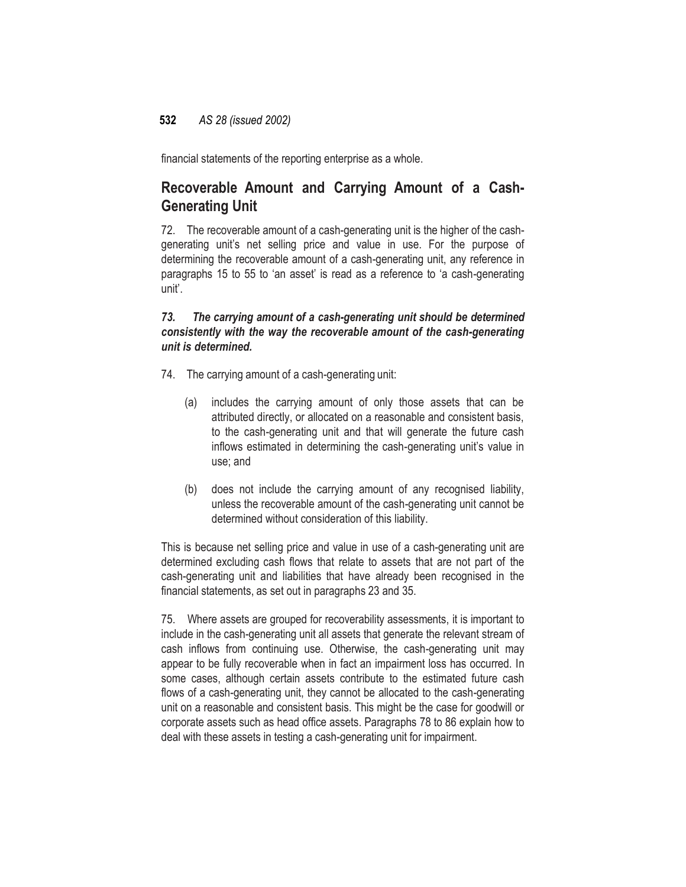financial statements of the reporting enterprise as a whole.

## Recoverable Amount and Carrying Amount of a Cash-Generating Unit

72. The recoverable amount of a cash-generating unit is the higher of the cash-generating unit's net selling price and value in use. For the purpose of determining the recoverable amount of a cash-generating unit, any reference in paragraphs 15 to 55 to 'an asset' is read as a reference to 'a cash-generating unit'.

***73. The carrying amount of a cash-generating unit should be determined consistently with the way the recoverable amount of the cash-generating unit is determined.***

74. The carrying amount of a cash-generating unit:

(a) includes the carrying amount of only those assets that can be attributed directly, or allocated on a reasonable and consistent basis, to the cash-generating unit and that will generate the future cash inflows estimated in determining the cash-generating unit's value in use; and

(b) does not include the carrying amount of any recognised liability, unless the recoverable amount of the cash-generating unit cannot be determined without consideration of this liability.

This is because net selling price and value in use of a cash-generating unit are determined excluding cash flows that relate to assets that are not part of the cash-generating unit and liabilities that have already been recognised in the financial statements, as set out in paragraphs 23 and 35.

75. Where assets are grouped for recoverability assessments, it is important to include in the cash-generating unit all assets that generate the relevant stream of cash inflows from continuing use. Otherwise, the cash-generating unit may appear to be fully recoverable when in fact an impairment loss has occurred. In some cases, although certain assets contribute to the estimated future cash flows of a cash-generating unit, they cannot be allocated to the cash-generating unit on a reasonable and consistent basis. This might be the case for goodwill or corporate assets such as head office assets. Paragraphs 78 to 86 explain how to deal with these assets in testing a cash-generating unit for impairment.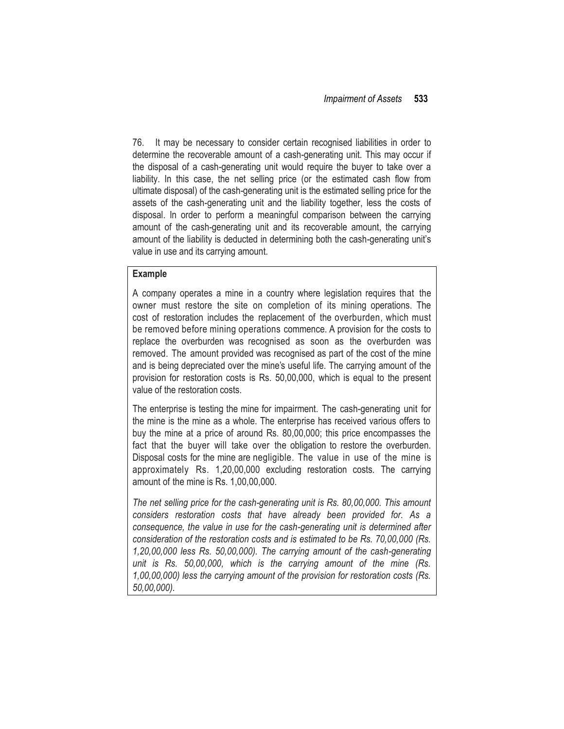76. It may be necessary to consider certain recognised liabilities in order to determine the recoverable amount of a cash-generating unit. This may occur if the disposal of a cash-generating unit would require the buyer to take over a liability. In this case, the net selling price (or the estimated cash flow from ultimate disposal) of the cash-generating unit is the estimated selling price for the assets of the cash-generating unit and the liability together, less the costs of disposal. In order to perform a meaningful comparison between the carrying amount of the cash-generating unit and its recoverable amount, the carrying amount of the liability is deducted in determining both the cash-generating unit's value in use and its carrying amount.

**Example**

A company operates a mine in a country where legislation requires that the owner must restore the site on completion of its mining operations. The cost of restoration includes the replacement of the overburden, which must be removed before mining operations commence. A provision for the costs to replace the overburden was recognised as soon as the overburden was removed. The amount provided was recognised as part of the cost of the mine and is being depreciated over the mine's useful life. The carrying amount of the provision for restoration costs is Rs. 50,00,000, which is equal to the present value of the restoration costs.

The enterprise is testing the mine for impairment. The cash-generating unit for the mine is the mine as a whole. The enterprise has received various offers to buy the mine at a price of around Rs. 80,00,000; this price encompasses the fact that the buyer will take over the obligation to restore the overburden. Disposal costs for the mine are negligible. The value in use of the mine is approximately Rs. 1,20,00,000 excluding restoration costs. The carrying amount of the mine is Rs. 1,00,00,000.

*The net selling price for the cash-generating unit is Rs. 80,00,000. This amount considers restoration costs that have already been provided for. As a consequence, the value in use for the cash-generating unit is determined after consideration of the restoration costs and is estimated to be Rs. 70,00,000 (Rs. 1,20,00,000 less Rs. 50,00,000). The carrying amount of the cash-generating unit is Rs. 50,00,000, which is the carrying amount of the mine (Rs. 1,00,00,000) less the carrying amount of the provision for restoration costs (Rs. 50,00,000).*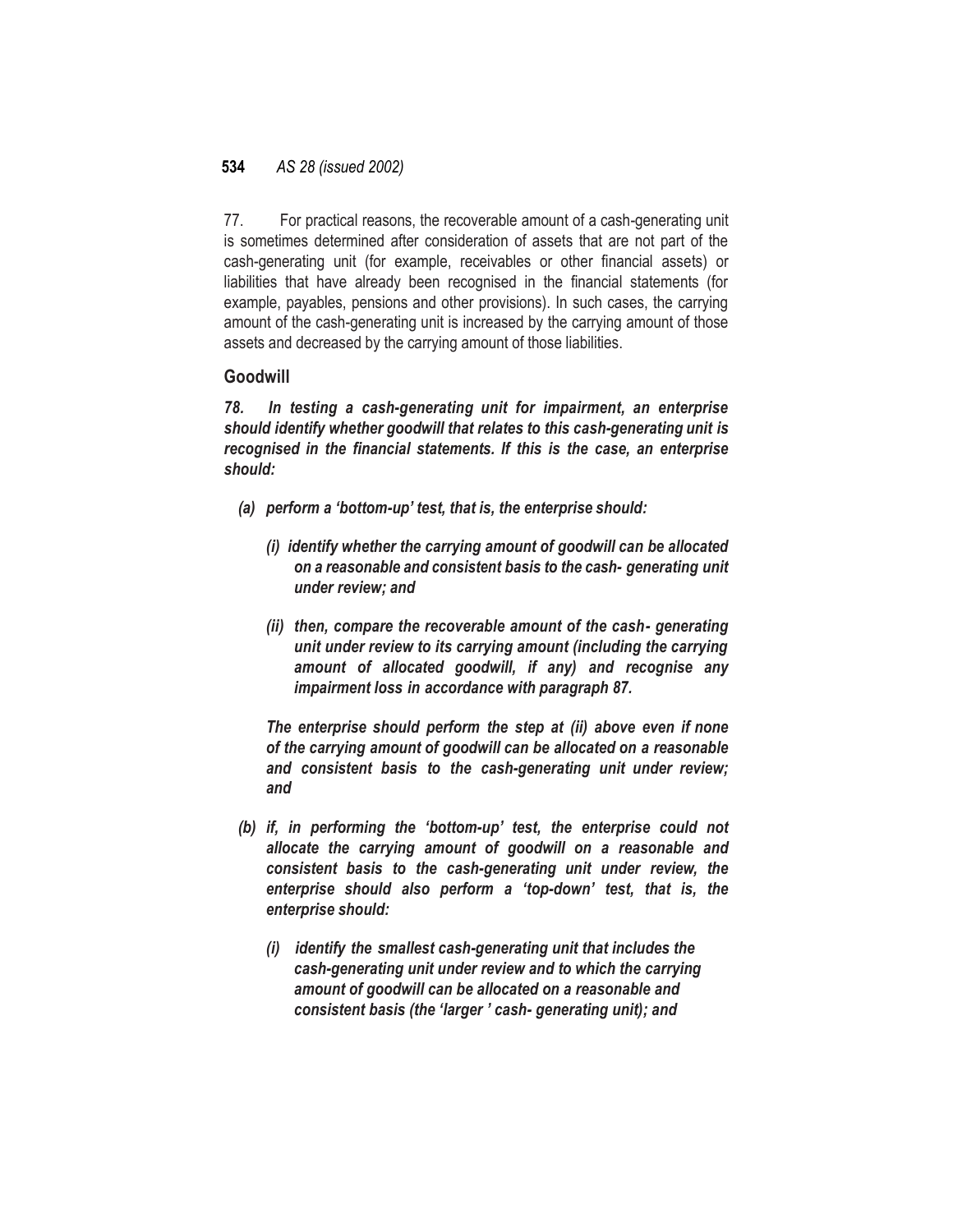77. For practical reasons, the recoverable amount of a cash-generating unit is sometimes determined after consideration of assets that are not part of the cash-generating unit (for example, receivables or other financial assets) or liabilities that have already been recognised in the financial statements (for example, payables, pensions and other provisions). In such cases, the carrying amount of the cash-generating unit is increased by the carrying amount of those assets and decreased by the carrying amount of those liabilities.

### Goodwill

***78. In testing a cash-generating unit for impairment, an enterprise should identify whether goodwill that relates to this cash-generating unit is recognised in the financial statements. If this is the case, an enterprise should:***

***(a) perform a 'bottom-up' test, that is, the enterprise should:***

***(i) identify whether the carrying amount of goodwill can be allocated on a reasonable and consistent basis to the cash- generating unit under review; and***

***(ii) then, compare the recoverable amount of the cash- generating unit under review to its carrying amount (including the carrying amount of allocated goodwill, if any) and recognise any impairment loss in accordance with paragraph 87.***

***The enterprise should perform the step at (ii) above even if none of the carrying amount of goodwill can be allocated on a reasonable and consistent basis to the cash-generating unit under review; and***

***(b) if, in performing the 'bottom-up' test, the enterprise could not allocate the carrying amount of goodwill on a reasonable and consistent basis to the cash-generating unit under review, the enterprise should also perform a 'top-down' test, that is, the enterprise should:***

***(i) identify the smallest cash-generating unit that includes the cash-generating unit under review and to which the carrying amount of goodwill can be allocated on a reasonable and consistent basis (the 'larger ' cash- generating unit); and***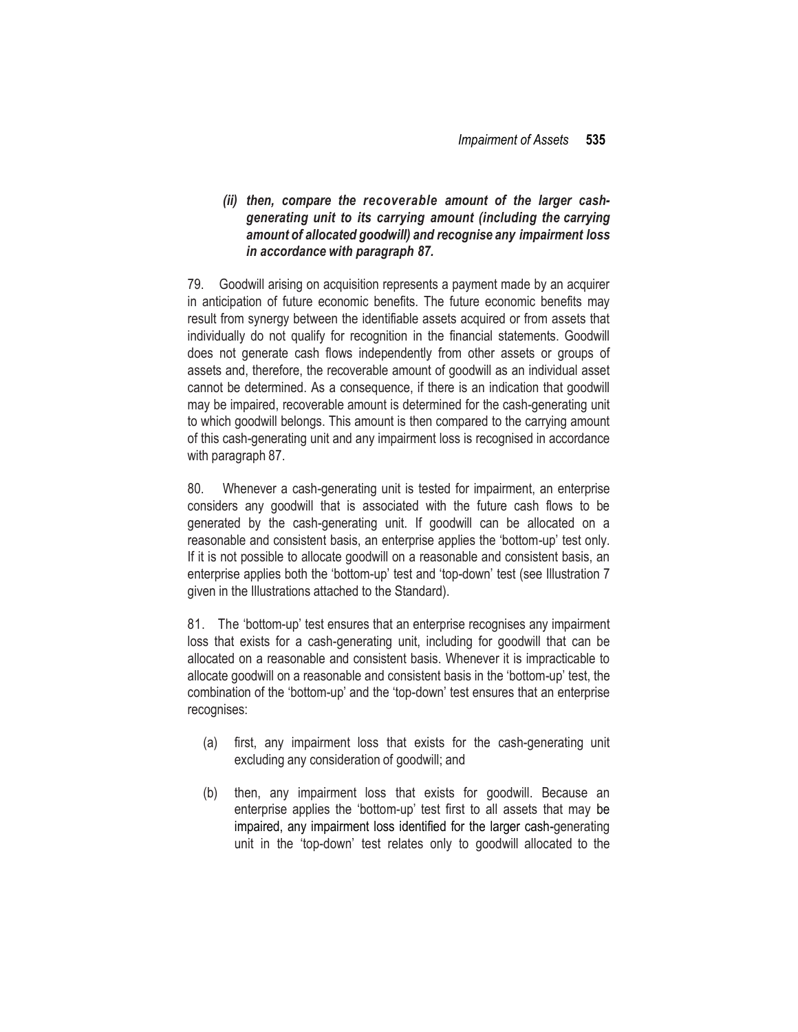*(ii) **then, compare the recoverable amount of the larger cash-generating unit to its carrying amount (including the carrying amount of allocated goodwill) and recognise any impairment loss in accordance with paragraph 87.***

79. Goodwill arising on acquisition represents a payment made by an acquirer in anticipation of future economic benefits. The future economic benefits may result from synergy between the identifiable assets acquired or from assets that individually do not qualify for recognition in the financial statements. Goodwill does not generate cash flows independently from other assets or groups of assets and, therefore, the recoverable amount of goodwill as an individual asset cannot be determined. As a consequence, if there is an indication that goodwill may be impaired, recoverable amount is determined for the cash-generating unit to which goodwill belongs. This amount is then compared to the carrying amount of this cash-generating unit and any impairment loss is recognised in accordance with paragraph 87.

80. Whenever a cash-generating unit is tested for impairment, an enterprise considers any goodwill that is associated with the future cash flows to be generated by the cash-generating unit. If goodwill can be allocated on a reasonable and consistent basis, an enterprise applies the 'bottom-up' test only. If it is not possible to allocate goodwill on a reasonable and consistent basis, an enterprise applies both the 'bottom-up' test and 'top-down' test (see Illustration 7 given in the Illustrations attached to the Standard).

81. The 'bottom-up' test ensures that an enterprise recognises any impairment loss that exists for a cash-generating unit, including for goodwill that can be allocated on a reasonable and consistent basis. Whenever it is impracticable to allocate goodwill on a reasonable and consistent basis in the 'bottom-up' test, the combination of the 'bottom-up' and the 'top-down' test ensures that an enterprise recognises:

(a) first, any impairment loss that exists for the cash-generating unit excluding any consideration of goodwill; and

(b) then, any impairment loss that exists for goodwill. Because an enterprise applies the 'bottom-up' test first to all assets that may be impaired, any impairment loss identified for the larger cash-generating unit in the 'top-down' test relates only to goodwill allocated to the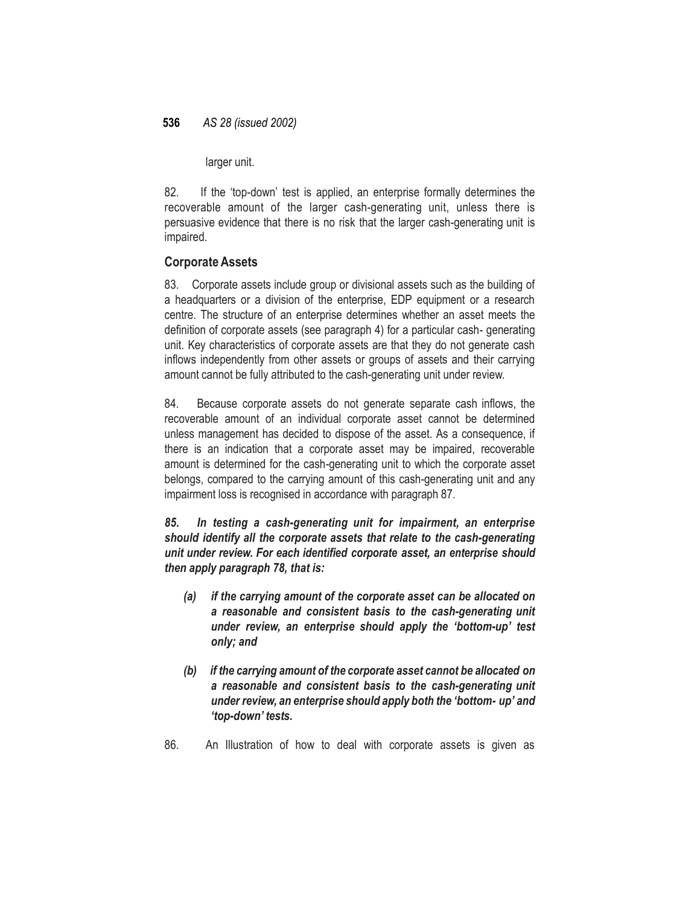larger unit.

82. If the 'top-down' test is applied, an enterprise formally determines the recoverable amount of the larger cash-generating unit, unless there is persuasive evidence that there is no risk that the larger cash-generating unit is impaired.

### Corporate Assets

83. Corporate assets include group or divisional assets such as the building of a headquarters or a division of the enterprise, EDP equipment or a research centre. The structure of an enterprise determines whether an asset meets the definition of corporate assets (see paragraph 4) for a particular cash- generating unit. Key characteristics of corporate assets are that they do not generate cash inflows independently from other assets or groups of assets and their carrying amount cannot be fully attributed to the cash-generating unit under review.

84. Because corporate assets do not generate separate cash inflows, the recoverable amount of an individual corporate asset cannot be determined unless management has decided to dispose of the asset. As a consequence, if there is an indication that a corporate asset may be impaired, recoverable amount is determined for the cash-generating unit to which the corporate asset belongs, compared to the carrying amount of this cash-generating unit and any impairment loss is recognised in accordance with paragraph 87.

***85. In testing a cash-generating unit for impairment, an enterprise should identify all the corporate assets that relate to the cash-generating unit under review. For each identified corporate asset, an enterprise should then apply paragraph 78, that is:***

- ***(a) if the carrying amount of the corporate asset can be allocated on a reasonable and consistent basis to the cash-generating unit under review, an enterprise should apply the 'bottom-up' test only; and***

- ***(b) if the carrying amount of the corporate asset cannot be allocated on a reasonable and consistent basis to the cash-generating unit under review, an enterprise should apply both the 'bottom- up' and 'top-down' tests.***

86. An Illustration of how to deal with corporate assets is given as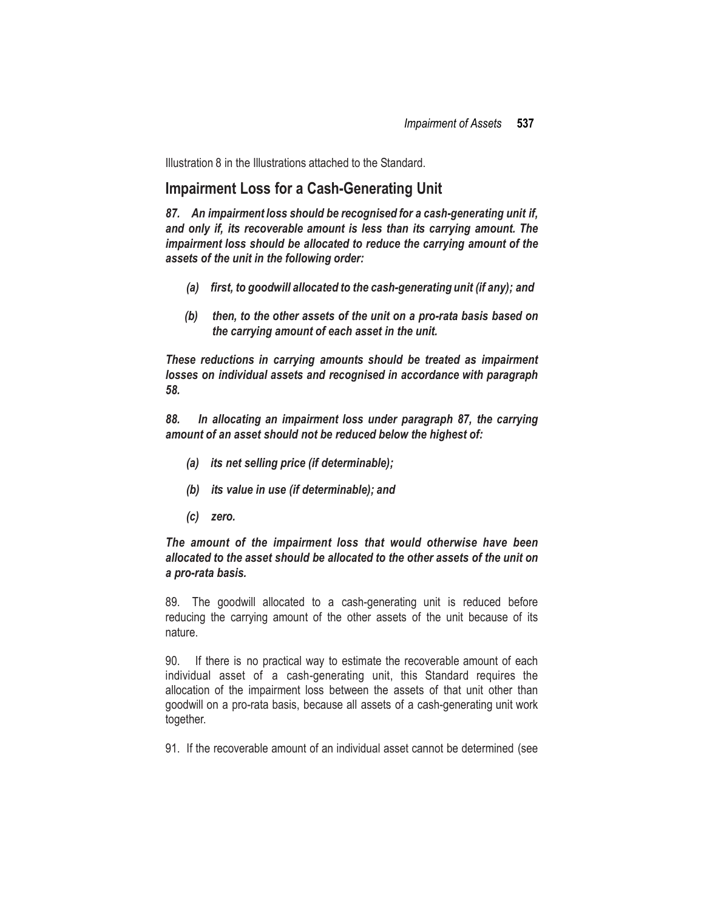Illustration 8 in the Illustrations attached to the Standard.

## Impairment Loss for a Cash-Generating Unit

***87. An impairment loss should be recognised for a cash-generating unit if, and only if, its recoverable amount is less than its carrying amount. The impairment loss should be allocated to reduce the carrying amount of the assets of the unit in the following order:***

- ***(a) first, to goodwill allocated to the cash-generating unit (if any); and***
- ***(b) then, to the other assets of the unit on a pro-rata basis based on the carrying amount of each asset in the unit.***

***These reductions in carrying amounts should be treated as impairment losses on individual assets and recognised in accordance with paragraph 58.***

***88. In allocating an impairment loss under paragraph 87, the carrying amount of an asset should not be reduced below the highest of:***

- ***(a) its net selling price (if determinable);***
- ***(b) its value in use (if determinable); and***
- ***(c) zero.***

***The amount of the impairment loss that would otherwise have been allocated to the asset should be allocated to the other assets of the unit on a pro-rata basis.***

89. The goodwill allocated to a cash-generating unit is reduced before reducing the carrying amount of the other assets of the unit because of its nature.

90. If there is no practical way to estimate the recoverable amount of each individual asset of a cash-generating unit, this Standard requires the allocation of the impairment loss between the assets of that unit other than goodwill on a pro-rata basis, because all assets of a cash-generating unit work together.

91. If the recoverable amount of an individual asset cannot be determined (see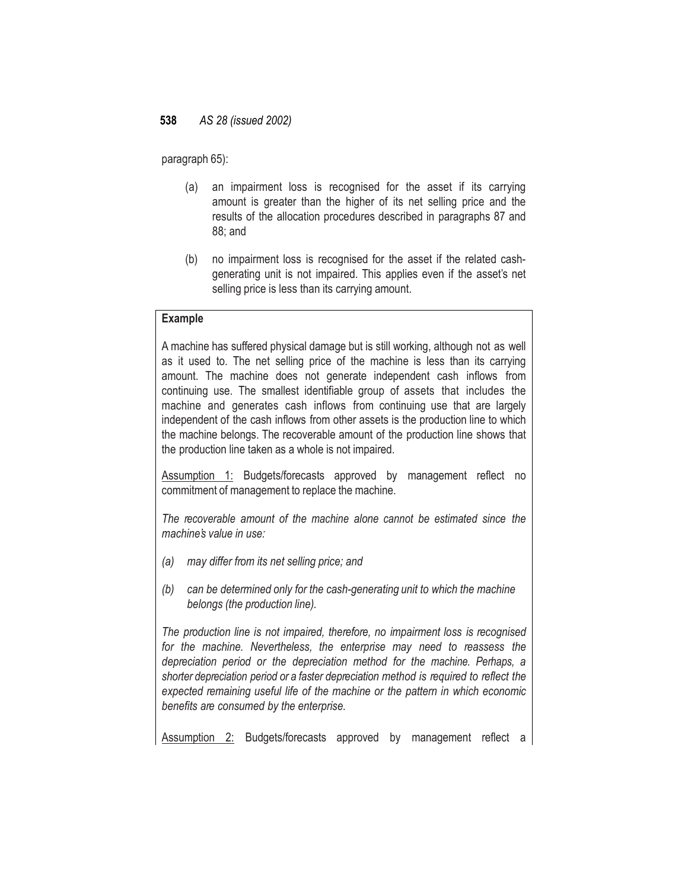paragraph 65):

(a) an impairment loss is recognised for the asset if its carrying amount is greater than the higher of its net selling price and the results of the allocation procedures described in paragraphs 87 and 88; and

(b) no impairment loss is recognised for the asset if the related cash-generating unit is not impaired. This applies even if the asset's net selling price is less than its carrying amount.

**Example**

A machine has suffered physical damage but is still working, although not as well as it used to. The net selling price of the machine is less than its carrying amount. The machine does not generate independent cash inflows from continuing use. The smallest identifiable group of assets that includes the machine and generates cash inflows from continuing use that are largely independent of the cash inflows from other assets is the production line to which the machine belongs. The recoverable amount of the production line shows that the production line taken as a whole is not impaired.

<u>Assumption 1:</u> Budgets/forecasts approved by management reflect no commitment of management to replace the machine.

*The recoverable amount of the machine alone cannot be estimated since the machine's value in use:*

*(a) may differ from its net selling price; and*

*(b) can be determined only for the cash-generating unit to which the machine belongs (the production line).*

*The production line is not impaired, therefore, no impairment loss is recognised for the machine. Nevertheless, the enterprise may need to reassess the depreciation period or the depreciation method for the machine. Perhaps, a shorter depreciation period or a faster depreciation method is required to reflect the expected remaining useful life of the machine or the pattern in which economic benefits are consumed by the enterprise.*

<u>Assumption 2:</u> Budgets/forecasts approved by management reflect a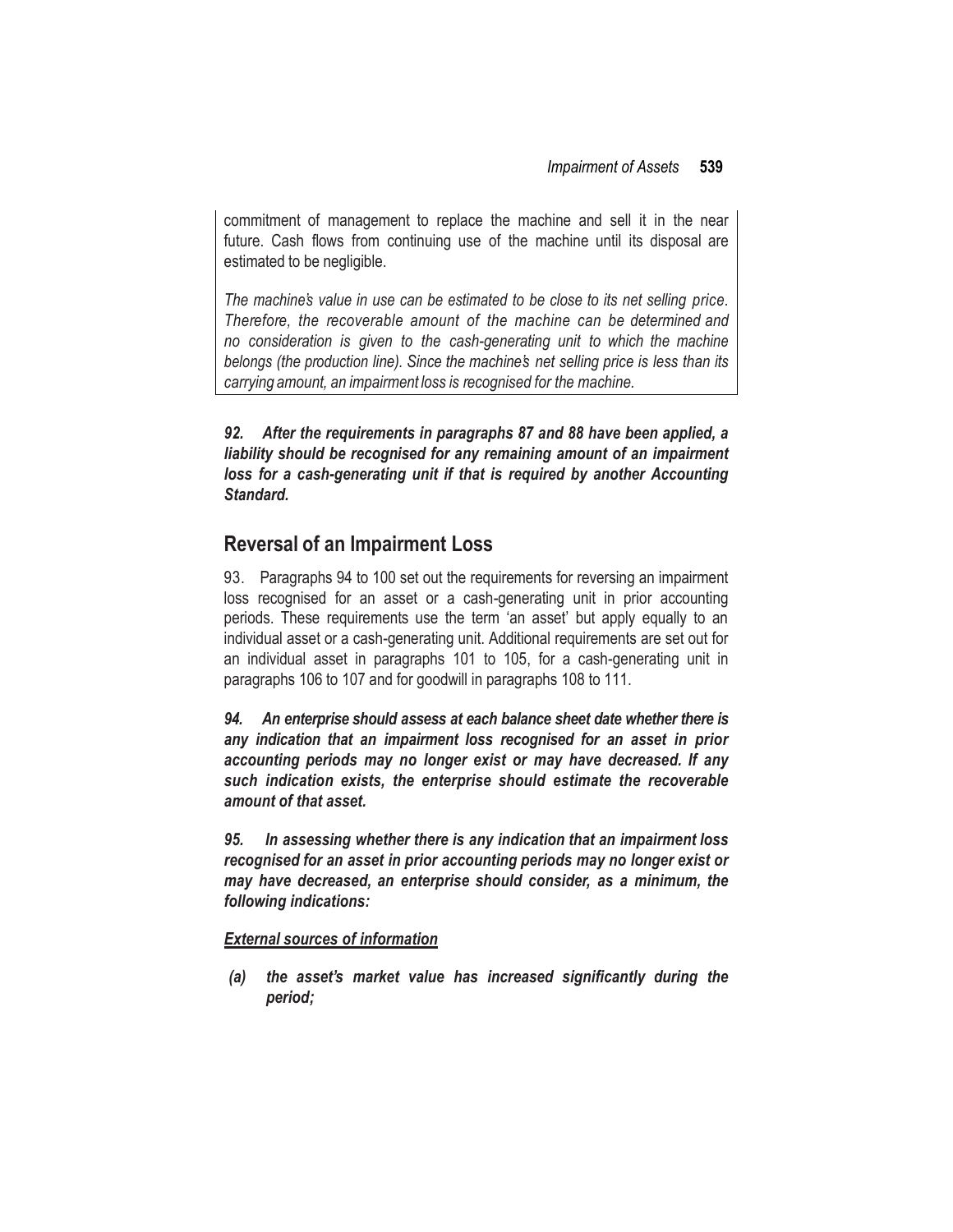commitment of management to replace the machine and sell it in the near future. Cash flows from continuing use of the machine until its disposal are estimated to be negligible.

*The machine's value in use can be estimated to be close to its net selling price. Therefore, the recoverable amount of the machine can be determined and no consideration is given to the cash-generating unit to which the machine belongs (the production line). Since the machine's net selling price is less than its carrying amount, an impairment loss is recognised for the machine.*

***92. After the requirements in paragraphs 87 and 88 have been applied, a liability should be recognised for any remaining amount of an impairment loss for a cash-generating unit if that is required by another Accounting Standard.***

## Reversal of an Impairment Loss

93. Paragraphs 94 to 100 set out the requirements for reversing an impairment loss recognised for an asset or a cash-generating unit in prior accounting periods. These requirements use the term 'an asset' but apply equally to an individual asset or a cash-generating unit. Additional requirements are set out for an individual asset in paragraphs 101 to 105, for a cash-generating unit in paragraphs 106 to 107 and for goodwill in paragraphs 108 to 111.

***94. An enterprise should assess at each balance sheet date whether there is any indication that an impairment loss recognised for an asset in prior accounting periods may no longer exist or may have decreased. If any such indication exists, the enterprise should estimate the recoverable amount of that asset.***

***95. In assessing whether there is any indication that an impairment loss recognised for an asset in prior accounting periods may no longer exist or may have decreased, an enterprise should consider, as a minimum, the following indications:***

***<u>External sources of information</u>***

***(a) the asset's market value has increased significantly during the period;***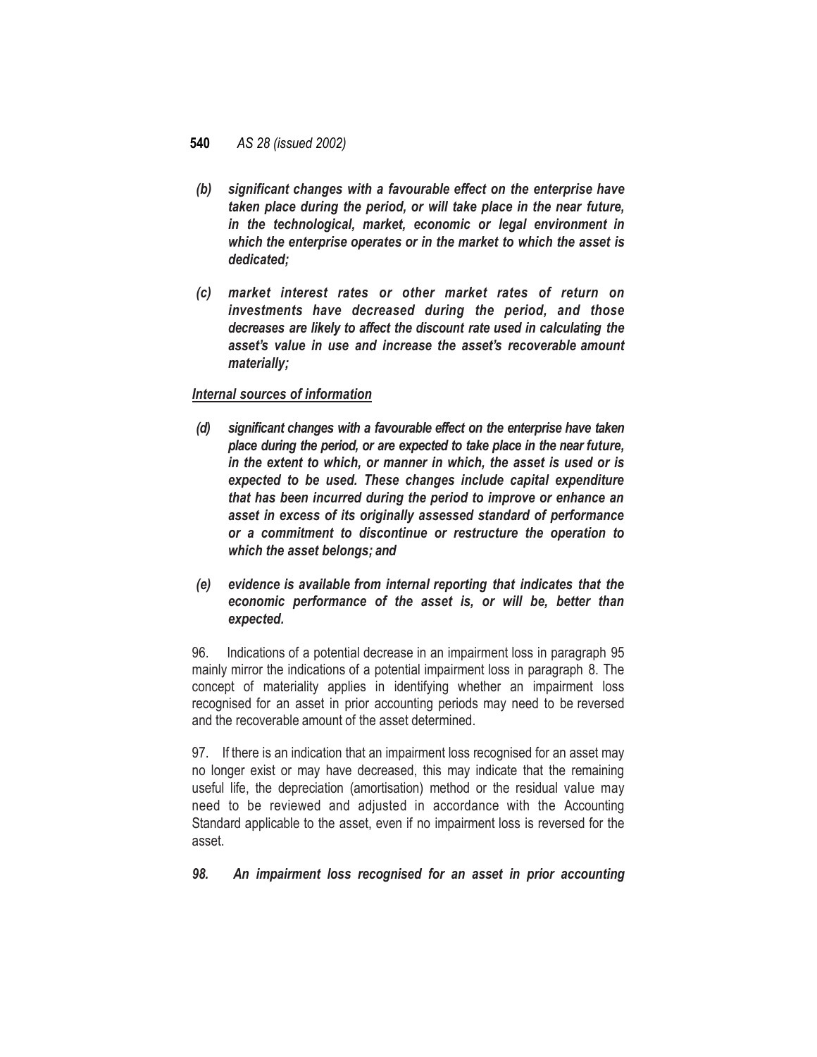*(b) significant changes with a favourable effect on the enterprise have taken place during the period, or will take place in the near future, in the technological, market, economic or legal environment in which the enterprise operates or in the market to which the asset is dedicated;*

*(c) market interest rates or other market rates of return on investments have decreased during the period, and those decreases are likely to affect the discount rate used in calculating the asset's value in use and increase the asset's recoverable amount materially;*

***Internal sources of information***

*(d) significant changes with a favourable effect on the enterprise have taken place during the period, or are expected to take place in the near future, in the extent to which, or manner in which, the asset is used or is expected to be used. These changes include capital expenditure that has been incurred during the period to improve or enhance an asset in excess of its originally assessed standard of performance or a commitment to discontinue or restructure the operation to which the asset belongs; and*

*(e) evidence is available from internal reporting that indicates that the economic performance of the asset is, or will be, better than expected.*

96. Indications of a potential decrease in an impairment loss in paragraph 95 mainly mirror the indications of a potential impairment loss in paragraph 8. The concept of materiality applies in identifying whether an impairment loss recognised for an asset in prior accounting periods may need to be reversed and the recoverable amount of the asset determined.

97. If there is an indication that an impairment loss recognised for an asset may no longer exist or may have decreased, this may indicate that the remaining useful life, the depreciation (amortisation) method or the residual value may need to be reviewed and adjusted in accordance with the Accounting Standard applicable to the asset, even if no impairment loss is reversed for the asset.

***98. An impairment loss recognised for an asset in prior accounting***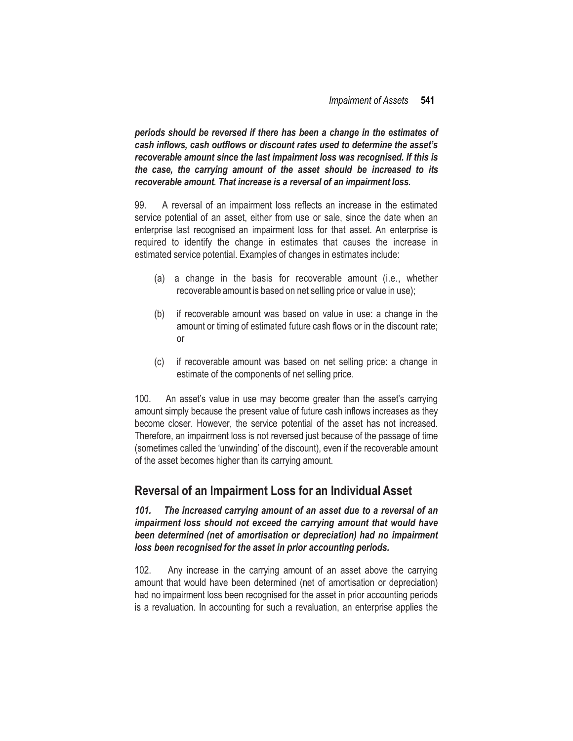***periods should be reversed if there has been a change in the estimates of cash inflows, cash outflows or discount rates used to determine the asset's recoverable amount since the last impairment loss was recognised. If this is the case, the carrying amount of the asset should be increased to its recoverable amount. That increase is a reversal of an impairment loss.***

99. A reversal of an impairment loss reflects an increase in the estimated service potential of an asset, either from use or sale, since the date when an enterprise last recognised an impairment loss for that asset. An enterprise is required to identify the change in estimates that causes the increase in estimated service potential. Examples of changes in estimates include:

(a) a change in the basis for recoverable amount (i.e., whether recoverable amount is based on net selling price or value in use);

(b) if recoverable amount was based on value in use: a change in the amount or timing of estimated future cash flows or in the discount rate; or

(c) if recoverable amount was based on net selling price: a change in estimate of the components of net selling price.

100. An asset's value in use may become greater than the asset's carrying amount simply because the present value of future cash inflows increases as they become closer. However, the service potential of the asset has not increased. Therefore, an impairment loss is not reversed just because of the passage of time (sometimes called the 'unwinding' of the discount), even if the recoverable amount of the asset becomes higher than its carrying amount.

## Reversal of an Impairment Loss for an Individual Asset

***101. The increased carrying amount of an asset due to a reversal of an impairment loss should not exceed the carrying amount that would have been determined (net of amortisation or depreciation) had no impairment loss been recognised for the asset in prior accounting periods.***

102. Any increase in the carrying amount of an asset above the carrying amount that would have been determined (net of amortisation or depreciation) had no impairment loss been recognised for the asset in prior accounting periods is a revaluation. In accounting for such a revaluation, an enterprise applies the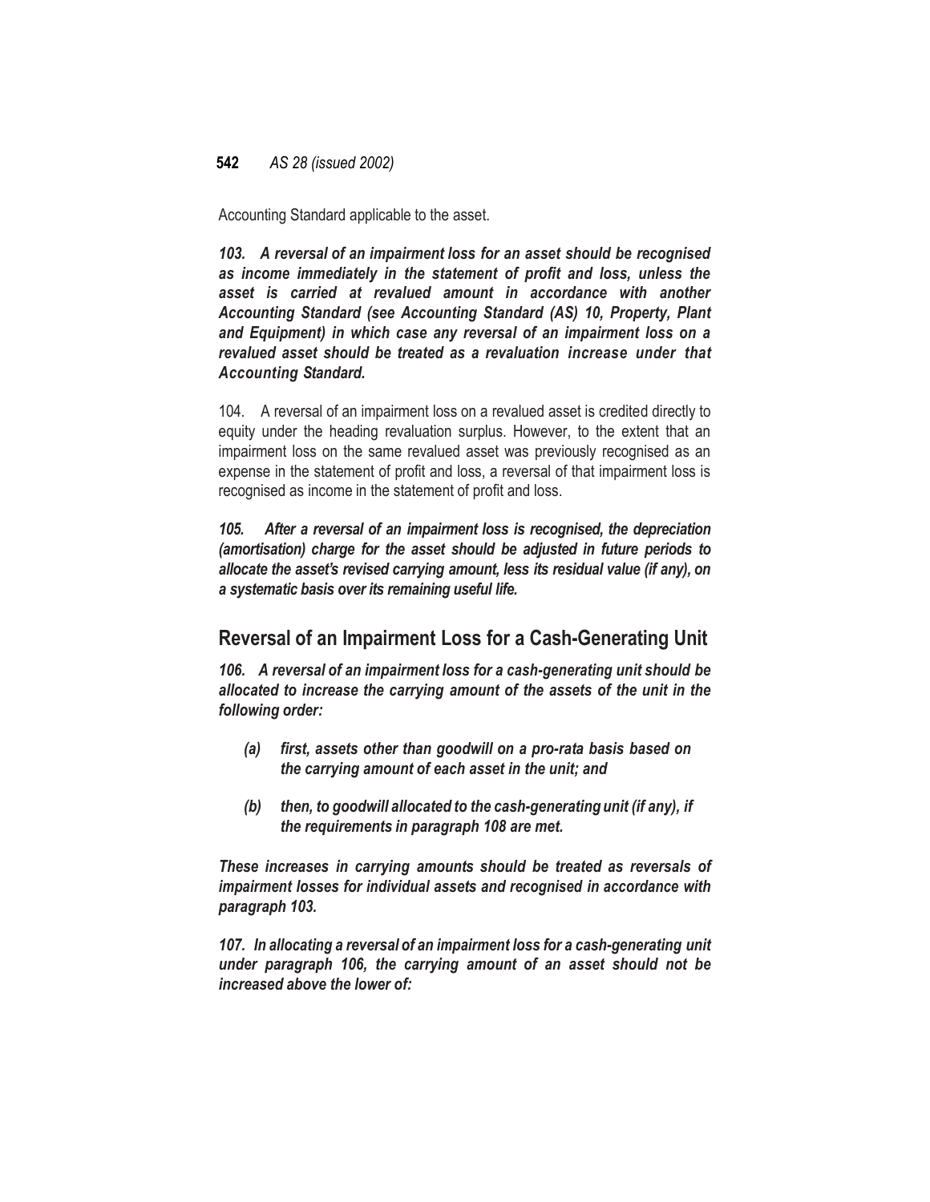Accounting Standard applicable to the asset.

***103. A reversal of an impairment loss for an asset should be recognised as income immediately in the statement of profit and loss, unless the asset is carried at revalued amount in accordance with another Accounting Standard (see Accounting Standard (AS) 10, Property, Plant and Equipment) in which case any reversal of an impairment loss on a revalued asset should be treated as a revaluation increase under that Accounting Standard.***

104. A reversal of an impairment loss on a revalued asset is credited directly to equity under the heading revaluation surplus. However, to the extent that an impairment loss on the same revalued asset was previously recognised as an expense in the statement of profit and loss, a reversal of that impairment loss is recognised as income in the statement of profit and loss.

***105. After a reversal of an impairment loss is recognised, the depreciation (amortisation) charge for the asset should be adjusted in future periods to allocate the asset's revised carrying amount, less its residual value (if any), on a systematic basis over its remaining useful life.***

## Reversal of an Impairment Loss for a Cash-Generating Unit

***106. A reversal of an impairment loss for a cash-generating unit should be allocated to increase the carrying amount of the assets of the unit in the following order:***

- ***(a) first, assets other than goodwill on a pro-rata basis based on the carrying amount of each asset in the unit; and***
- ***(b) then, to goodwill allocated to the cash-generating unit (if any), if the requirements in paragraph 108 are met.***

***These increases in carrying amounts should be treated as reversals of impairment losses for individual assets and recognised in accordance with paragraph 103.***

***107. In allocating a reversal of an impairment loss for a cash-generating unit under paragraph 106, the carrying amount of an asset should not be increased above the lower of:***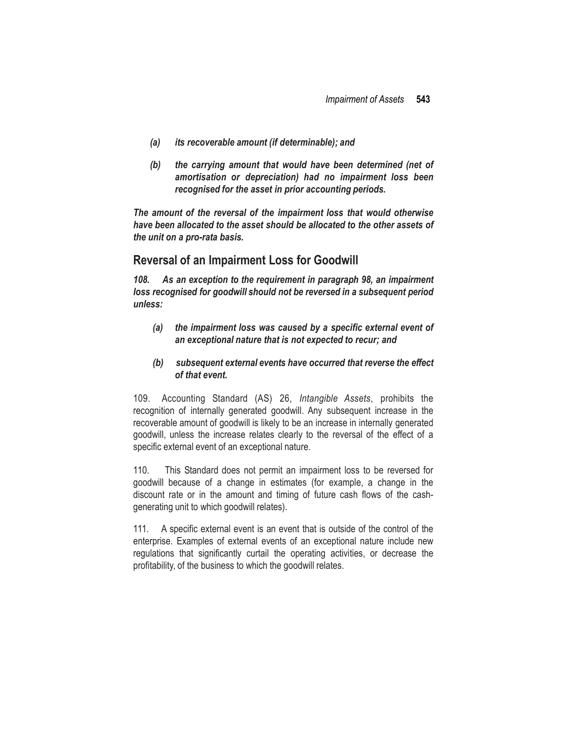*(a) its recoverable amount (if determinable); and*

*(b) the carrying amount that would have been determined (net of amortisation or depreciation) had no impairment loss been recognised for the asset in prior accounting periods.*

***The amount of the reversal of the impairment loss that would otherwise have been allocated to the asset should be allocated to the other assets of the unit on a pro-rata basis.***

## Reversal of an Impairment Loss for Goodwill

***108. As an exception to the requirement in paragraph 98, an impairment loss recognised for goodwill should not be reversed in a subsequent period unless:***

***(a) the impairment loss was caused by a specific external event of an exceptional nature that is not expected to recur; and***

***(b) subsequent external events have occurred that reverse the effect of that event.***

109. Accounting Standard (AS) 26, *Intangible Assets*, prohibits the recognition of internally generated goodwill. Any subsequent increase in the recoverable amount of goodwill is likely to be an increase in internally generated goodwill, unless the increase relates clearly to the reversal of the effect of a specific external event of an exceptional nature.

110. This Standard does not permit an impairment loss to be reversed for goodwill because of a change in estimates (for example, a change in the discount rate or in the amount and timing of future cash flows of the cash-generating unit to which goodwill relates).

111. A specific external event is an event that is outside of the control of the enterprise. Examples of external events of an exceptional nature include new regulations that significantly curtail the operating activities, or decrease the profitability, of the business to which the goodwill relates.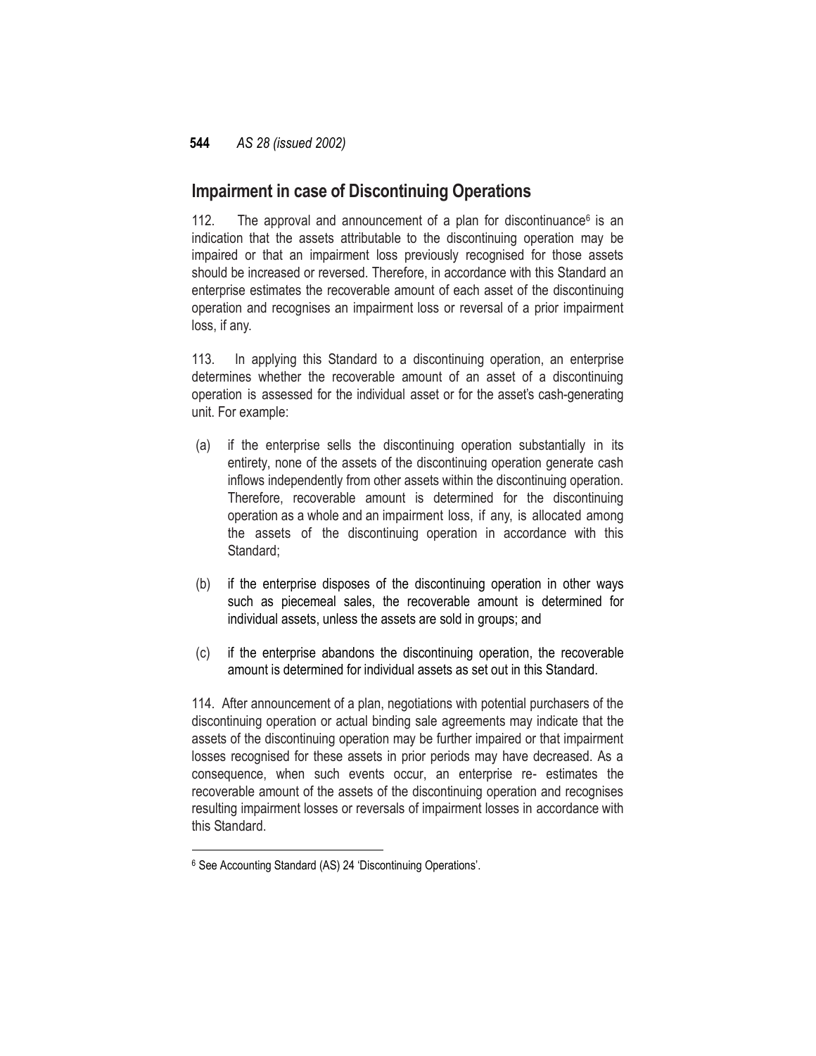## Impairment in case of Discontinuing Operations

112. The approval and announcement of a plan for discontinuance[6] is an indication that the assets attributable to the discontinuing operation may be impaired or that an impairment loss previously recognised for those assets should be increased or reversed. Therefore, in accordance with this Standard an enterprise estimates the recoverable amount of each asset of the discontinuing operation and recognises an impairment loss or reversal of a prior impairment loss, if any.

113. In applying this Standard to a discontinuing operation, an enterprise determines whether the recoverable amount of an asset of a discontinuing operation is assessed for the individual asset or for the asset's cash-generating unit. For example:

(a) if the enterprise sells the discontinuing operation substantially in its entirety, none of the assets of the discontinuing operation generate cash inflows independently from other assets within the discontinuing operation. Therefore, recoverable amount is determined for the discontinuing operation as a whole and an impairment loss, if any, is allocated among the assets of the discontinuing operation in accordance with this Standard;

(b) if the enterprise disposes of the discontinuing operation in other ways such as piecemeal sales, the recoverable amount is determined for individual assets, unless the assets are sold in groups; and

(c) if the enterprise abandons the discontinuing operation, the recoverable amount is determined for individual assets as set out in this Standard.

114. After announcement of a plan, negotiations with potential purchasers of the discontinuing operation or actual binding sale agreements may indicate that the assets of the discontinuing operation may be further impaired or that impairment losses recognised for these assets in prior periods may have decreased. As a consequence, when such events occur, an enterprise re- estimates the recoverable amount of the assets of the discontinuing operation and recognises resulting impairment losses or reversals of impairment losses in accordance with this Standard.

---

[6] See Accounting Standard (AS) 24 'Discontinuing Operations'.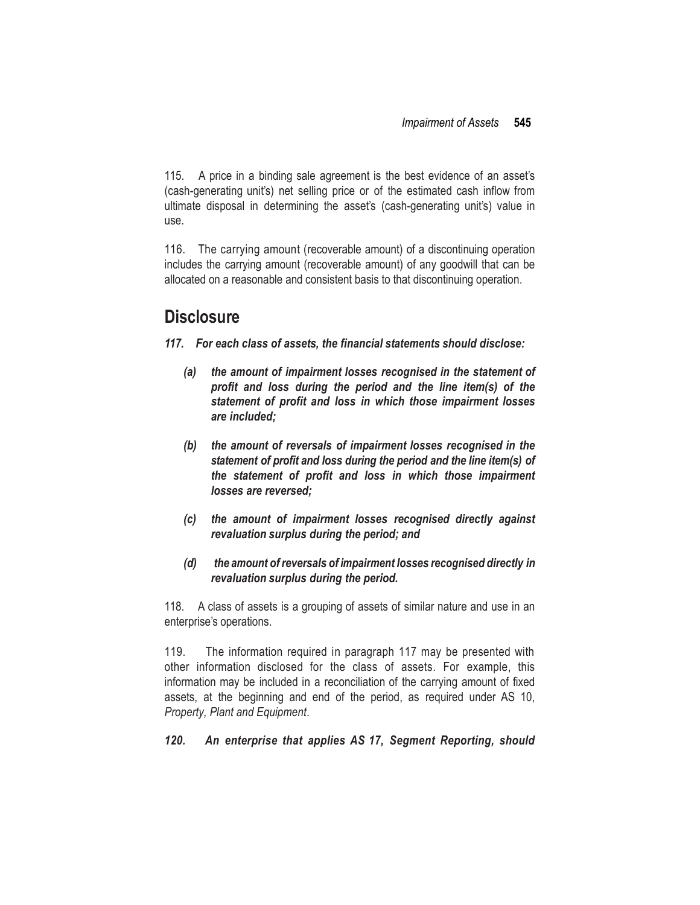115. A price in a binding sale agreement is the best evidence of an asset's (cash-generating unit's) net selling price or of the estimated cash inflow from ultimate disposal in determining the asset's (cash-generating unit's) value in use.

116. The carrying amount (recoverable amount) of a discontinuing operation includes the carrying amount (recoverable amount) of any goodwill that can be allocated on a reasonable and consistent basis to that discontinuing operation.

## Disclosure

***117. For each class of assets, the financial statements should disclose:***

***(a) the amount of impairment losses recognised in the statement of profit and loss during the period and the line item(s) of the statement of profit and loss in which those impairment losses are included;***

***(b) the amount of reversals of impairment losses recognised in the statement of profit and loss during the period and the line item(s) of the statement of profit and loss in which those impairment losses are reversed;***

***(c) the amount of impairment losses recognised directly against revaluation surplus during the period; and***

***(d) the amount of reversals of impairment losses recognised directly in revaluation surplus during the period.***

118. A class of assets is a grouping of assets of similar nature and use in an enterprise's operations.

119. The information required in paragraph 117 may be presented with other information disclosed for the class of assets. For example, this information may be included in a reconciliation of the carrying amount of fixed assets, at the beginning and end of the period, as required under AS 10, *Property, Plant and Equipment*.

***120. An enterprise that applies AS 17, Segment Reporting, should***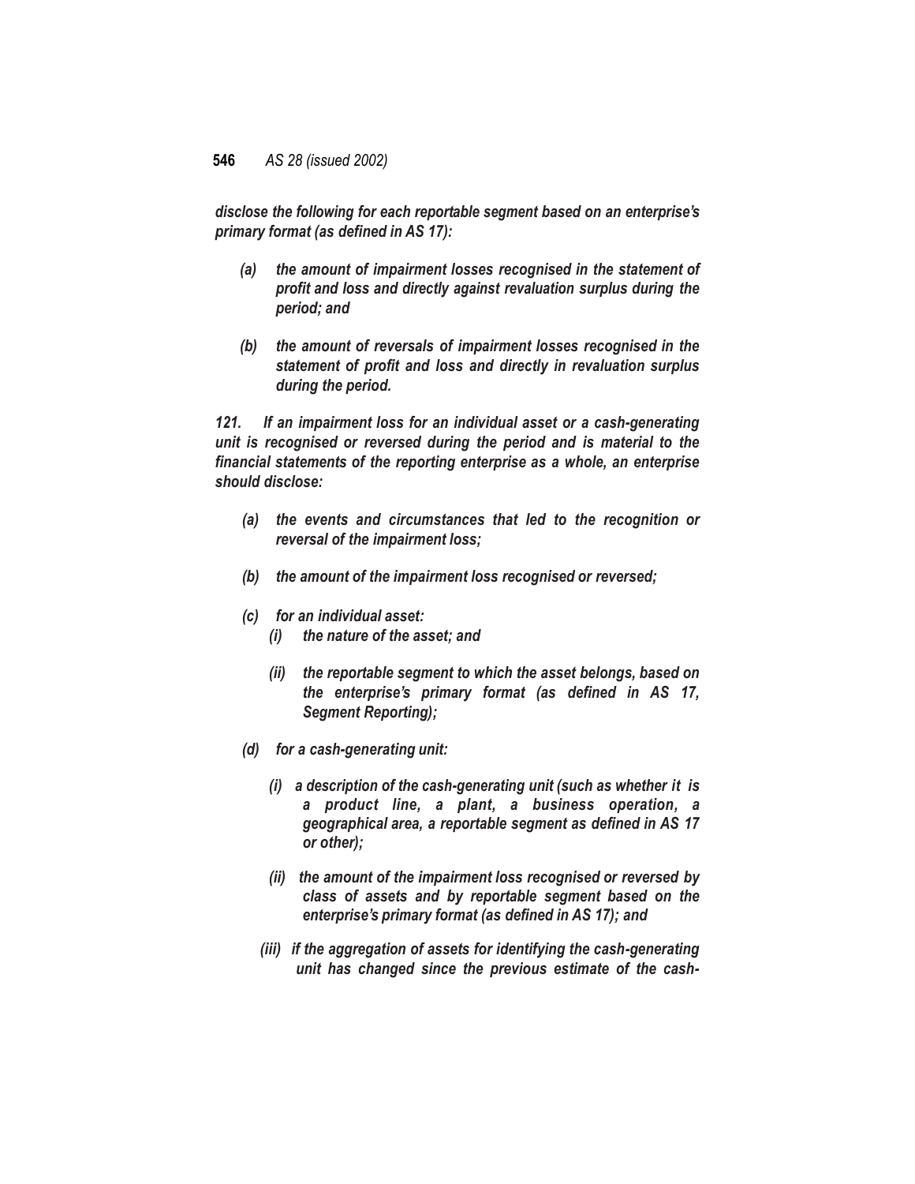*disclose the following for each reportable segment based on an enterprise's primary format (as defined in AS 17):*

- *(a) the amount of impairment losses recognised in the statement of profit and loss and directly against revaluation surplus during the period; and*
- *(b) the amount of reversals of impairment losses recognised in the statement of profit and loss and directly in revaluation surplus during the period.*

*121. If an impairment loss for an individual asset or a cash-generating unit is recognised or reversed during the period and is material to the financial statements of the reporting enterprise as a whole, an enterprise should disclose:*

- *(a) the events and circumstances that led to the recognition or reversal of the impairment loss;*
- *(b) the amount of the impairment loss recognised or reversed;*
- *(c) for an individual asset:*
  - *(i) the nature of the asset; and*
  - *(ii) the reportable segment to which the asset belongs, based on the enterprise's primary format (as defined in AS 17, Segment Reporting);*
- *(d) for a cash-generating unit:*
  - *(i) a description of the cash-generating unit (such as whether it is a product line, a plant, a business operation, a geographical area, a reportable segment as defined in AS 17 or other);*
  - *(ii) the amount of the impairment loss recognised or reversed by class of assets and by reportable segment based on the enterprise's primary format (as defined in AS 17); and*
  - *(iii) if the aggregation of assets for identifying the cash-generating unit has changed since the previous estimate of the cash-*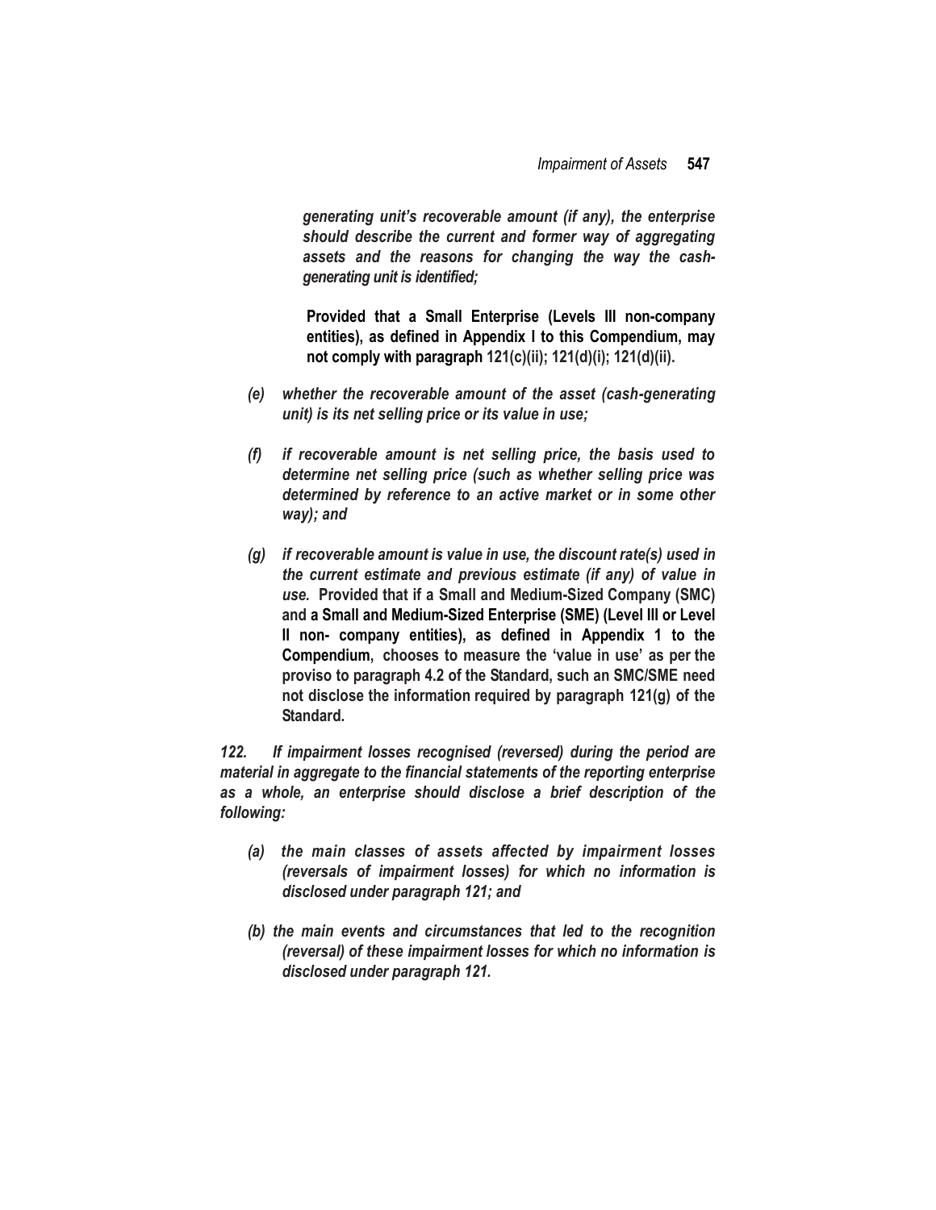*generating unit's recoverable amount (if any), the enterprise should describe the current and former way of aggregating assets and the reasons for changing the way the cash-generating unit is identified;*

**Provided that a Small Enterprise (Levels III non-company entities), as defined in Appendix I to this Compendium, may not comply with paragraph 121(c)(ii); 121(d)(i); 121(d)(ii).**

*(e) whether the recoverable amount of the asset (cash-generating unit) is its net selling price or its value in use;*

*(f) if recoverable amount is net selling price, the basis used to determine net selling price (such as whether selling price was determined by reference to an active market or in some other way); and*

*(g) if recoverable amount is value in use, the discount rate(s) used in the current estimate and previous estimate (if any) of value in use.* **Provided that if a Small and Medium-Sized Company (SMC) and a Small and Medium-Sized Enterprise (SME) (Level III or Level II non- company entities), as defined in Appendix 1 to the Compendium, chooses to measure the 'value in use' as per the proviso to paragraph 4.2 of the Standard, such an SMC/SME need not disclose the information required by paragraph 121(g) of the Standard.**

*122. If impairment losses recognised (reversed) during the period are material in aggregate to the financial statements of the reporting enterprise as a whole, an enterprise should disclose a brief description of the following:*

*(a) the main classes of assets affected by impairment losses (reversals of impairment losses) for which no information is disclosed under paragraph 121; and*

*(b) the main events and circumstances that led to the recognition (reversal) of these impairment losses for which no information is disclosed under paragraph 121.*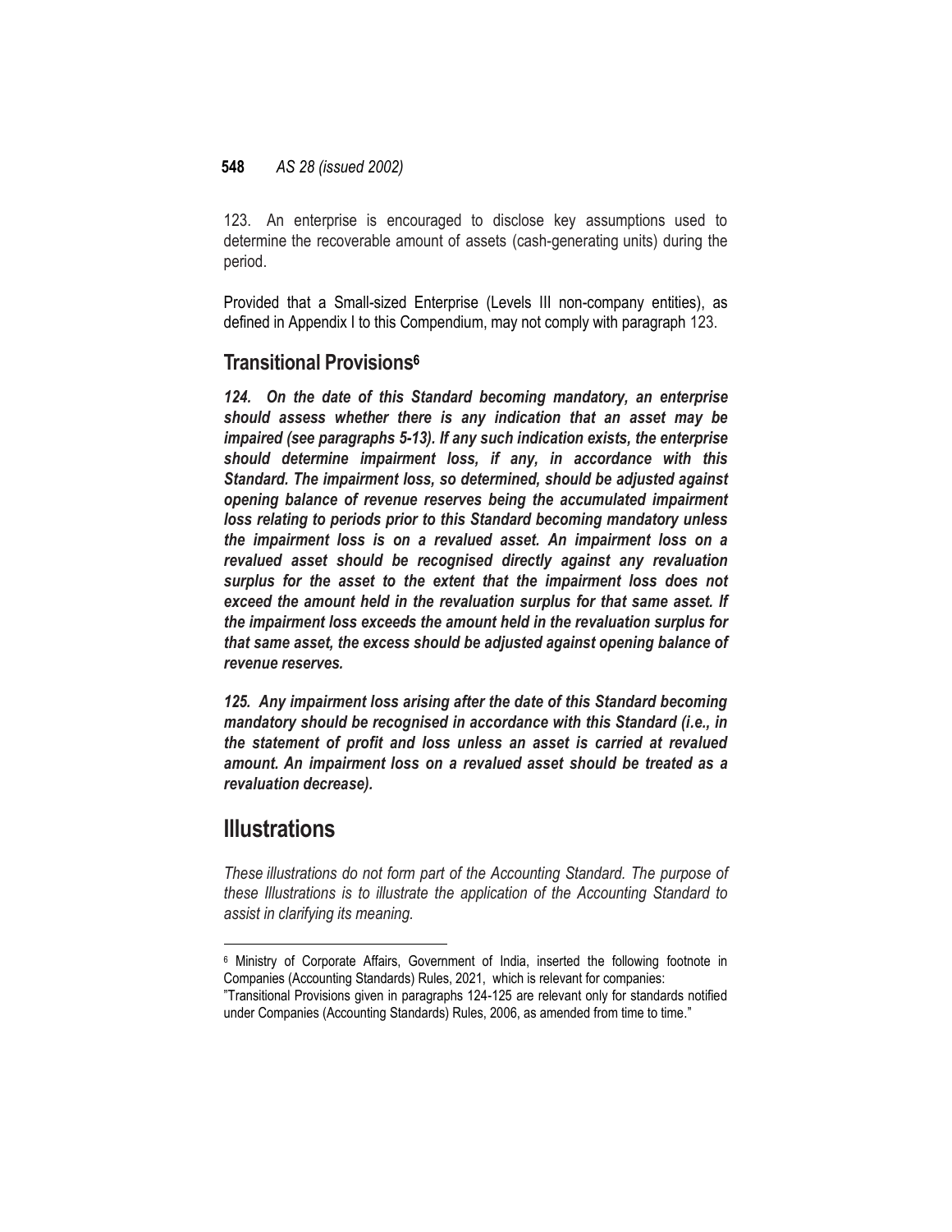123. An enterprise is encouraged to disclose key assumptions used to determine the recoverable amount of assets (cash-generating units) during the period.

Provided that a Small-sized Enterprise (Levels III non-company entities), as defined in Appendix I to this Compendium, may not comply with paragraph 123.

## Transitional Provisions[6]

***124. On the date of this Standard becoming mandatory, an enterprise should assess whether there is any indication that an asset may be impaired (see paragraphs 5-13). If any such indication exists, the enterprise should determine impairment loss, if any, in accordance with this Standard. The impairment loss, so determined, should be adjusted against opening balance of revenue reserves being the accumulated impairment loss relating to periods prior to this Standard becoming mandatory unless the impairment loss is on a revalued asset. An impairment loss on a revalued asset should be recognised directly against any revaluation surplus for the asset to the extent that the impairment loss does not exceed the amount held in the revaluation surplus for that same asset. If the impairment loss exceeds the amount held in the revaluation surplus for that same asset, the excess should be adjusted against opening balance of revenue reserves.***

***125. Any impairment loss arising after the date of this Standard becoming mandatory should be recognised in accordance with this Standard (i.e., in the statement of profit and loss unless an asset is carried at revalued amount. An impairment loss on a revalued asset should be treated as a revaluation decrease).***

# Illustrations

*These illustrations do not form part of the Accounting Standard. The purpose of these Illustrations is to illustrate the application of the Accounting Standard to assist in clarifying its meaning.*

---

[6] Ministry of Corporate Affairs, Government of India, inserted the following footnote in Companies (Accounting Standards) Rules, 2021, which is relevant for companies:
"Transitional Provisions given in paragraphs 124-125 are relevant only for standards notified under Companies (Accounting Standards) Rules, 2006, as amended from time to time."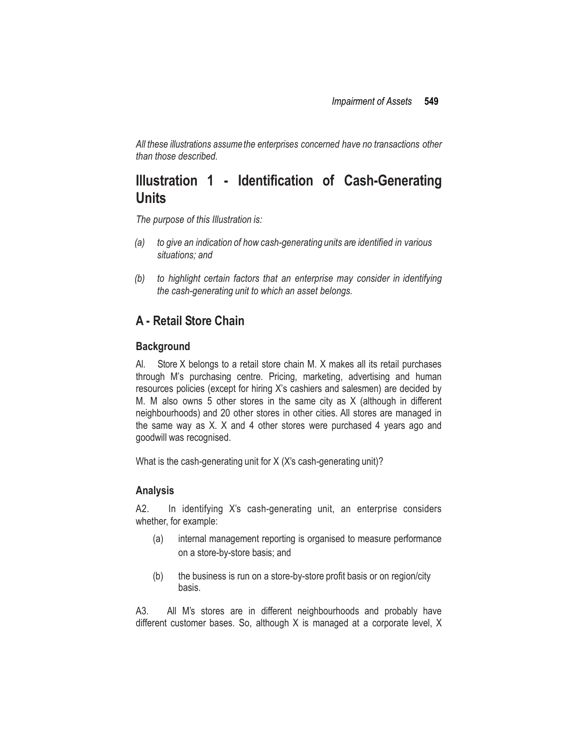*All these illustrations assume the enterprises concerned have no transactions other than those described.*

## Illustration 1 - Identification of Cash-Generating Units

*The purpose of this Illustration is:*

*(a) to give an indication of how cash-generating units are identified in various situations; and*

*(b) to highlight certain factors that an enterprise may consider in identifying the cash-generating unit to which an asset belongs.*

## A - Retail Store Chain

### Background

Al. Store X belongs to a retail store chain M. X makes all its retail purchases through M's purchasing centre. Pricing, marketing, advertising and human resources policies (except for hiring X's cashiers and salesmen) are decided by M. M also owns 5 other stores in the same city as X (although in different neighbourhoods) and 20 other stores in other cities. All stores are managed in the same way as X. X and 4 other stores were purchased 4 years ago and goodwill was recognised.

What is the cash-generating unit for X (X's cash-generating unit)?

### Analysis

A2. In identifying X's cash-generating unit, an enterprise considers whether, for example:

(a) internal management reporting is organised to measure performance on a store-by-store basis; and

(b) the business is run on a store-by-store profit basis or on region/city basis.

A3. All M's stores are in different neighbourhoods and probably have different customer bases. So, although X is managed at a corporate level, X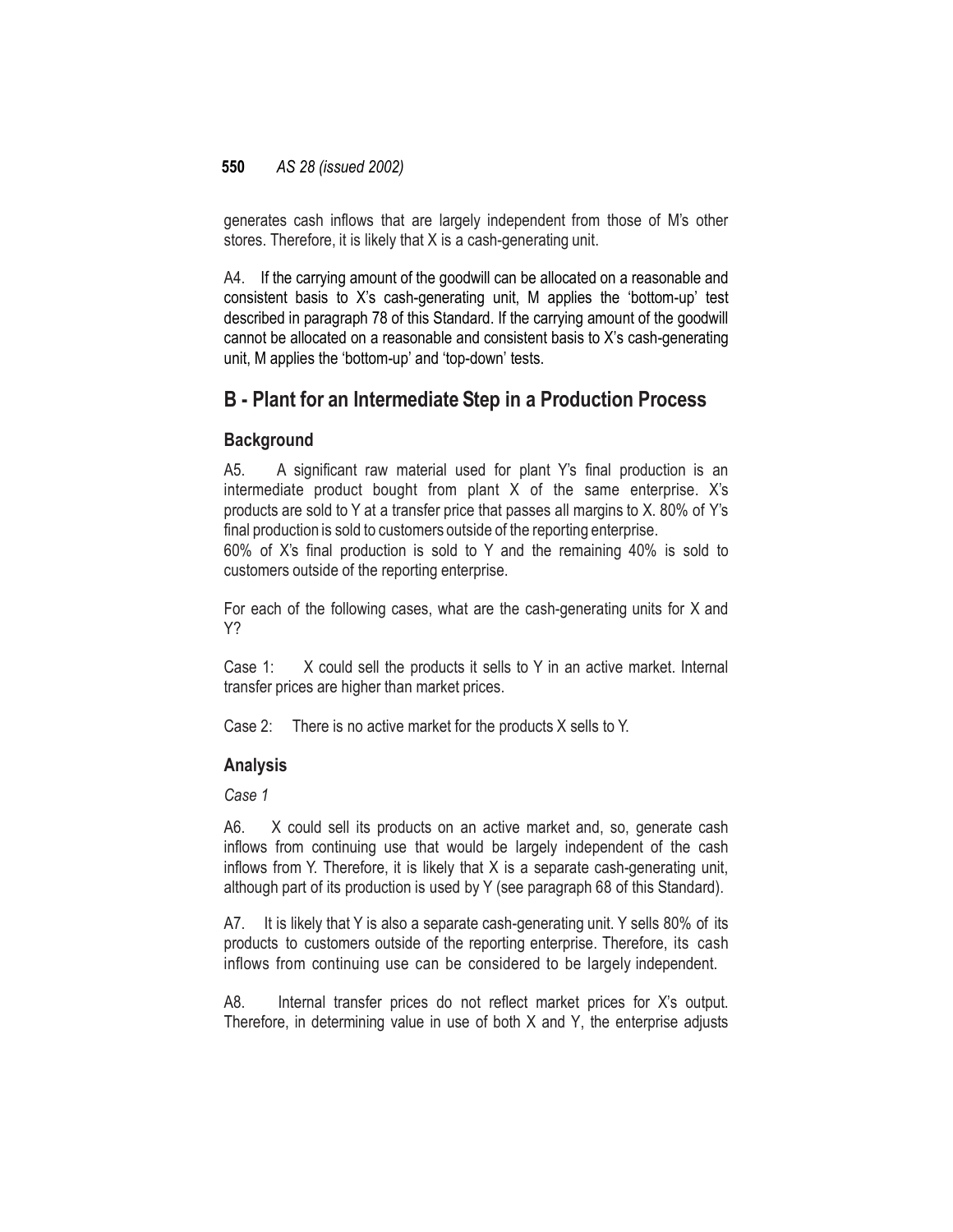generates cash inflows that are largely independent from those of M's other stores. Therefore, it is likely that X is a cash-generating unit.

A4. If the carrying amount of the goodwill can be allocated on a reasonable and consistent basis to X's cash-generating unit, M applies the 'bottom-up' test described in paragraph 78 of this Standard. If the carrying amount of the goodwill cannot be allocated on a reasonable and consistent basis to X's cash-generating unit, M applies the 'bottom-up' and 'top-down' tests.

## B - Plant for an Intermediate Step in a Production Process

### Background

A5. A significant raw material used for plant Y's final production is an intermediate product bought from plant X of the same enterprise. X's products are sold to Y at a transfer price that passes all margins to X. 80% of Y's final production is sold to customers outside of the reporting enterprise.
60% of X's final production is sold to Y and the remaining 40% is sold to customers outside of the reporting enterprise.

For each of the following cases, what are the cash-generating units for X and Y?

Case 1: X could sell the products it sells to Y in an active market. Internal transfer prices are higher than market prices.

Case 2: There is no active market for the products X sells to Y.

### Analysis

*Case 1*

A6. X could sell its products on an active market and, so, generate cash inflows from continuing use that would be largely independent of the cash inflows from Y. Therefore, it is likely that X is a separate cash-generating unit, although part of its production is used by Y (see paragraph 68 of this Standard).

A7. It is likely that Y is also a separate cash-generating unit. Y sells 80% of its products to customers outside of the reporting enterprise. Therefore, its cash inflows from continuing use can be considered to be largely independent.

A8. Internal transfer prices do not reflect market prices for X's output. Therefore, in determining value in use of both X and Y, the enterprise adjusts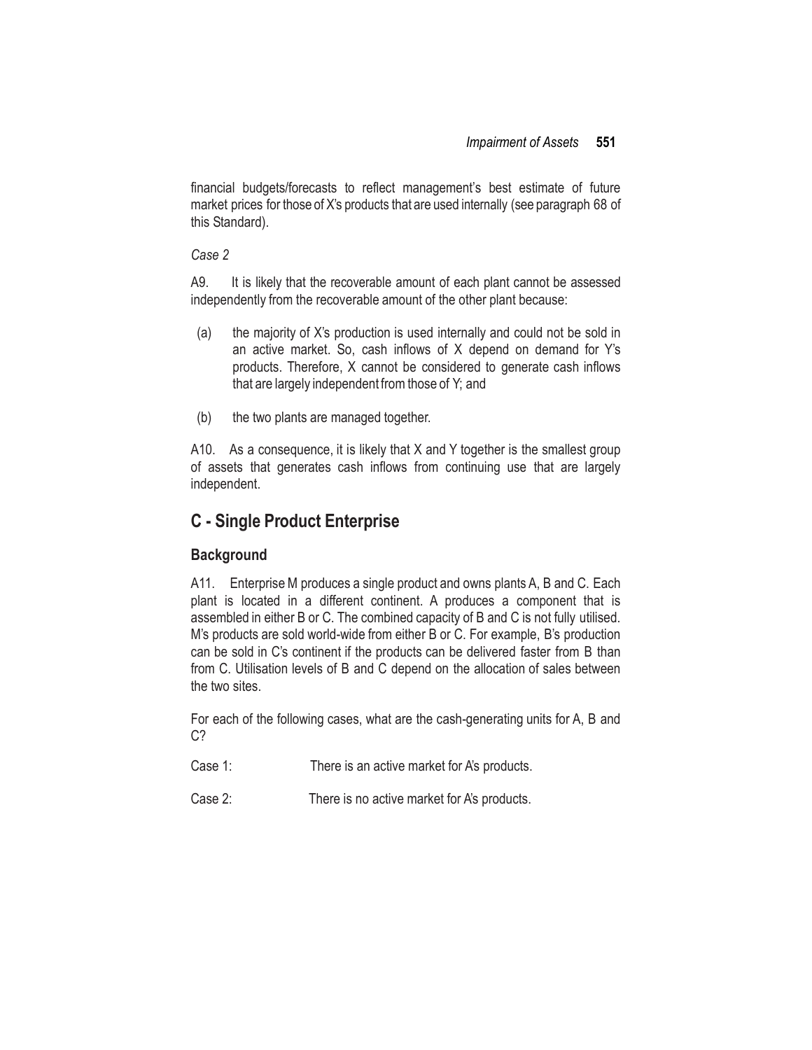financial budgets/forecasts to reflect management's best estimate of future market prices for those of X's products that are used internally (see paragraph 68 of this Standard).

*Case 2*

A9. It is likely that the recoverable amount of each plant cannot be assessed independently from the recoverable amount of the other plant because:

(a) the majority of X's production is used internally and could not be sold in an active market. So, cash inflows of X depend on demand for Y's products. Therefore, X cannot be considered to generate cash inflows that are largely independent from those of Y; and

(b) the two plants are managed together.

A10. As a consequence, it is likely that X and Y together is the smallest group of assets that generates cash inflows from continuing use that are largely independent.

## C - Single Product Enterprise

### Background

A11. Enterprise M produces a single product and owns plants A, B and C. Each plant is located in a different continent. A produces a component that is assembled in either B or C. The combined capacity of B and C is not fully utilised. M's products are sold world-wide from either B or C. For example, B's production can be sold in C's continent if the products can be delivered faster from B than from C. Utilisation levels of B and C depend on the allocation of sales between the two sites.

For each of the following cases, what are the cash-generating units for A, B and C?

Case 1: There is an active market for A's products.

Case 2: There is no active market for A's products.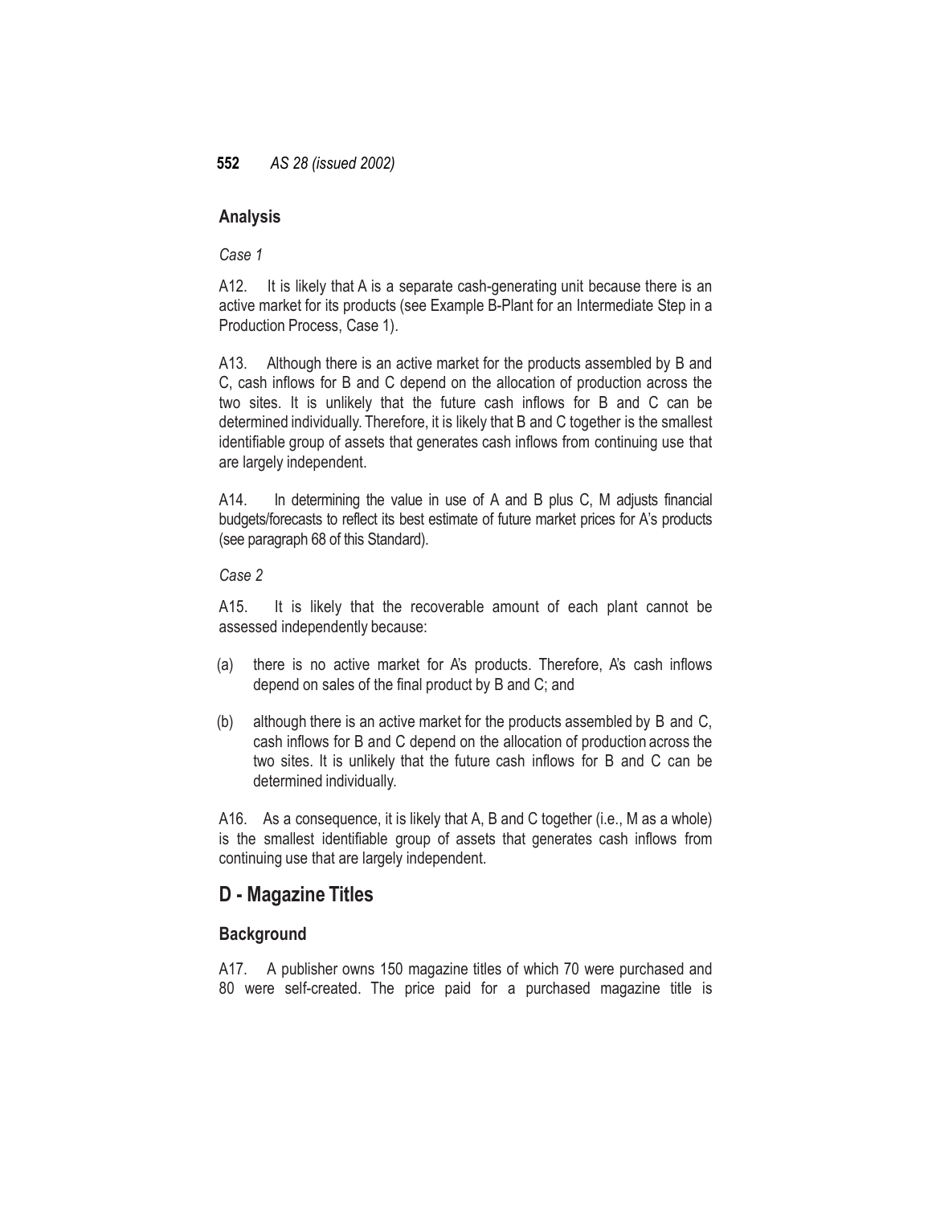### Analysis

*Case 1*

A12. It is likely that A is a separate cash-generating unit because there is an active market for its products (see Example B-Plant for an Intermediate Step in a Production Process, Case 1).

A13. Although there is an active market for the products assembled by B and C, cash inflows for B and C depend on the allocation of production across the two sites. It is unlikely that the future cash inflows for B and C can be determined individually. Therefore, it is likely that B and C together is the smallest identifiable group of assets that generates cash inflows from continuing use that are largely independent.

A14. In determining the value in use of A and B plus C, M adjusts financial budgets/forecasts to reflect its best estimate of future market prices for A's products (see paragraph 68 of this Standard).

*Case 2*

A15. It is likely that the recoverable amount of each plant cannot be assessed independently because:

(a) there is no active market for A's products. Therefore, A's cash inflows depend on sales of the final product by B and C; and

(b) although there is an active market for the products assembled by B and C, cash inflows for B and C depend on the allocation of production across the two sites. It is unlikely that the future cash inflows for B and C can be determined individually.

A16. As a consequence, it is likely that A, B and C together (i.e., M as a whole) is the smallest identifiable group of assets that generates cash inflows from continuing use that are largely independent.

## D - Magazine Titles

### Background

A17. A publisher owns 150 magazine titles of which 70 were purchased and 80 were self-created. The price paid for a purchased magazine title is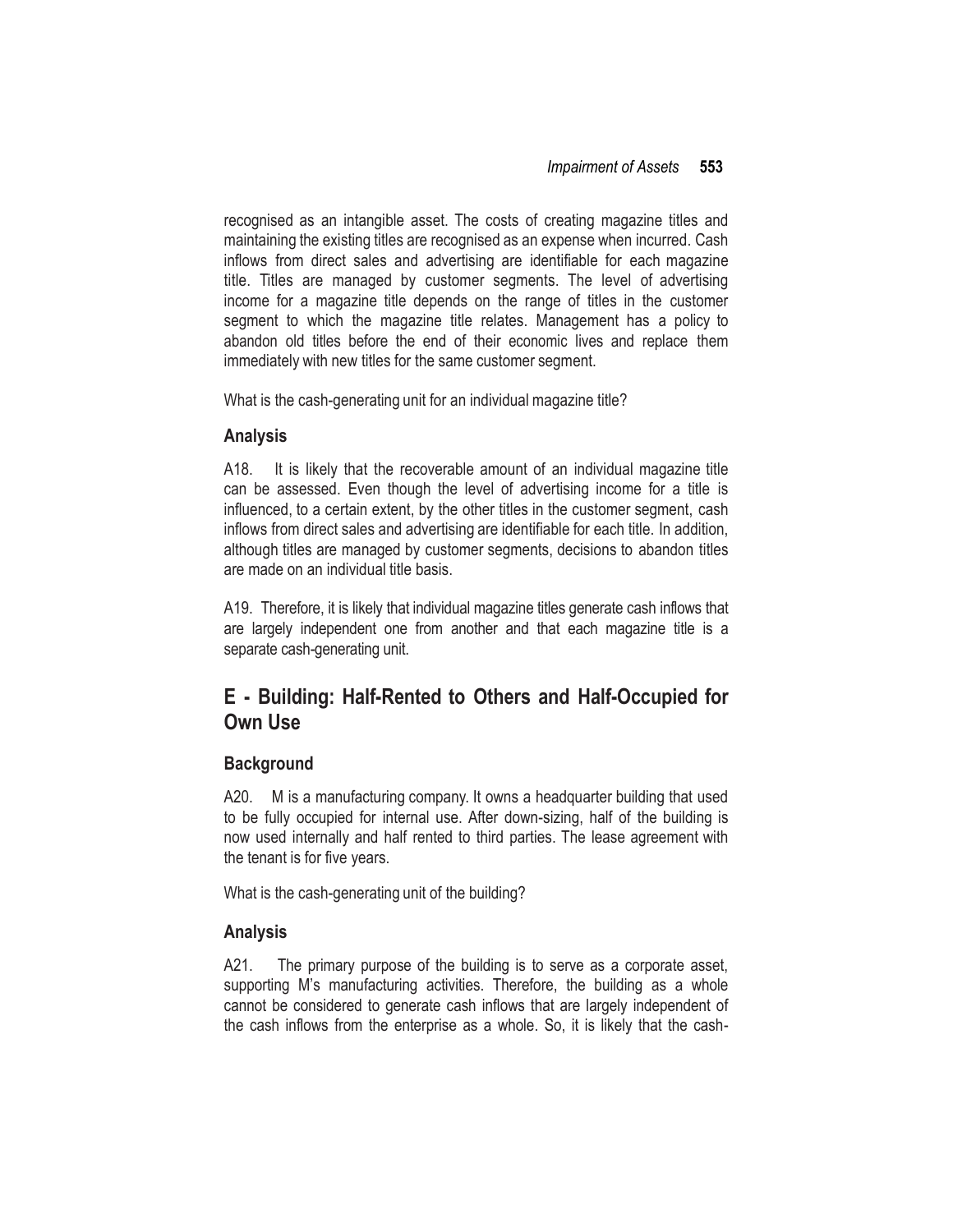recognised as an intangible asset. The costs of creating magazine titles and maintaining the existing titles are recognised as an expense when incurred. Cash inflows from direct sales and advertising are identifiable for each magazine title. Titles are managed by customer segments. The level of advertising income for a magazine title depends on the range of titles in the customer segment to which the magazine title relates. Management has a policy to abandon old titles before the end of their economic lives and replace them immediately with new titles for the same customer segment.

What is the cash-generating unit for an individual magazine title?

### Analysis

A18. It is likely that the recoverable amount of an individual magazine title can be assessed. Even though the level of advertising income for a title is influenced, to a certain extent, by the other titles in the customer segment, cash inflows from direct sales and advertising are identifiable for each title. In addition, although titles are managed by customer segments, decisions to abandon titles are made on an individual title basis.

A19. Therefore, it is likely that individual magazine titles generate cash inflows that are largely independent one from another and that each magazine title is a separate cash-generating unit.

## E - Building: Half-Rented to Others and Half-Occupied for Own Use

### Background

A20. M is a manufacturing company. It owns a headquarter building that used to be fully occupied for internal use. After down-sizing, half of the building is now used internally and half rented to third parties. The lease agreement with the tenant is for five years.

What is the cash-generating unit of the building?

### Analysis

A21. The primary purpose of the building is to serve as a corporate asset, supporting M's manufacturing activities. Therefore, the building as a whole cannot be considered to generate cash inflows that are largely independent of the cash inflows from the enterprise as a whole. So, it is likely that the cash-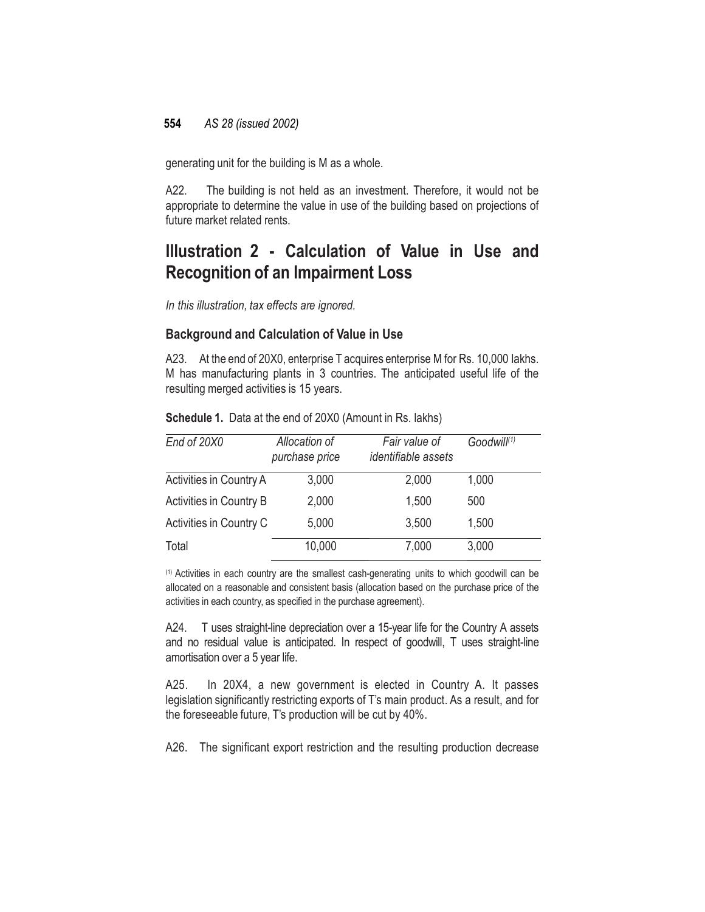generating unit for the building is M as a whole.

A22. The building is not held as an investment. Therefore, it would not be appropriate to determine the value in use of the building based on projections of future market related rents.

## Illustration 2 - Calculation of Value in Use and Recognition of an Impairment Loss

*In this illustration, tax effects are ignored.*

### Background and Calculation of Value in Use

A23. At the end of 20X0, enterprise T acquires enterprise M for Rs. 10,000 lakhs. M has manufacturing plants in 3 countries. The anticipated useful life of the resulting merged activities is 15 years.

**Schedule 1.** Data at the end of 20X0 (Amount in Rs. lakhs)

| *End of 20X0* | *Allocation of purchase price* | *Fair value of identifiable assets* | *Goodwill*[(1)] |
|---|---|---|---|
| Activities in Country A | 3,000 | 2,000 | 1,000 |
| Activities in Country B | 2,000 | 1,500 | 500 |
| Activities in Country C | 5,000 | 3,500 | 1,500 |
| Total | 10,000 | 7,000 | 3,000 |

[(1)] Activities in each country are the smallest cash-generating units to which goodwill can be allocated on a reasonable and consistent basis (allocation based on the purchase price of the activities in each country, as specified in the purchase agreement).

A24. T uses straight-line depreciation over a 15-year life for the Country A assets and no residual value is anticipated. In respect of goodwill, T uses straight-line amortisation over a 5 year life.

A25. In 20X4, a new government is elected in Country A. It passes legislation significantly restricting exports of T's main product. As a result, and for the foreseeable future, T's production will be cut by 40%.

A26. The significant export restriction and the resulting production decrease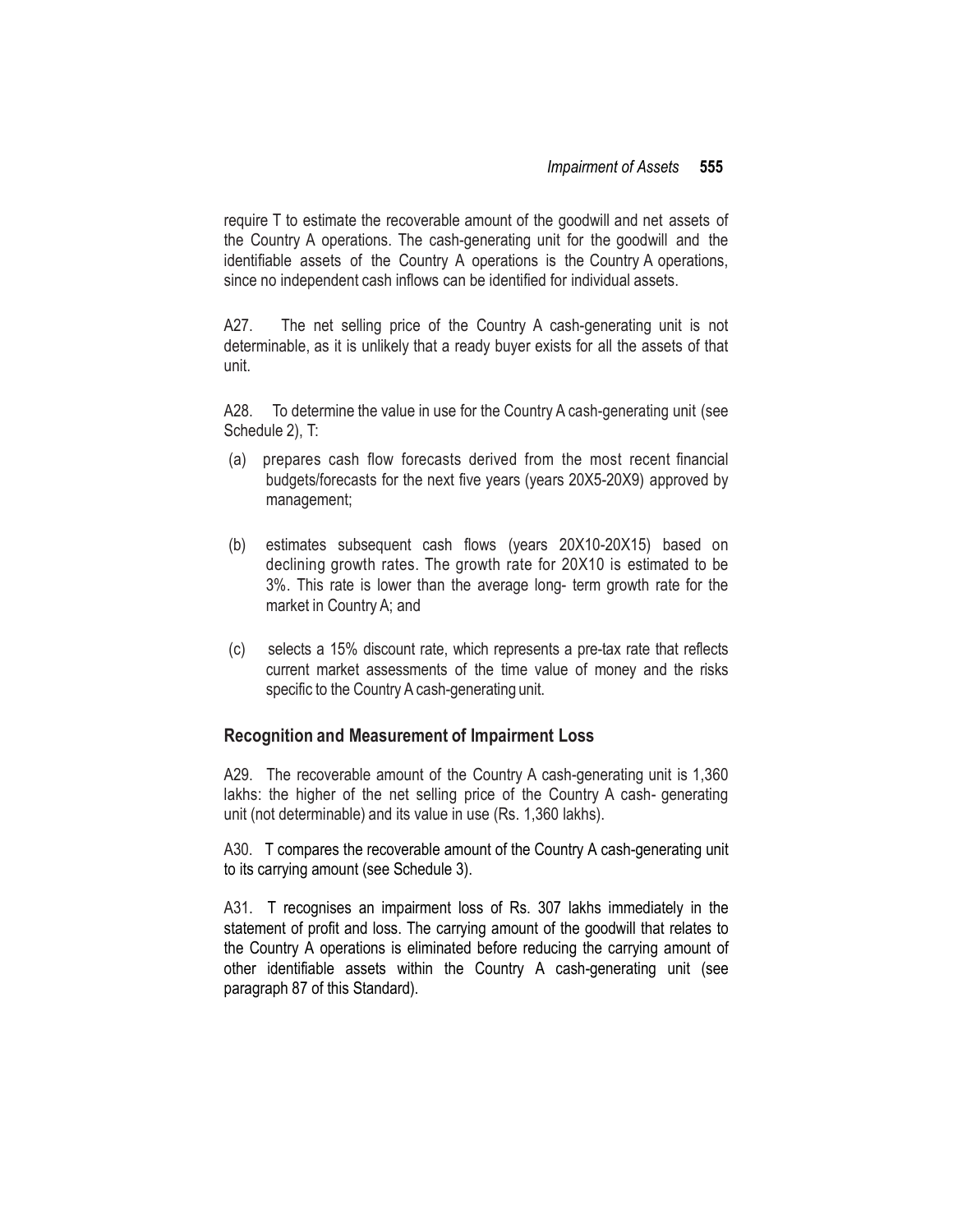require T to estimate the recoverable amount of the goodwill and net assets of the Country A operations. The cash-generating unit for the goodwill and the identifiable assets of the Country A operations is the Country A operations, since no independent cash inflows can be identified for individual assets.

A27. The net selling price of the Country A cash-generating unit is not determinable, as it is unlikely that a ready buyer exists for all the assets of that unit.

A28. To determine the value in use for the Country A cash-generating unit (see Schedule 2), T:

(a) prepares cash flow forecasts derived from the most recent financial budgets/forecasts for the next five years (years 20X5-20X9) approved by management;

(b) estimates subsequent cash flows (years 20X10-20X15) based on declining growth rates. The growth rate for 20X10 is estimated to be 3%. This rate is lower than the average long- term growth rate for the market in Country A; and

(c) selects a 15% discount rate, which represents a pre-tax rate that reflects current market assessments of the time value of money and the risks specific to the Country A cash-generating unit.

## Recognition and Measurement of Impairment Loss

A29. The recoverable amount of the Country A cash-generating unit is 1,360 lakhs: the higher of the net selling price of the Country A cash- generating unit (not determinable) and its value in use (Rs. 1,360 lakhs).

A30. T compares the recoverable amount of the Country A cash-generating unit to its carrying amount (see Schedule 3).

A31. T recognises an impairment loss of Rs. 307 lakhs immediately in the statement of profit and loss. The carrying amount of the goodwill that relates to the Country A operations is eliminated before reducing the carrying amount of other identifiable assets within the Country A cash-generating unit (see paragraph 87 of this Standard).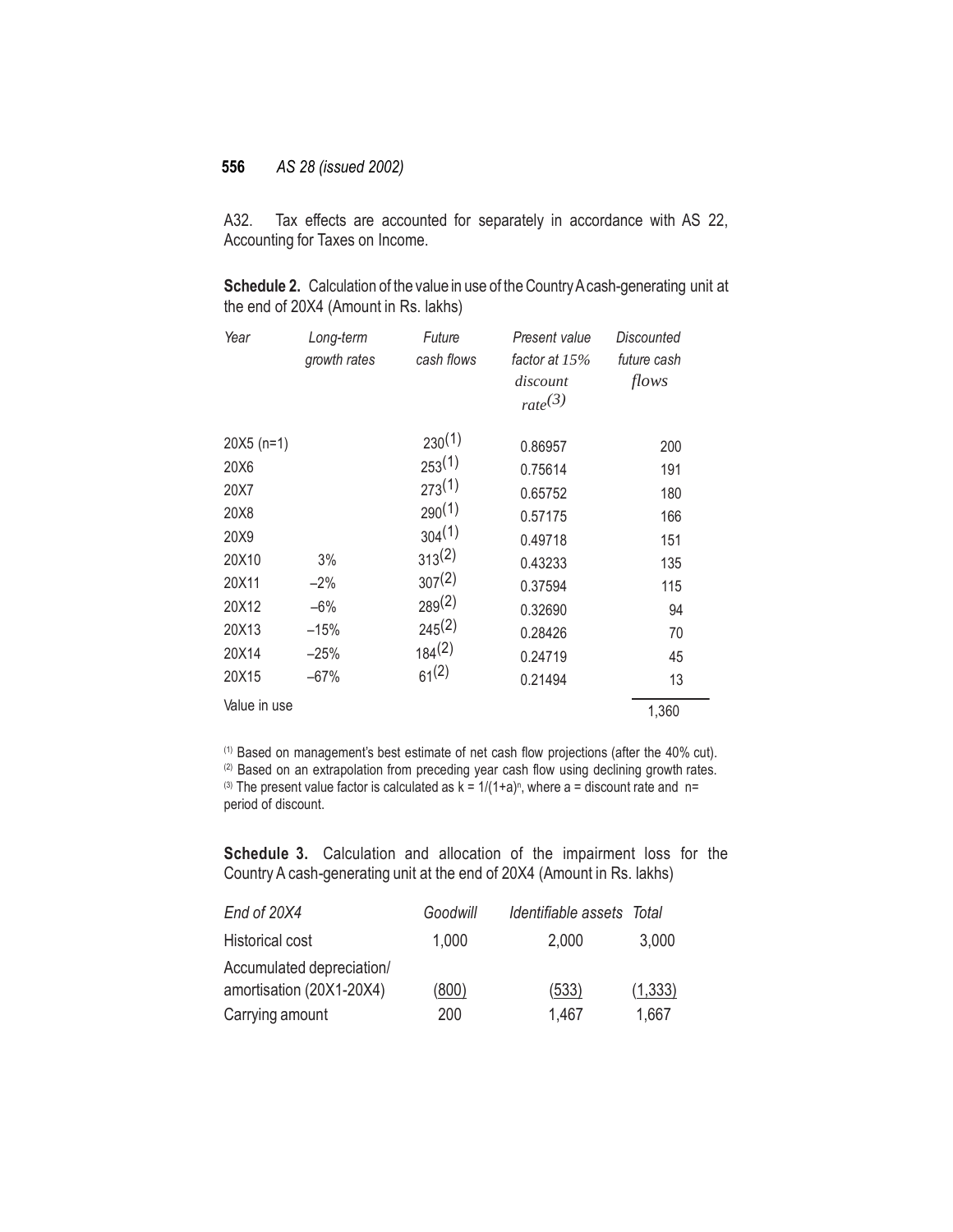A32. Tax effects are accounted for separately in accordance with AS 22, Accounting for Taxes on Income.

**Schedule 2.** Calculation of the value in use of the Country A cash-generating unit at the end of 20X4 (Amount in Rs. lakhs)

| *Year* | *Long-term growth rates* | *Future cash flows* | *Present value factor at 15% discount rate*(3) | *Discounted future cash flows* |
|---|---|---|---|---|
| 20X5 (n=1) | | 230(1) | 0.86957 | 200 |
| 20X6 | | 253(1) | 0.75614 | 191 |
| 20X7 | | 273(1) | 0.65752 | 180 |
| 20X8 | | 290(1) | 0.57175 | 166 |
| 20X9 | | 304(1) | 0.49718 | 151 |
| 20X10 | 3% | 313(2) | 0.43233 | 135 |
| 20X11 | –2% | 307(2) | 0.37594 | 115 |
| 20X12 | –6% | 289(2) | 0.32690 | 94 |
| 20X13 | –15% | 245(2) | 0.28426 | 70 |
| 20X14 | –25% | 184(2) | 0.24719 | 45 |
| 20X15 | –67% | 61(2) | 0.21494 | 13 |
| Value in use | | | | 1,360 |

(1) Based on management's best estimate of net cash flow projections (after the 40% cut).
(2) Based on an extrapolation from preceding year cash flow using declining growth rates.
(3) The present value factor is calculated as $k = 1/(1+a)^n$, where a = discount rate and n= period of discount.

**Schedule 3.** Calculation and allocation of the impairment loss for the Country A cash-generating unit at the end of 20X4 (Amount in Rs. lakhs)

| *End of 20X4* | *Goodwill* | *Identifiable assets* | *Total* |
|---|---|---|---|
| Historical cost | 1,000 | 2,000 | 3,000 |
| Accumulated depreciation/ amortisation (20X1-20X4) | (800) | (533) | (1,333) |
| Carrying amount | 200 | 1,467 | 1,667 |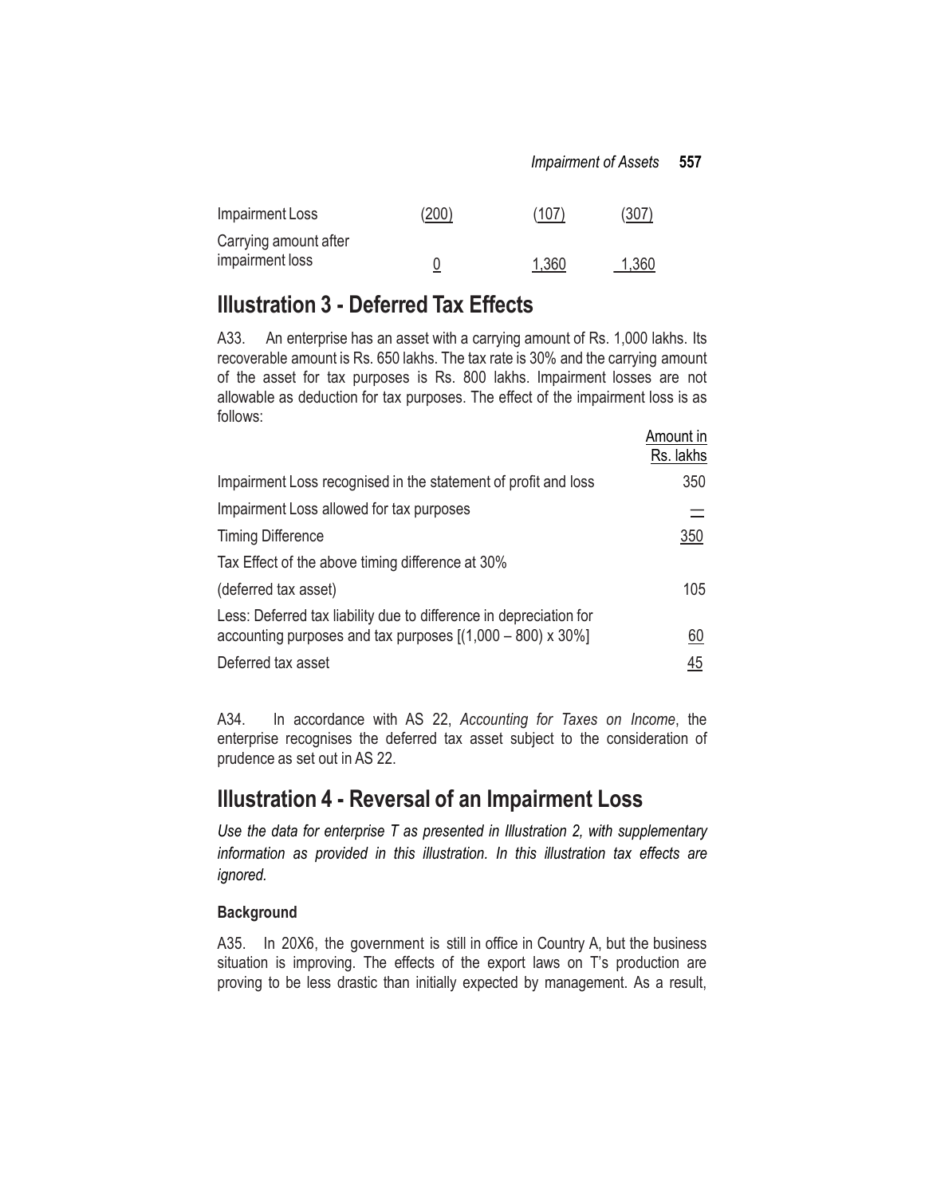| | | | |
|---|---|---|---|
| Impairment Loss | (200) | (107) | (307) |
| Carrying amount after impairment loss | 0 | 1,360 | 1,360 |

## Illustration 3 - Deferred Tax Effects

A33. An enterprise has an asset with a carrying amount of Rs. 1,000 lakhs. Its recoverable amount is Rs. 650 lakhs. The tax rate is 30% and the carrying amount of the asset for tax purposes is Rs. 800 lakhs. Impairment losses are not allowable as deduction for tax purposes. The effect of the impairment loss is as follows:

| | Amount in Rs. lakhs |
|---|---|
| Impairment Loss recognised in the statement of profit and loss | 350 |
| Impairment Loss allowed for tax purposes | — |
| Timing Difference | 350 |
| Tax Effect of the above timing difference at 30% | |
| (deferred tax asset) | 105 |
| Less: Deferred tax liability due to difference in depreciation for accounting purposes and tax purposes [(1,000 – 800) x 30%] | 60 |
| Deferred tax asset | 45 |

A34. In accordance with AS 22, *Accounting for Taxes on Income*, the enterprise recognises the deferred tax asset subject to the consideration of prudence as set out in AS 22.

## Illustration 4 - Reversal of an Impairment Loss

*Use the data for enterprise T as presented in Illustration 2, with supplementary information as provided in this illustration. In this illustration tax effects are ignored.*

**Background**

A35. In 20X6, the government is still in office in Country A, but the business situation is improving. The effects of the export laws on T's production are proving to be less drastic than initially expected by management. As a result,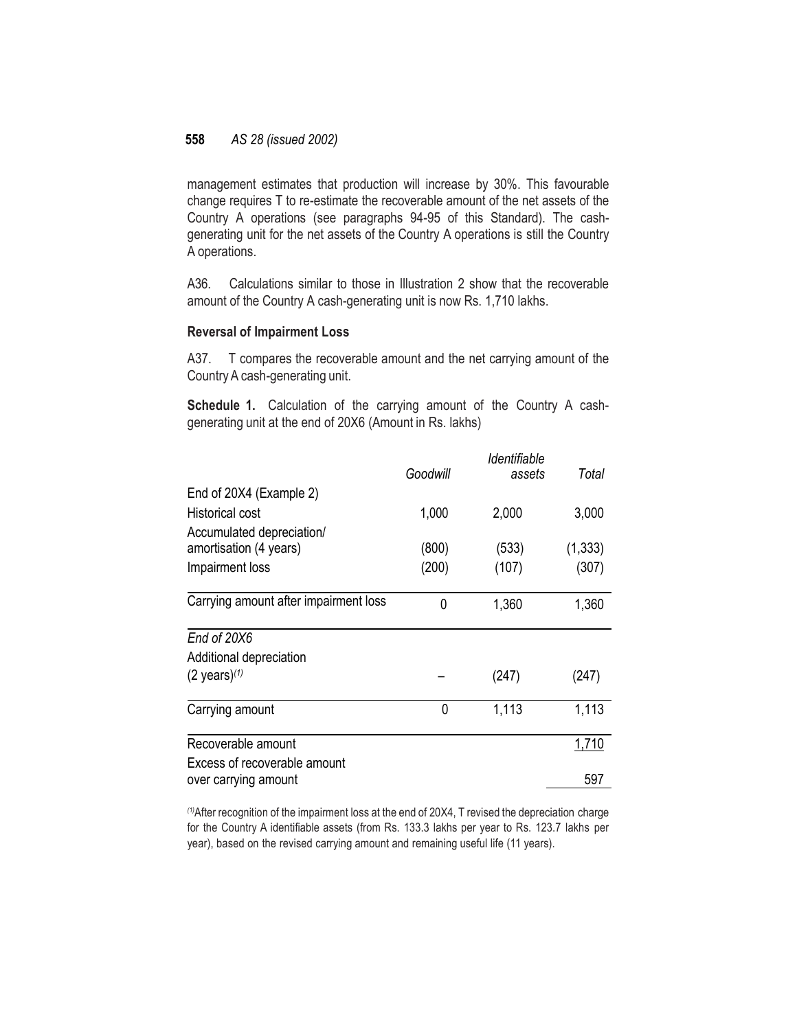management estimates that production will increase by 30%. This favourable change requires T to re-estimate the recoverable amount of the net assets of the Country A operations (see paragraphs 94-95 of this Standard). The cash-generating unit for the net assets of the Country A operations is still the Country A operations.

A36. Calculations similar to those in Illustration 2 show that the recoverable amount of the Country A cash-generating unit is now Rs. 1,710 lakhs.

**Reversal of Impairment Loss**

A37. T compares the recoverable amount and the net carrying amount of the Country A cash-generating unit.

**Schedule 1.** Calculation of the carrying amount of the Country A cash-generating unit at the end of 20X6 (Amount in Rs. lakhs)

| | *Goodwill* | *Identifiable assets* | *Total* |
|---|---|---|---|
| End of 20X4 (Example 2) | | | |
| Historical cost | 1,000 | 2,000 | 3,000 |
| Accumulated depreciation/ amortisation (4 years) | (800) | (533) | (1,333) |
| Impairment loss | (200) | (107) | (307) |
| Carrying amount after impairment loss | 0 | 1,360 | 1,360 |
| *End of 20X6* | | | |
| Additional depreciation (2 years)[(1)] | – | (247) | (247) |
| Carrying amount | 0 | 1,113 | 1,113 |
| Recoverable amount | | | 1,710 |
| Excess of recoverable amount over carrying amount | | | 597 |

[(1)] After recognition of the impairment loss at the end of 20X4, T revised the depreciation charge for the Country A identifiable assets (from Rs. 133.3 lakhs per year to Rs. 123.7 lakhs per year), based on the revised carrying amount and remaining useful life (11 years).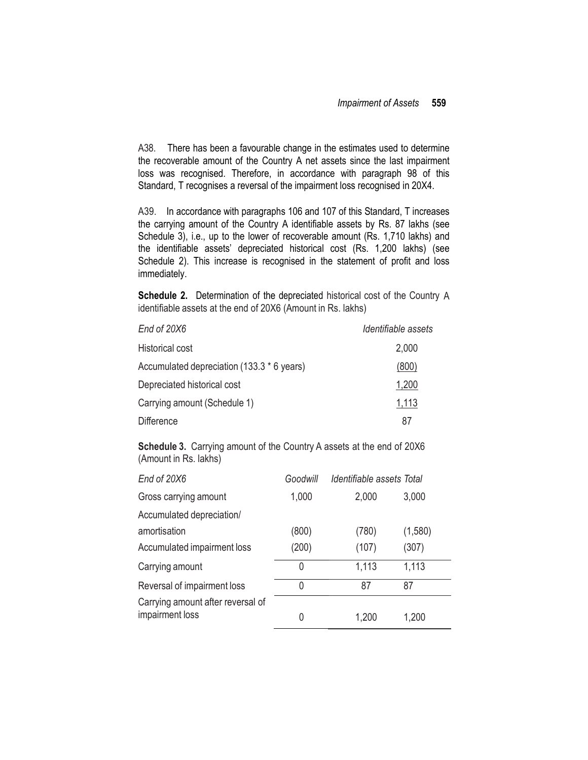A38. There has been a favourable change in the estimates used to determine the recoverable amount of the Country A net assets since the last impairment loss was recognised. Therefore, in accordance with paragraph 98 of this Standard, T recognises a reversal of the impairment loss recognised in 20X4.

A39. In accordance with paragraphs 106 and 107 of this Standard, T increases the carrying amount of the Country A identifiable assets by Rs. 87 lakhs (see Schedule 3), i.e., up to the lower of recoverable amount (Rs. 1,710 lakhs) and the identifiable assets' depreciated historical cost (Rs. 1,200 lakhs) (see Schedule 2). This increase is recognised in the statement of profit and loss immediately.

**Schedule 2.** Determination of the depreciated historical cost of the Country A identifiable assets at the end of 20X6 (Amount in Rs. lakhs)

| *End of 20X6* | *Identifiable assets* |
|---|---|
| Historical cost | 2,000 |
| Accumulated depreciation (133.3 * 6 years) | (800) |
| Depreciated historical cost | 1,200 |
| Carrying amount (Schedule 1) | 1,113 |
| Difference | 87 |

**Schedule 3.** Carrying amount of the Country A assets at the end of 20X6 (Amount in Rs. lakhs)

| *End of 20X6* | *Goodwill* | *Identifiable assets* | *Total* |
|---|---|---|---|
| Gross carrying amount | 1,000 | 2,000 | 3,000 |
| Accumulated depreciation/ amortisation | (800) | (780) | (1,580) |
| Accumulated impairment loss | (200) | (107) | (307) |
| Carrying amount | 0 | 1,113 | 1,113 |
| Reversal of impairment loss | 0 | 87 | 87 |
| Carrying amount after reversal of impairment loss | 0 | 1,200 | 1,200 |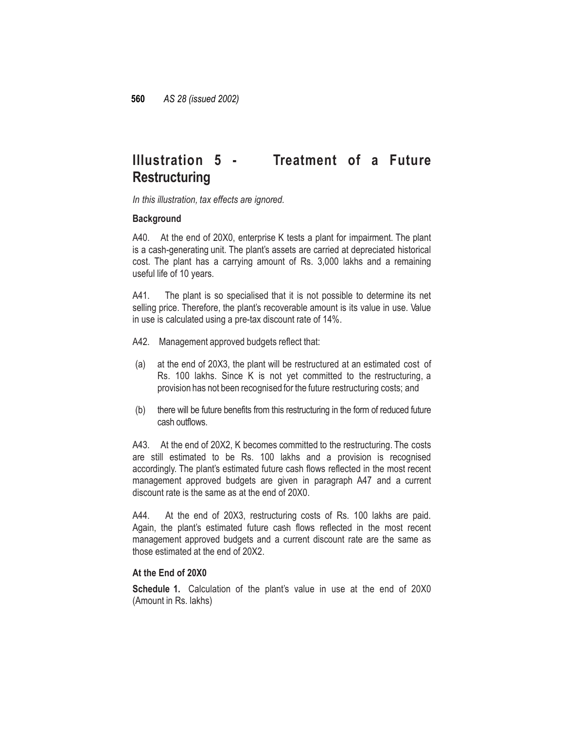## Illustration 5 - Treatment of a Future Restructuring

*In this illustration, tax effects are ignored.*

### Background

A40. At the end of 20X0, enterprise K tests a plant for impairment. The plant is a cash-generating unit. The plant's assets are carried at depreciated historical cost. The plant has a carrying amount of Rs. 3,000 lakhs and a remaining useful life of 10 years.

A41. The plant is so specialised that it is not possible to determine its net selling price. Therefore, the plant's recoverable amount is its value in use. Value in use is calculated using a pre-tax discount rate of 14%.

A42. Management approved budgets reflect that:

(a) at the end of 20X3, the plant will be restructured at an estimated cost of Rs. 100 lakhs. Since K is not yet committed to the restructuring, a provision has not been recognised for the future restructuring costs; and

(b) there will be future benefits from this restructuring in the form of reduced future cash outflows.

A43. At the end of 20X2, K becomes committed to the restructuring. The costs are still estimated to be Rs. 100 lakhs and a provision is recognised accordingly. The plant's estimated future cash flows reflected in the most recent management approved budgets are given in paragraph A47 and a current discount rate is the same as at the end of 20X0.

A44. At the end of 20X3, restructuring costs of Rs. 100 lakhs are paid. Again, the plant's estimated future cash flows reflected in the most recent management approved budgets and a current discount rate are the same as those estimated at the end of 20X2.

### At the End of 20X0

**Schedule 1.** Calculation of the plant's value in use at the end of 20X0 (Amount in Rs. lakhs)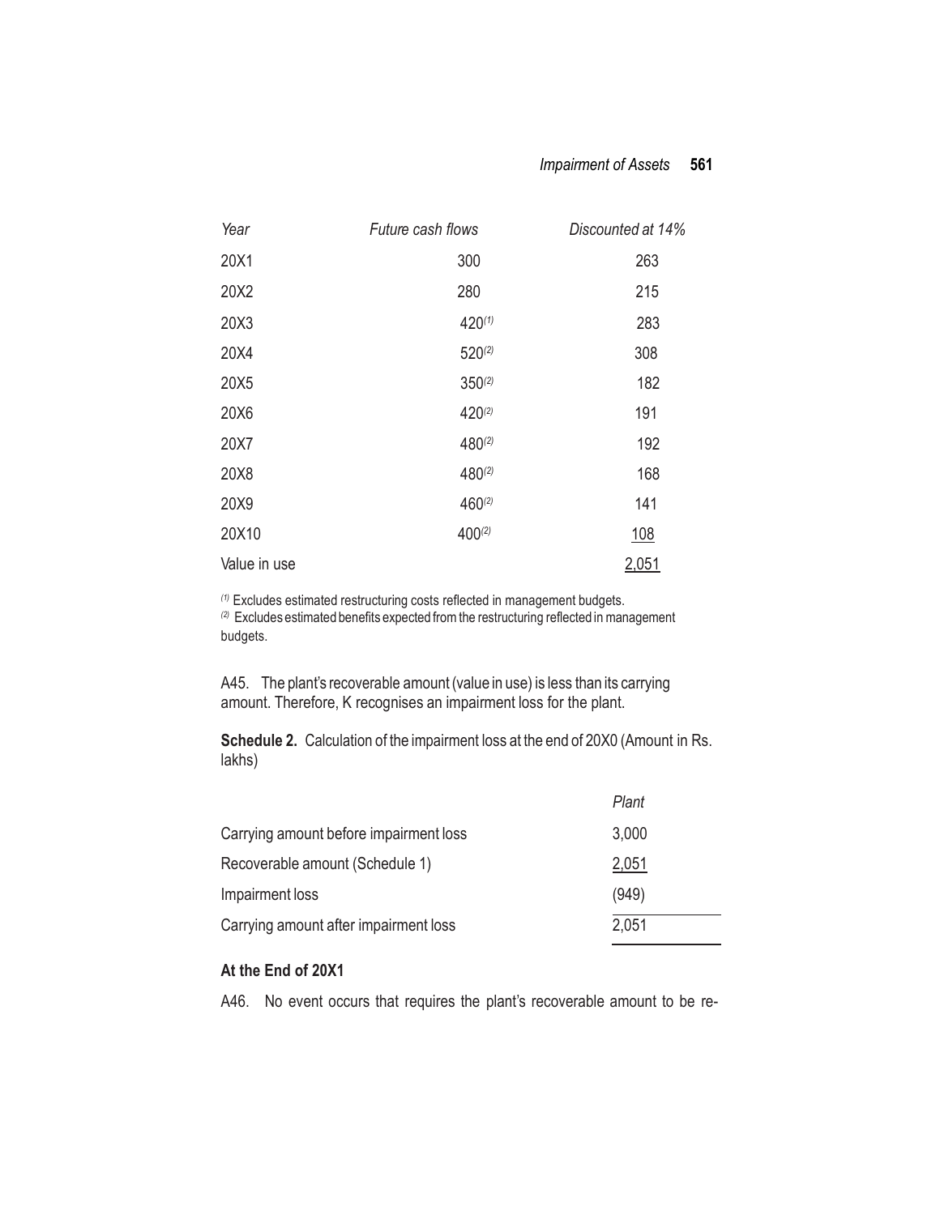| Year | Future cash flows | Discounted at 14% |
|---|---|---|
| 20X1 | 300 | 263 |
| 20X2 | 280 | 215 |
| 20X3 | 420[(1)] | 283 |
| 20X4 | 520[(2)] | 308 |
| 20X5 | 350[(2)] | 182 |
| 20X6 | 420[(2)] | 191 |
| 20X7 | 480[(2)] | 192 |
| 20X8 | 480[(2)] | 168 |
| 20X9 | 460[(2)] | 141 |
| 20X10 | 400[(2)] | 108 |
| Value in use | | 2,051 |

[(1)] Excludes estimated restructuring costs reflected in management budgets.
[(2)] Excludes estimated benefits expected from the restructuring reflected in management budgets.

A45. The plant's recoverable amount (value in use) is less than its carrying amount. Therefore, K recognises an impairment loss for the plant.

**Schedule 2.** Calculation of the impairment loss at the end of 20X0 (Amount in Rs. lakhs)

| | Plant |
|---|---|
| Carrying amount before impairment loss | 3,000 |
| Recoverable amount (Schedule 1) | 2,051 |
| Impairment loss | (949) |
| Carrying amount after impairment loss | 2,051 |

**At the End of 20X1**

A46. No event occurs that requires the plant's recoverable amount to be re-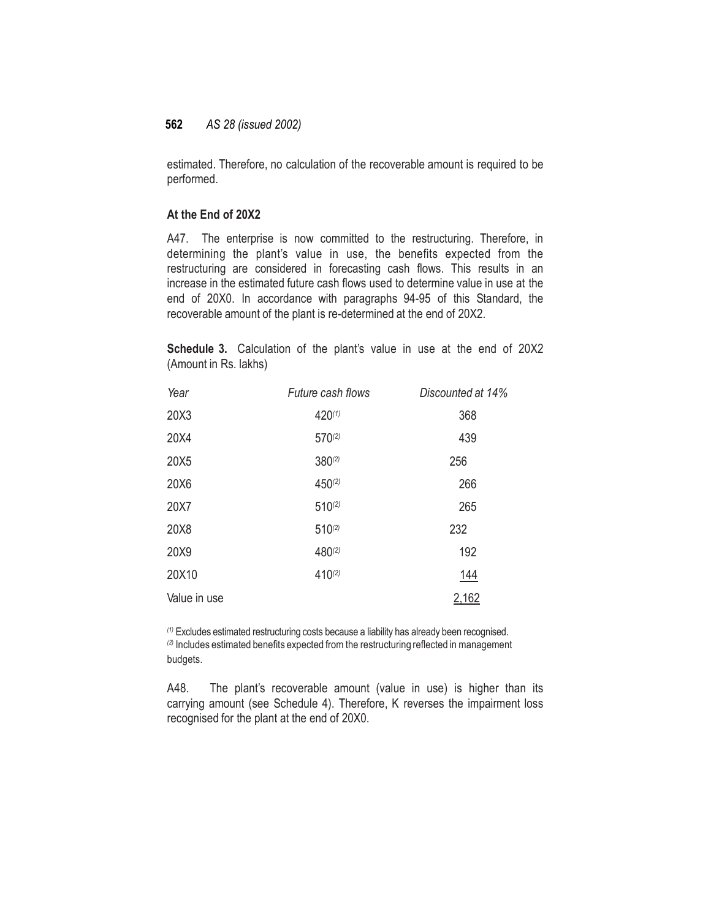estimated. Therefore, no calculation of the recoverable amount is required to be performed.

### At the End of 20X2

A47. The enterprise is now committed to the restructuring. Therefore, in determining the plant's value in use, the benefits expected from the restructuring are considered in forecasting cash flows. This results in an increase in the estimated future cash flows used to determine value in use at the end of 20X0. In accordance with paragraphs 94-95 of this Standard, the recoverable amount of the plant is re-determined at the end of 20X2.

**Schedule 3.** Calculation of the plant's value in use at the end of 20X2 (Amount in Rs. lakhs)

| *Year* | *Future cash flows* | *Discounted at 14%* |
|---|---|---|
| 20X3 | 420(1) | 368 |
| 20X4 | 570(2) | 439 |
| 20X5 | 380(2) | 256 |
| 20X6 | 450(2) | 266 |
| 20X7 | 510(2) | 265 |
| 20X8 | 510(2) | 232 |
| 20X9 | 480(2) | 192 |
| 20X10 | 410(2) | 144 |
| Value in use | | 2,162 |

(1) Excludes estimated restructuring costs because a liability has already been recognised.
(2) Includes estimated benefits expected from the restructuring reflected in management budgets.

A48. The plant's recoverable amount (value in use) is higher than its carrying amount (see Schedule 4). Therefore, K reverses the impairment loss recognised for the plant at the end of 20X0.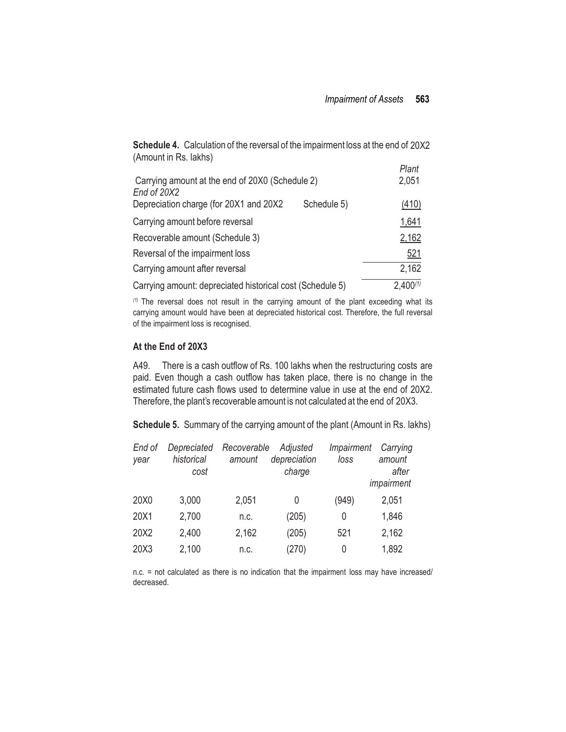**Schedule 4.** Calculation of the reversal of the impairment loss at the end of 20X2 (Amount in Rs. lakhs)

| | | *Plant* |
|---|---|---|
| Carrying amount at the end of 20X0 (Schedule 2) | | 2,051 |
| *End of 20X2* | | |
| Depreciation charge (for 20X1 and 20X2 | Schedule 5) | (410) |
| Carrying amount before reversal | | 1,641 |
| Recoverable amount (Schedule 3) | | 2,162 |
| Reversal of the impairment loss | | 521 |
| Carrying amount after reversal | | 2,162 |
| Carrying amount: depreciated historical cost (Schedule 5) | | 2,400[(1)] |

[(1)] The reversal does not result in the carrying amount of the plant exceeding what its carrying amount would have been at depreciated historical cost. Therefore, the full reversal of the impairment loss is recognised.

### At the End of 20X3

A49. There is a cash outflow of Rs. 100 lakhs when the restructuring costs are paid. Even though a cash outflow has taken place, there is no change in the estimated future cash flows used to determine value in use at the end of 20X2. Therefore, the plant's recoverable amount is not calculated at the end of 20X3.

**Schedule 5.** Summary of the carrying amount of the plant (Amount in Rs. lakhs)

| *End of year* | *Depreciated historical cost* | *Recoverable amount* | *Adjusted depreciation charge* | *Impairment loss* | *Carrying amount after impairment* |
|---|---|---|---|---|---|
| 20X0 | 3,000 | 2,051 | 0 | (949) | 2,051 |
| 20X1 | 2,700 | n.c. | (205) | 0 | 1,846 |
| 20X2 | 2,400 | 2,162 | (205) | 521 | 2,162 |
| 20X3 | 2,100 | n.c. | (270) | 0 | 1,892 |

n.c. = not calculated as there is no indication that the impairment loss may have increased/decreased.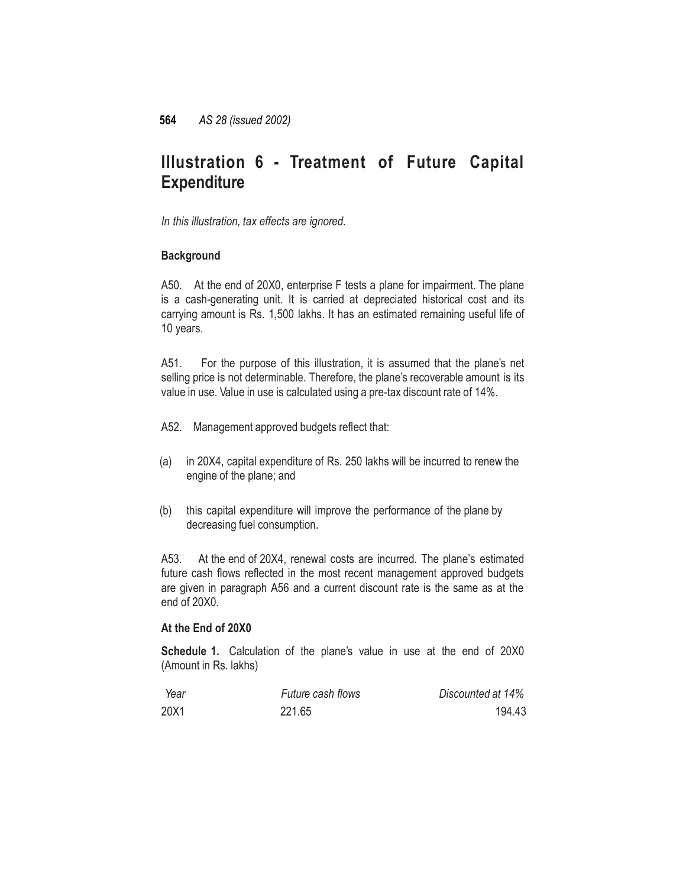## Illustration 6 - Treatment of Future Capital Expenditure

*In this illustration, tax effects are ignored.*

**Background**

A50. At the end of 20X0, enterprise F tests a plane for impairment. The plane is a cash-generating unit. It is carried at depreciated historical cost and its carrying amount is Rs. 1,500 lakhs. It has an estimated remaining useful life of 10 years.

A51. For the purpose of this illustration, it is assumed that the plane's net selling price is not determinable. Therefore, the plane's recoverable amount is its value in use. Value in use is calculated using a pre-tax discount rate of 14%.

A52. Management approved budgets reflect that:

(a) in 20X4, capital expenditure of Rs. 250 lakhs will be incurred to renew the engine of the plane; and

(b) this capital expenditure will improve the performance of the plane by decreasing fuel consumption.

A53. At the end of 20X4, renewal costs are incurred. The plane's estimated future cash flows reflected in the most recent management approved budgets are given in paragraph A56 and a current discount rate is the same as at the end of 20X0.

**At the End of 20X0**

**Schedule 1.** Calculation of the plane's value in use at the end of 20X0 (Amount in Rs. lakhs)

| *Year* | *Future cash flows* | *Discounted at 14%* |
|---|---|---|
| 20X1 | 221.65 | 194.43 |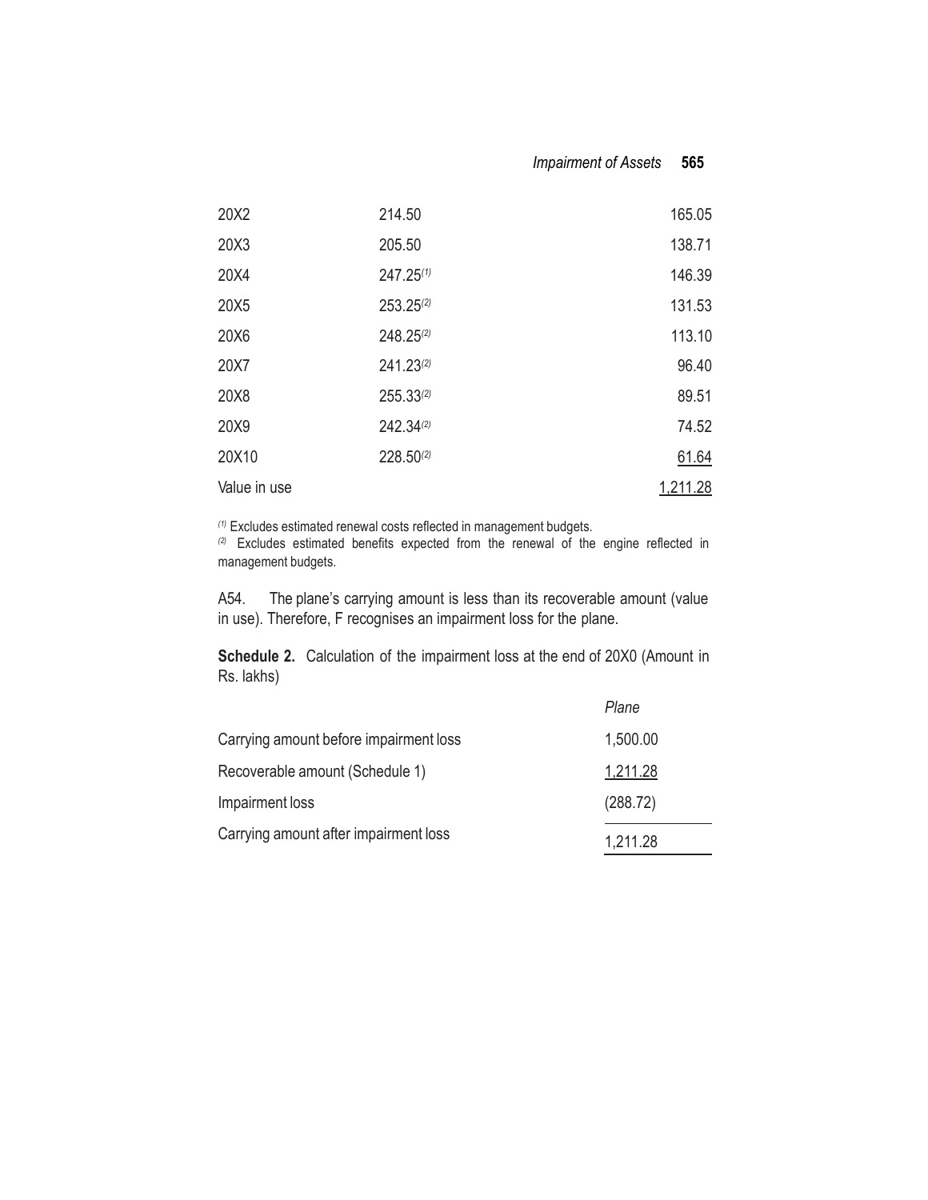| | | |
|---|---|---|
| 20X2 | 214.50 | 165.05 |
| 20X3 | 205.50 | 138.71 |
| 20X4 | 247.25[(1)] | 146.39 |
| 20X5 | 253.25[(2)] | 131.53 |
| 20X6 | 248.25[(2)] | 113.10 |
| 20X7 | 241.23[(2)] | 96.40 |
| 20X8 | 255.33[(2)] | 89.51 |
| 20X9 | 242.34[(2)] | 74.52 |
| 20X10 | 228.50[(2)] | 61.64 |
| Value in use | | 1,211.28 |

[(1)] Excludes estimated renewal costs reflected in management budgets.
[(2)] Excludes estimated benefits expected from the renewal of the engine reflected in management budgets.

A54. The plane's carrying amount is less than its recoverable amount (value in use). Therefore, F recognises an impairment loss for the plane.

**Schedule 2.** Calculation of the impairment loss at the end of 20X0 (Amount in Rs. lakhs)

| | *Plane* |
|---|---|
| Carrying amount before impairment loss | 1,500.00 |
| Recoverable amount (Schedule 1) | 1,211.28 |
| Impairment loss | (288.72) |
| Carrying amount after impairment loss | 1,211.28 |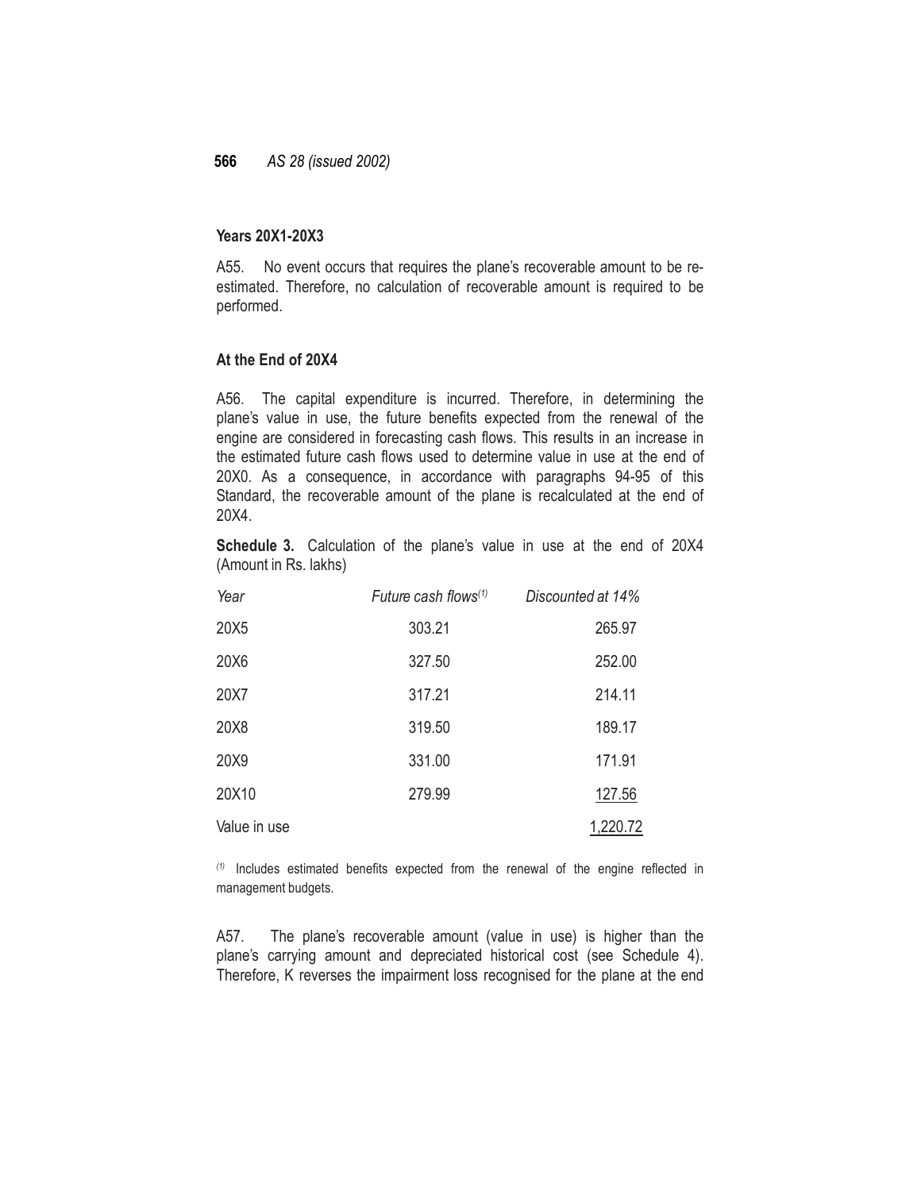### Years 20X1-20X3

A55. No event occurs that requires the plane's recoverable amount to be re-estimated. Therefore, no calculation of recoverable amount is required to be performed.

### At the End of 20X4

A56. The capital expenditure is incurred. Therefore, in determining the plane's value in use, the future benefits expected from the renewal of the engine are considered in forecasting cash flows. This results in an increase in the estimated future cash flows used to determine value in use at the end of 20X0. As a consequence, in accordance with paragraphs 94-95 of this Standard, the recoverable amount of the plane is recalculated at the end of 20X4.

**Schedule 3.** Calculation of the plane's value in use at the end of 20X4 (Amount in Rs. lakhs)

| *Year* | *Future cash flows*[(1)] | *Discounted at 14%* |
|---|---|---|
| 20X5 | 303.21 | 265.97 |
| 20X6 | 327.50 | 252.00 |
| 20X7 | 317.21 | 214.11 |
| 20X8 | 319.50 | 189.17 |
| 20X9 | 331.00 | 171.91 |
| 20X10 | 279.99 | 127.56 |
| Value in use | | 1,220.72 |

[(1)] Includes estimated benefits expected from the renewal of the engine reflected in management budgets.

A57. The plane's recoverable amount (value in use) is higher than the plane's carrying amount and depreciated historical cost (see Schedule 4). Therefore, K reverses the impairment loss recognised for the plane at the end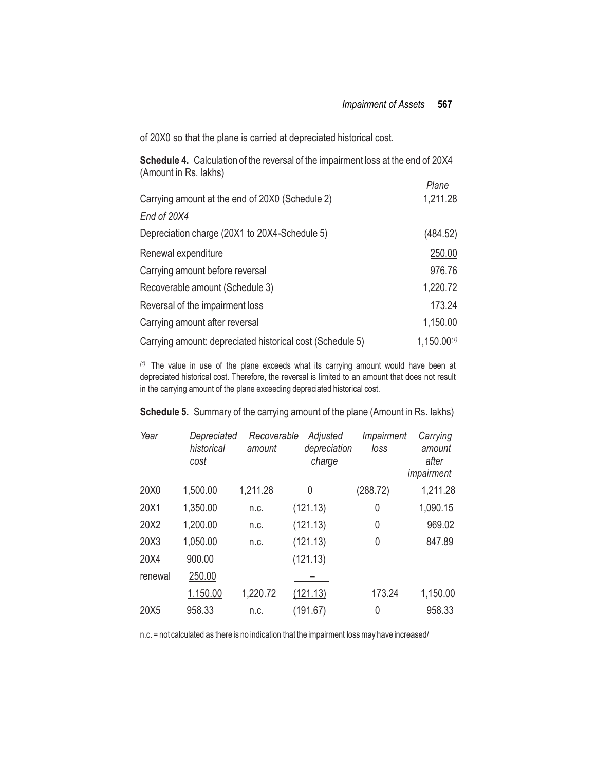of 20X0 so that the plane is carried at depreciated historical cost.

**Schedule 4.** Calculation of the reversal of the impairment loss at the end of 20X4 (Amount in Rs. lakhs)

| | *Plane* |
|---|---|
| Carrying amount at the end of 20X0 (Schedule 2) | 1,211.28 |
| *End of 20X4* | |
| Depreciation charge (20X1 to 20X4-Schedule 5) | (484.52) |
| Renewal expenditure | 250.00 |
| Carrying amount before reversal | 976.76 |
| Recoverable amount (Schedule 3) | 1,220.72 |
| Reversal of the impairment loss | 173.24 |
| Carrying amount after reversal | 1,150.00 |
| Carrying amount: depreciated historical cost (Schedule 5) | 1,150.00[(1)] |

[(1)] The value in use of the plane exceeds what its carrying amount would have been at depreciated historical cost. Therefore, the reversal is limited to an amount that does not result in the carrying amount of the plane exceeding depreciated historical cost.

**Schedule 5.** Summary of the carrying amount of the plane (Amount in Rs. lakhs)

| *Year* | *Depreciated historical cost* | *Recoverable amount* | *Adjusted depreciation charge* | *Impairment loss* | *Carrying amount after impairment* |
|---|---|---|---|---|---|
| 20X0 | 1,500.00 | 1,211.28 | 0 | (288.72) | 1,211.28 |
| 20X1 | 1,350.00 | n.c. | (121.13) | 0 | 1,090.15 |
| 20X2 | 1,200.00 | n.c. | (121.13) | 0 | 969.02 |
| 20X3 | 1,050.00 | n.c. | (121.13) | 0 | 847.89 |
| 20X4 | 900.00 | | (121.13) | | |
| renewal | 250.00 | | – | | |
| | 1,150.00 | 1,220.72 | (121.13) | 173.24 | 1,150.00 |
| 20X5 | 958.33 | n.c. | (191.67) | 0 | 958.33 |

n.c. = not calculated as there is no indication that the impairment loss may have increased/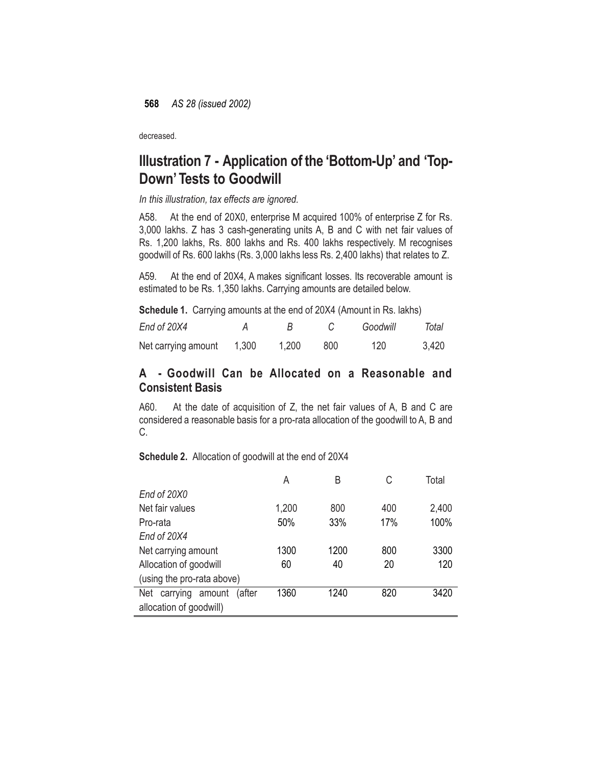decreased.

## Illustration 7 - Application of the 'Bottom-Up' and 'Top-Down' Tests to Goodwill

*In this illustration, tax effects are ignored.*

A58. At the end of 20X0, enterprise M acquired 100% of enterprise Z for Rs. 3,000 lakhs. Z has 3 cash-generating units A, B and C with net fair values of Rs. 1,200 lakhs, Rs. 800 lakhs and Rs. 400 lakhs respectively. M recognises goodwill of Rs. 600 lakhs (Rs. 3,000 lakhs less Rs. 2,400 lakhs) that relates to Z.

A59. At the end of 20X4, A makes significant losses. Its recoverable amount is estimated to be Rs. 1,350 lakhs. Carrying amounts are detailed below.

**Schedule 1.** Carrying amounts at the end of 20X4 (Amount in Rs. lakhs)

| *End of 20X4* | *A* | *B* | *C* | *Goodwill* | *Total* |
|---|---|---|---|---|---|
| Net carrying amount | 1,300 | 1,200 | 800 | 120 | 3,420 |

### A - Goodwill Can be Allocated on a Reasonable and Consistent Basis

A60. At the date of acquisition of Z, the net fair values of A, B and C are considered a reasonable basis for a pro-rata allocation of the goodwill to A, B and C.

**Schedule 2.** Allocation of goodwill at the end of 20X4

| | A | B | C | Total |
|---|---|---|---|---|
| *End of 20X0* | | | | |
| Net fair values | 1,200 | 800 | 400 | 2,400 |
| Pro-rata | 50% | 33% | 17% | 100% |
| *End of 20X4* | | | | |
| Net carrying amount | 1300 | 1200 | 800 | 3300 |
| Allocation of goodwill (using the pro-rata above) | 60 | 40 | 20 | 120 |
| Net carrying amount (after allocation of goodwill) | 1360 | 1240 | 820 | 3420 |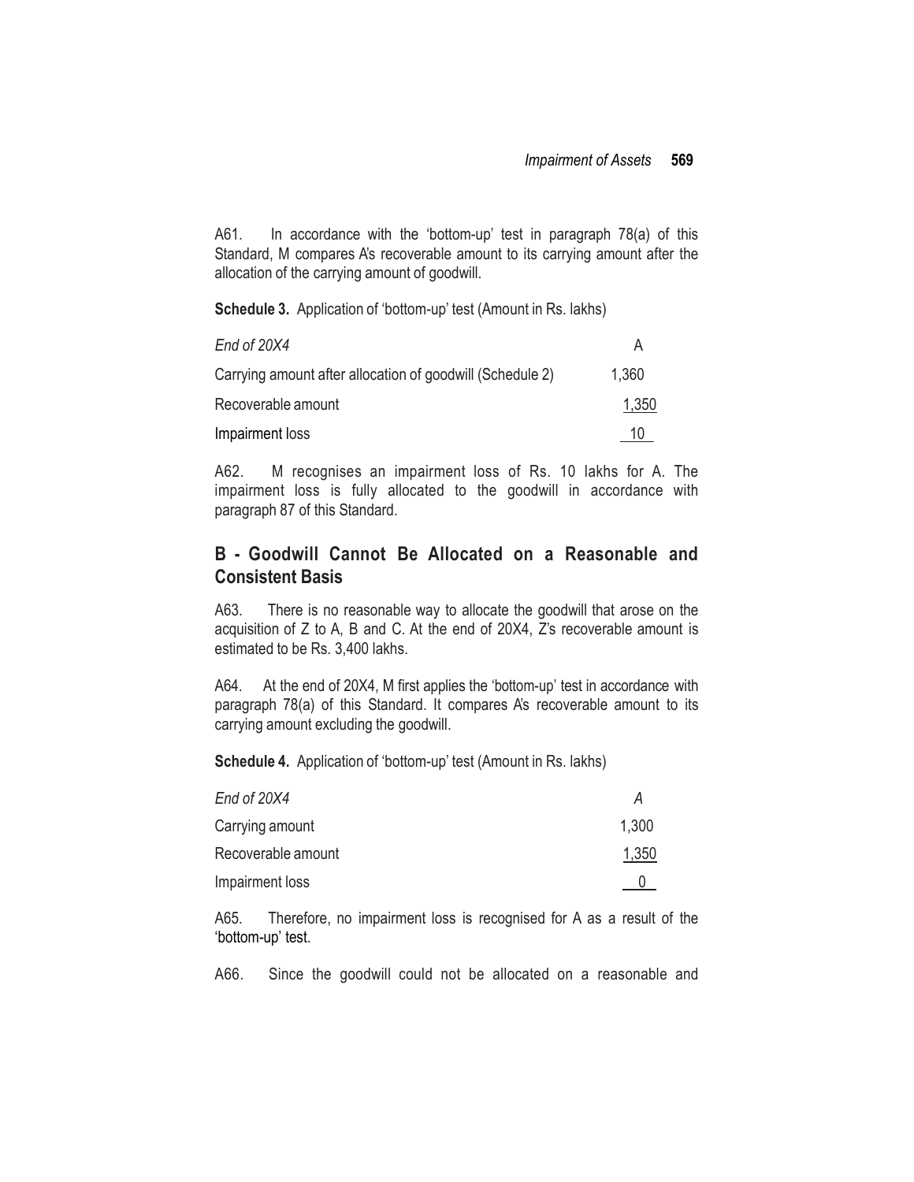A61. In accordance with the 'bottom-up' test in paragraph 78(a) of this Standard, M compares A's recoverable amount to its carrying amount after the allocation of the carrying amount of goodwill.

**Schedule 3.** Application of 'bottom-up' test (Amount in Rs. lakhs)

| *End of 20X4* | A |
|---|---|
| Carrying amount after allocation of goodwill (Schedule 2) | 1,360 |
| Recoverable amount | 1,350 |
| Impairment loss | 10 |

A62. M recognises an impairment loss of Rs. 10 lakhs for A. The impairment loss is fully allocated to the goodwill in accordance with paragraph 87 of this Standard.

## B - Goodwill Cannot Be Allocated on a Reasonable and Consistent Basis

A63. There is no reasonable way to allocate the goodwill that arose on the acquisition of Z to A, B and C. At the end of 20X4, Z's recoverable amount is estimated to be Rs. 3,400 lakhs.

A64. At the end of 20X4, M first applies the 'bottom-up' test in accordance with paragraph 78(a) of this Standard. It compares A's recoverable amount to its carrying amount excluding the goodwill.

**Schedule 4.** Application of 'bottom-up' test (Amount in Rs. lakhs)

| *End of 20X4* | *A* |
|---|---|
| Carrying amount | 1,300 |
| Recoverable amount | 1,350 |
| Impairment loss | 0 |

A65. Therefore, no impairment loss is recognised for A as a result of the 'bottom-up' test.

A66. Since the goodwill could not be allocated on a reasonable and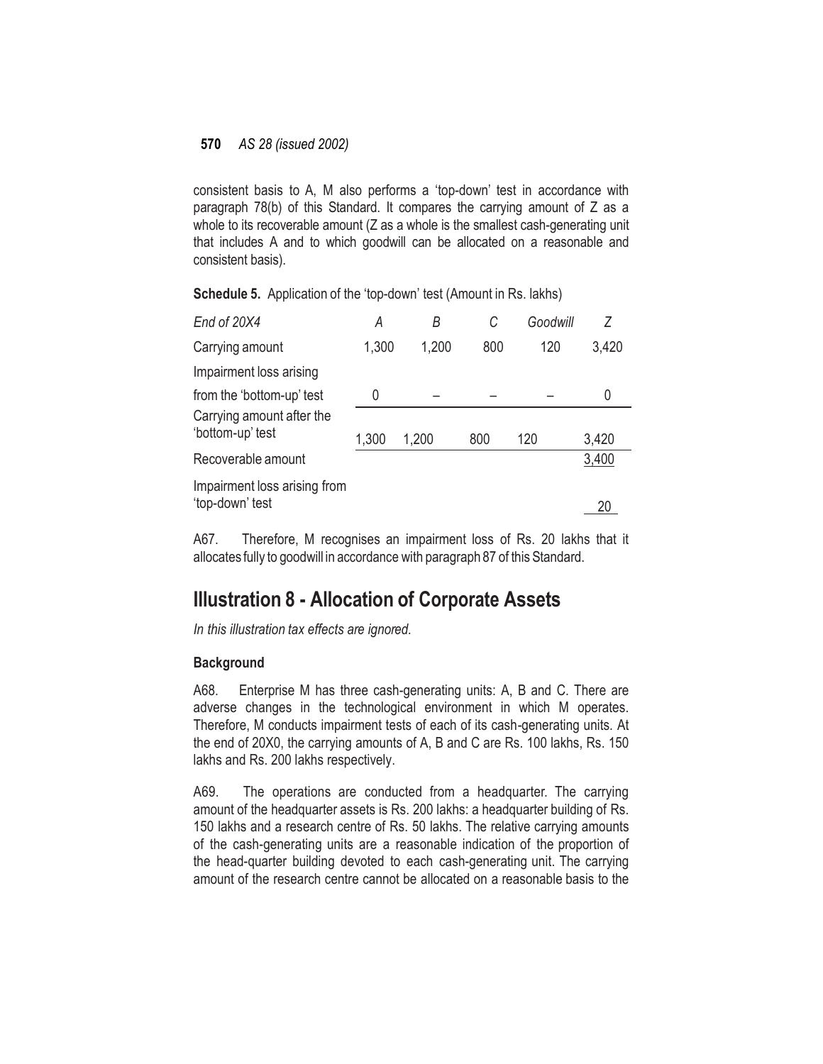consistent basis to A, M also performs a 'top-down' test in accordance with paragraph 78(b) of this Standard. It compares the carrying amount of Z as a whole to its recoverable amount (Z as a whole is the smallest cash-generating unit that includes A and to which goodwill can be allocated on a reasonable and consistent basis).

**Schedule 5.** Application of the 'top-down' test (Amount in Rs. lakhs)

| *End of 20X4* | *A* | *B* | *C* | *Goodwill* | *Z* |
|---|---|---|---|---|---|
| Carrying amount | 1,300 | 1,200 | 800 | 120 | 3,420 |
| Impairment loss arising from the 'bottom-up' test | 0 | – | – | – | 0 |
| Carrying amount after the 'bottom-up' test | 1,300 | 1,200 | 800 | 120 | 3,420 |
| Recoverable amount | | | | | 3,400 |
| Impairment loss arising from 'top-down' test | | | | | 20 |

A67. Therefore, M recognises an impairment loss of Rs. 20 lakhs that it allocates fully to goodwill in accordance with paragraph 87 of this Standard.

## Illustration 8 - Allocation of Corporate Assets

*In this illustration tax effects are ignored.*

### Background

A68. Enterprise M has three cash-generating units: A, B and C. There are adverse changes in the technological environment in which M operates. Therefore, M conducts impairment tests of each of its cash-generating units. At the end of 20X0, the carrying amounts of A, B and C are Rs. 100 lakhs, Rs. 150 lakhs and Rs. 200 lakhs respectively.

A69. The operations are conducted from a headquarter. The carrying amount of the headquarter assets is Rs. 200 lakhs: a headquarter building of Rs. 150 lakhs and a research centre of Rs. 50 lakhs. The relative carrying amounts of the cash-generating units are a reasonable indication of the proportion of the head-quarter building devoted to each cash-generating unit. The carrying amount of the research centre cannot be allocated on a reasonable basis to the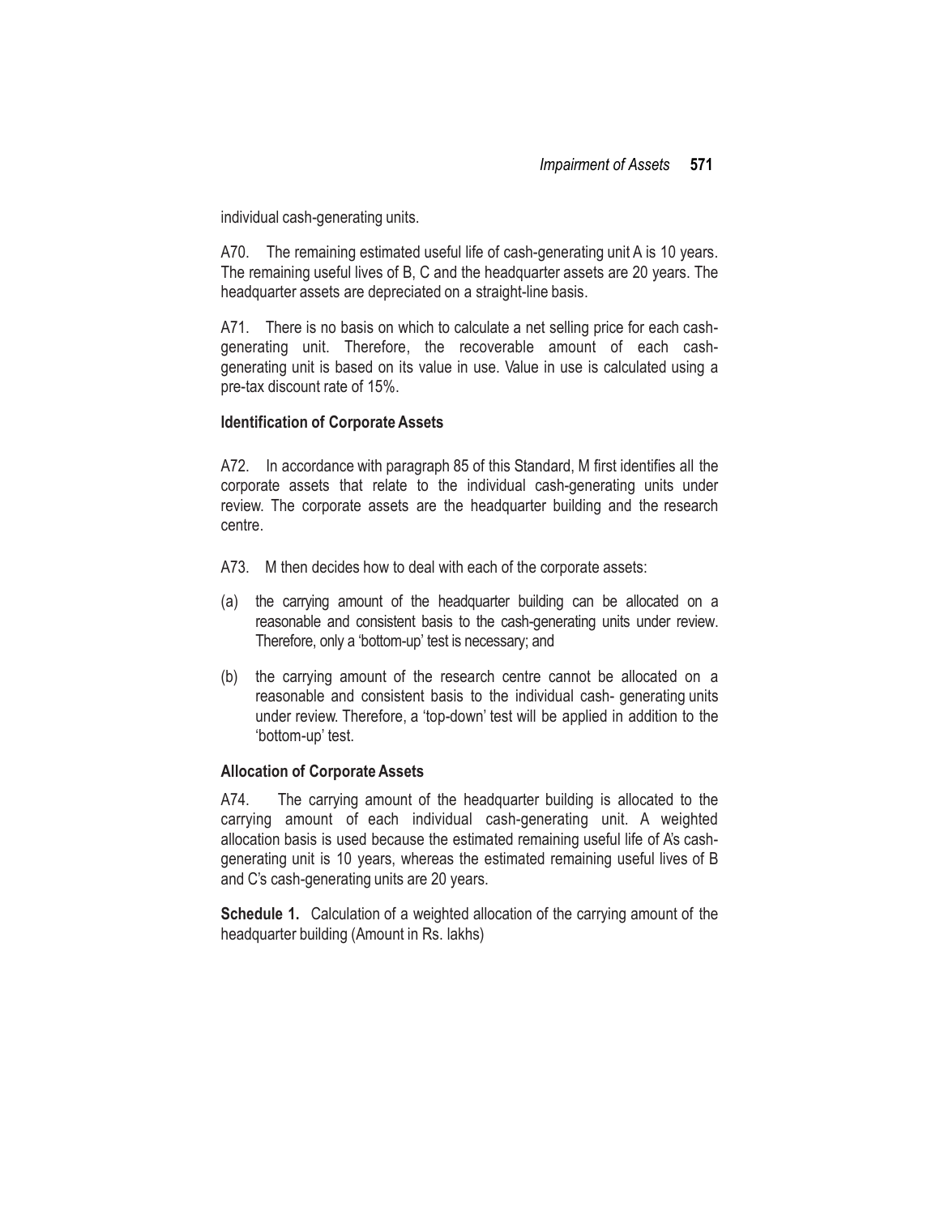individual cash-generating units.

A70. The remaining estimated useful life of cash-generating unit A is 10 years. The remaining useful lives of B, C and the headquarter assets are 20 years. The headquarter assets are depreciated on a straight-line basis.

A71. There is no basis on which to calculate a net selling price for each cash-generating unit. Therefore, the recoverable amount of each cash-generating unit is based on its value in use. Value in use is calculated using a pre-tax discount rate of 15%.

**Identification of Corporate Assets**

A72. In accordance with paragraph 85 of this Standard, M first identifies all the corporate assets that relate to the individual cash-generating units under review. The corporate assets are the headquarter building and the research centre.

A73. M then decides how to deal with each of the corporate assets:

(a) the carrying amount of the headquarter building can be allocated on a reasonable and consistent basis to the cash-generating units under review. Therefore, only a 'bottom-up' test is necessary; and

(b) the carrying amount of the research centre cannot be allocated on a reasonable and consistent basis to the individual cash- generating units under review. Therefore, a 'top-down' test will be applied in addition to the 'bottom-up' test.

**Allocation of Corporate Assets**

A74. The carrying amount of the headquarter building is allocated to the carrying amount of each individual cash-generating unit. A weighted allocation basis is used because the estimated remaining useful life of A's cash-generating unit is 10 years, whereas the estimated remaining useful lives of B and C's cash-generating units are 20 years.

**Schedule 1.** Calculation of a weighted allocation of the carrying amount of the headquarter building (Amount in Rs. lakhs)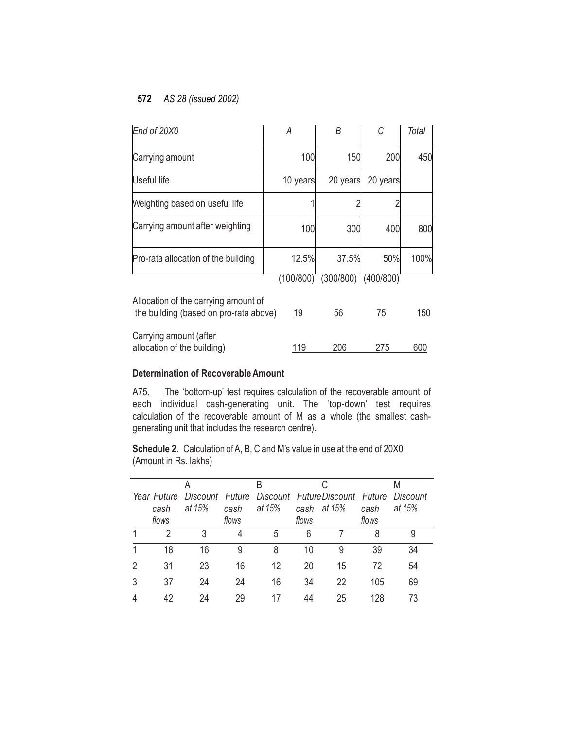| End of 20X0 | A | B | C | Total |
|---|---|---|---|---|
| Carrying amount | 100 | 150 | 200 | 450 |
| Useful life | 10 years | 20 years | 20 years | |
| Weighting based on useful life | 1 | 2 | 2 | |
| Carrying amount after weighting | 100 | 300 | 400 | 800 |
| Pro-rata allocation of the building | 12.5% | 37.5% | 50% | 100% |
| | (100/800) | (300/800) | (400/800) | |
| Allocation of the carrying amount of the building (based on pro-rata above) | 19 | 56 | 75 | 150 |
| Carrying amount (after allocation of the building) | 119 | 206 | 275 | 600 |

### Determination of Recoverable Amount

A75. The 'bottom-up' test requires calculation of the recoverable amount of each individual cash-generating unit. The 'top-down' test requires calculation of the recoverable amount of M as a whole (the smallest cash-generating unit that includes the research centre).

**Schedule 2**. Calculation of A, B, C and M's value in use at the end of 20X0 (Amount in Rs. lakhs)

| | A | | B | | C | | M | |
|---|---|---|---|---|---|---|---|---|
| *Year* | *Future cash flows* | *Discount at 15%* | *Future cash flows* | *Discount at 15%* | *Future cash flows* | *Discount at 15%* | *Future cash flows* | *Discount at 15%* |
| 1 | 2 | 3 | 4 | 5 | 6 | 7 | 8 | 9 |
| 1 | 18 | 16 | 9 | 8 | 10 | 9 | 39 | 34 |
| 2 | 31 | 23 | 16 | 12 | 20 | 15 | 72 | 54 |
| 3 | 37 | 24 | 24 | 16 | 34 | 22 | 105 | 69 |
| 4 | 42 | 24 | 29 | 17 | 44 | 25 | 128 | 73 |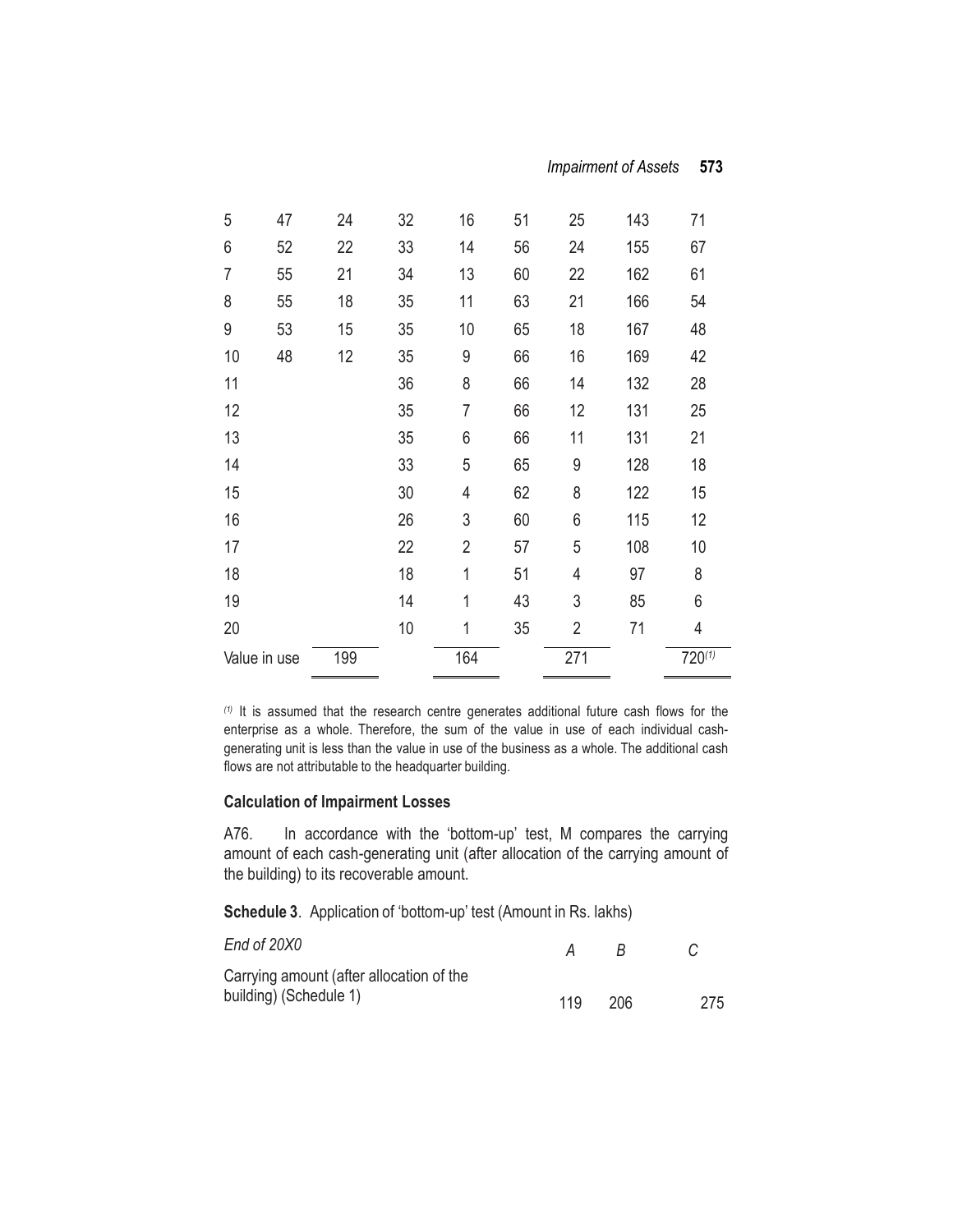| | | | | | | | | |
|---|---|---|---|---|---|---|---|---|
| 5 | 47 | 24 | 32 | 16 | 51 | 25 | 143 | 71 |
| 6 | 52 | 22 | 33 | 14 | 56 | 24 | 155 | 67 |
| 7 | 55 | 21 | 34 | 13 | 60 | 22 | 162 | 61 |
| 8 | 55 | 18 | 35 | 11 | 63 | 21 | 166 | 54 |
| 9 | 53 | 15 | 35 | 10 | 65 | 18 | 167 | 48 |
| 10 | 48 | 12 | 35 | 9 | 66 | 16 | 169 | 42 |
| 11 | | | 36 | 8 | 66 | 14 | 132 | 28 |
| 12 | | | 35 | 7 | 66 | 12 | 131 | 25 |
| 13 | | | 35 | 6 | 66 | 11 | 131 | 21 |
| 14 | | | 33 | 5 | 65 | 9 | 128 | 18 |
| 15 | | | 30 | 4 | 62 | 8 | 122 | 15 |
| 16 | | | 26 | 3 | 60 | 6 | 115 | 12 |
| 17 | | | 22 | 2 | 57 | 5 | 108 | 10 |
| 18 | | | 18 | 1 | 51 | 4 | 97 | 8 |
| 19 | | | 14 | 1 | 43 | 3 | 85 | 6 |
| 20 | | | 10 | 1 | 35 | 2 | 71 | 4 |
| Value in use | | 199 | | 164 | | 271 | | 720 (1) |

(1) It is assumed that the research centre generates additional future cash flows for the enterprise as a whole. Therefore, the sum of the value in use of each individual cash-generating unit is less than the value in use of the business as a whole. The additional cash flows are not attributable to the headquarter building.

**Calculation of Impairment Losses**

A76. In accordance with the 'bottom-up' test, M compares the carrying amount of each cash-generating unit (after allocation of the carrying amount of the building) to its recoverable amount.

**Schedule 3**. Application of 'bottom-up' test (Amount in Rs. lakhs)

| *End of 20X0* | *A* | *B* | *C* |
|---|---|---|---|
| Carrying amount (after allocation of the building) (Schedule 1) | 119 | 206 | 275 |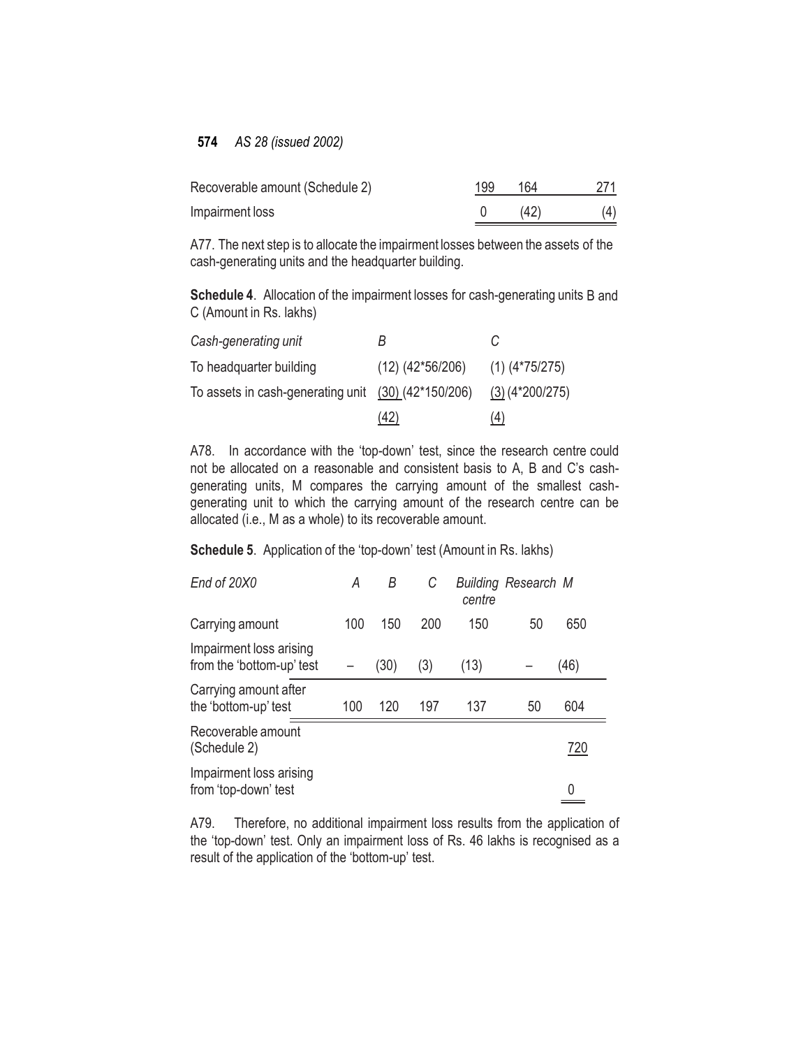| | | | |
|---|---|---|---|
| Recoverable amount (Schedule 2) | 199 | 164 | 271 |
| Impairment loss | 0 | (42) | (4) |

A77. The next step is to allocate the impairment losses between the assets of the cash-generating units and the headquarter building.

**Schedule 4**. Allocation of the impairment losses for cash-generating units B and C (Amount in Rs. lakhs)

| *Cash-generating unit* | *B* | *C* |
|---|---|---|
| To headquarter building | (12) (42*56/206) | (1) (4*75/275) |
| To assets in cash-generating unit | (30) (42*150/206) | (3) (4*200/275) |
| | (42) | (4) |

A78. In accordance with the 'top-down' test, since the research centre could not be allocated on a reasonable and consistent basis to A, B and C's cash-generating units, M compares the carrying amount of the smallest cash-generating unit to which the carrying amount of the research centre can be allocated (i.e., M as a whole) to its recoverable amount.

**Schedule 5**. Application of the 'top-down' test (Amount in Rs. lakhs)

| *End of 20X0* | *A* | *B* | *C* | *Building* | *Research centre* | *M* |
|---|---|---|---|---|---|---|
| Carrying amount | 100 | 150 | 200 | 150 | 50 | 650 |
| Impairment loss arising from the 'bottom-up' test | – | (30) | (3) | (13) | – | (46) |
| Carrying amount after the 'bottom-up' test | 100 | 120 | 197 | 137 | 50 | 604 |
| Recoverable amount (Schedule 2) | | | | | | 720 |
| Impairment loss arising from 'top-down' test | | | | | | 0 |

A79. Therefore, no additional impairment loss results from the application of the 'top-down' test. Only an impairment loss of Rs. 46 lakhs is recognised as a result of the application of the 'bottom-up' test.